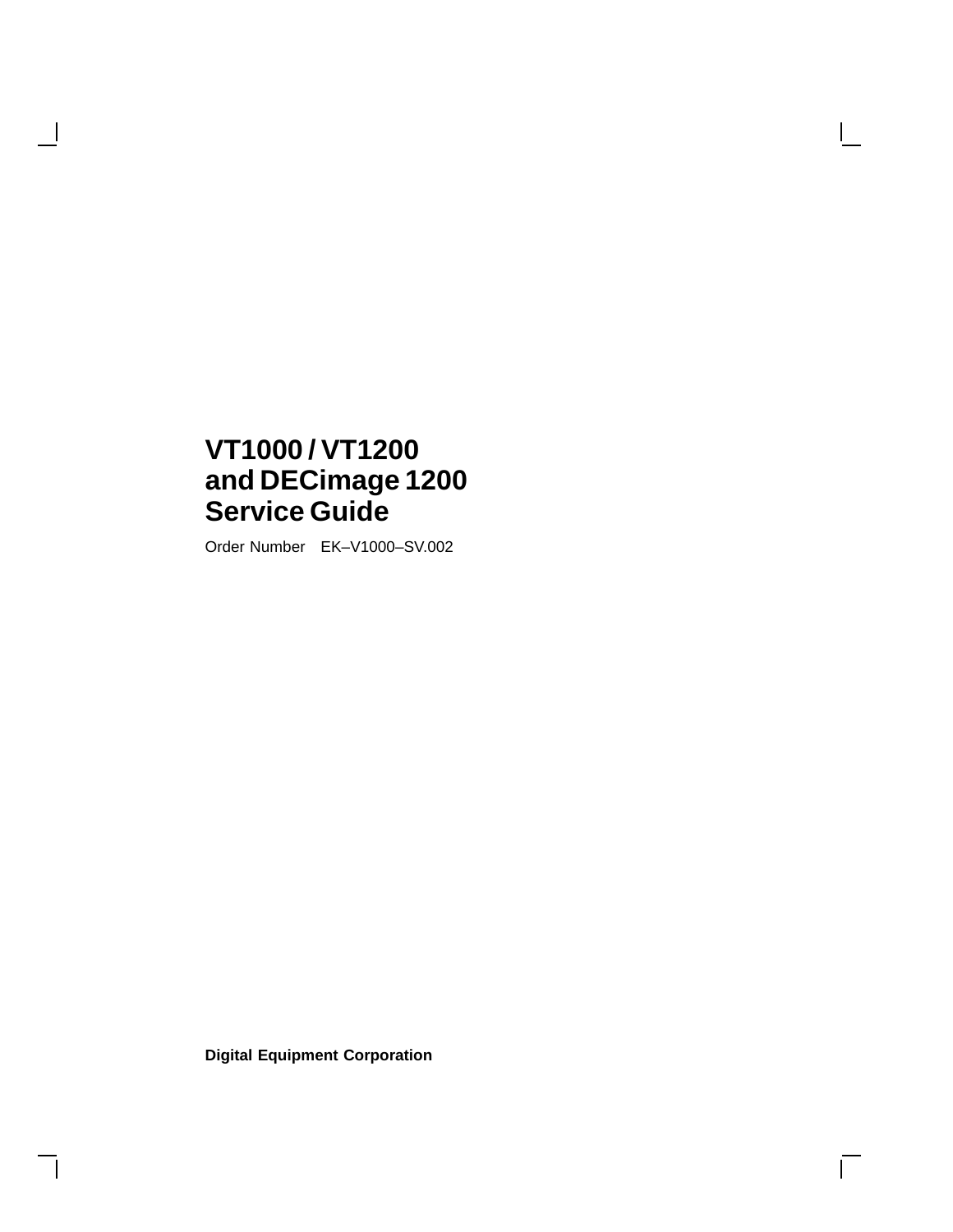# VT1000 / VT1200 and DECimage 1200 Service Guide

Order Number EK–V1000–SV.002

**Digital Equipment Corporation**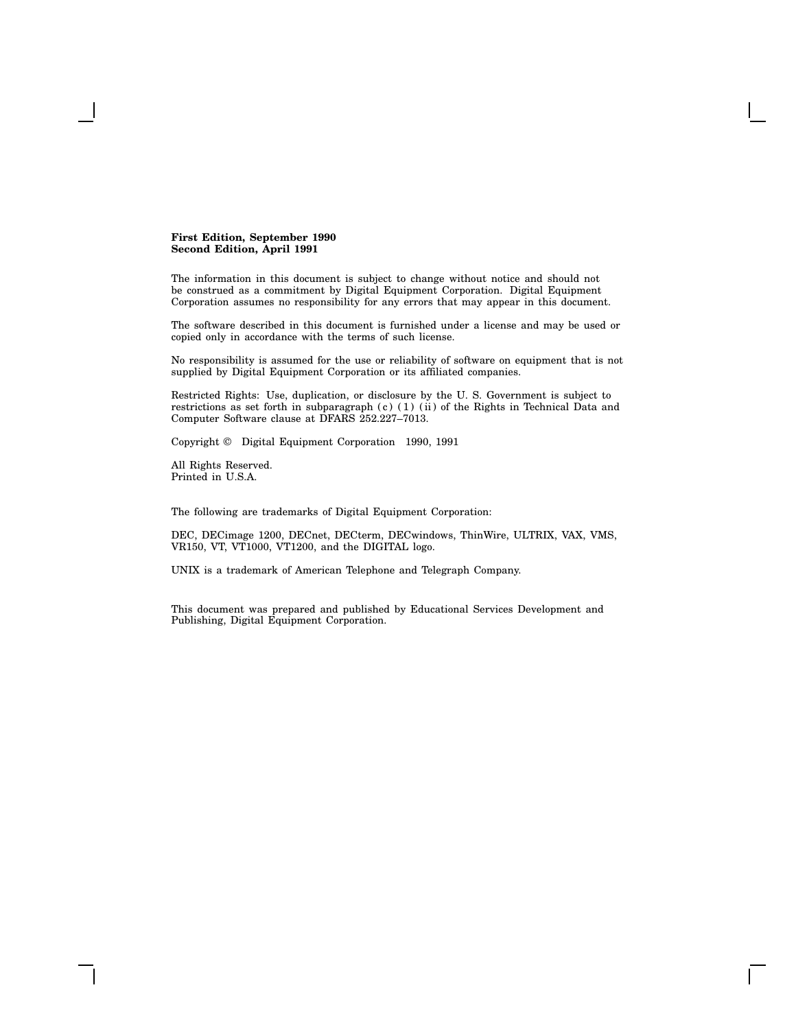**First Edition, September 1990**
**Second Edition, April 1991**

The information in this document is subject to change without notice and should not be construed as a commitment by Digital Equipment Corporation. Digital Equipment Corporation assumes no responsibility for any errors that may appear in this document.

The software described in this document is furnished under a license and may be used or copied only in accordance with the terms of such license.

No responsibility is assumed for the use or reliability of software on equipment that is not supplied by Digital Equipment Corporation or its affiliated companies.

Restricted Rights: Use, duplication, or disclosure by the U. S. Government is subject to restrictions as set forth in subparagraph (c) (1) (ii) of the Rights in Technical Data and Computer Software clause at DFARS 252.227–7013.

Copyright © Digital Equipment Corporation 1990, 1991

All Rights Reserved.
Printed in U.S.A.

The following are trademarks of Digital Equipment Corporation:

DEC, DECimage 1200, DECnet, DECterm, DECwindows, ThinWire, ULTRIX, VAX, VMS, VR150, VT, VT1000, VT1200, and the DIGITAL logo.

UNIX is a trademark of American Telephone and Telegraph Company.

This document was prepared and published by Educational Services Development and Publishing, Digital Equipment Corporation.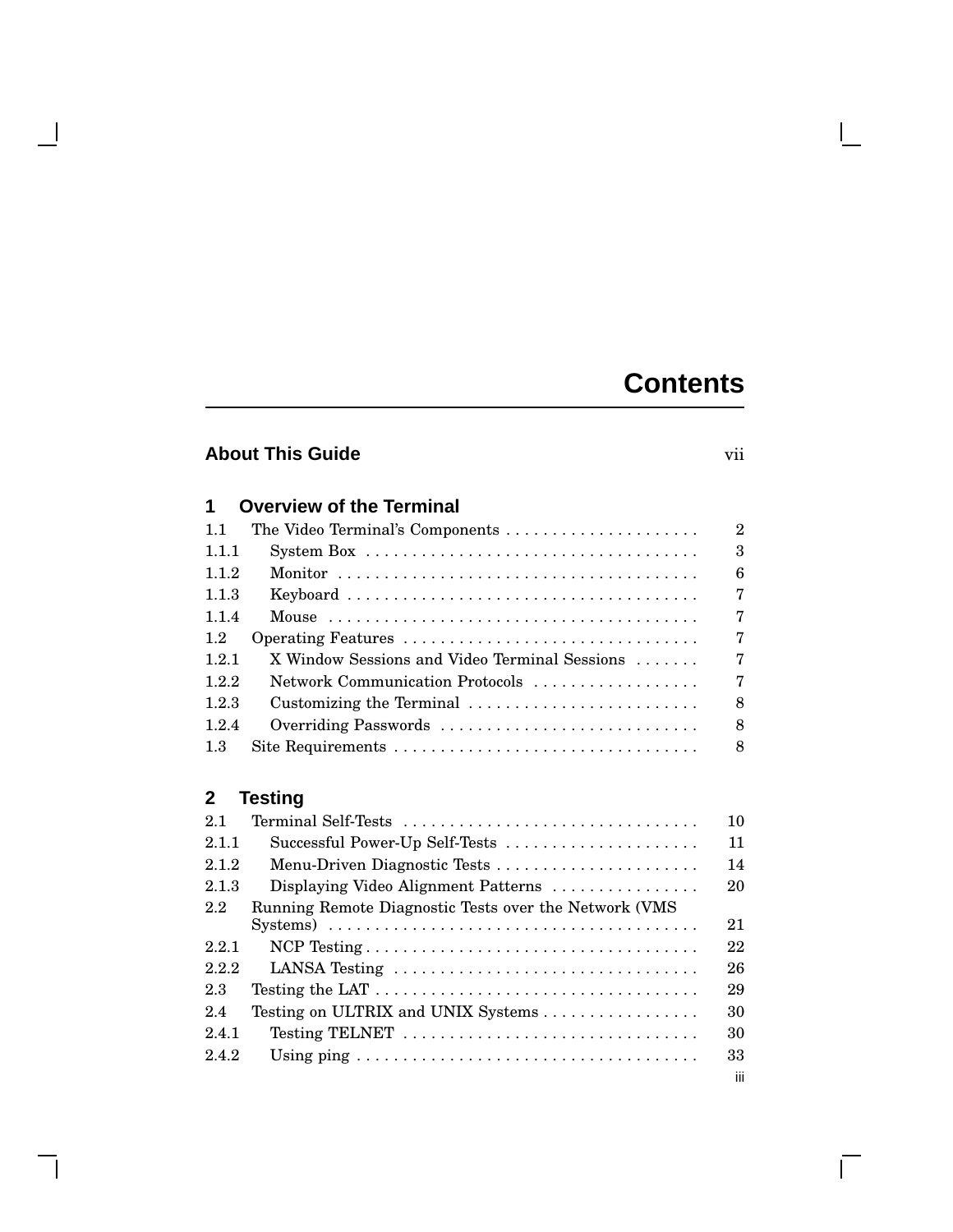# Contents

**About This Guide** vii

## 1 Overview of the Terminal

| | | |
|---|---|---|
| 1.1 | The Video Terminal's Components | 2 |
| 1.1.1 | System Box | 3 |
| 1.1.2 | Monitor | 6 |
| 1.1.3 | Keyboard | 7 |
| 1.1.4 | Mouse | 7 |
| 1.2 | Operating Features | 7 |
| 1.2.1 | X Window Sessions and Video Terminal Sessions | 7 |
| 1.2.2 | Network Communication Protocols | 7 |
| 1.2.3 | Customizing the Terminal | 8 |
| 1.2.4 | Overriding Passwords | 8 |
| 1.3 | Site Requirements | 8 |

## 2 Testing

| | | |
|---|---|---|
| 2.1 | Terminal Self-Tests | 10 |
| 2.1.1 | Successful Power-Up Self-Tests | 11 |
| 2.1.2 | Menu-Driven Diagnostic Tests | 14 |
| 2.1.3 | Displaying Video Alignment Patterns | 20 |
| 2.2 | Running Remote Diagnostic Tests over the Network (VMS Systems) | 21 |
| 2.2.1 | NCP Testing | 22 |
| 2.2.2 | LANSA Testing | 26 |
| 2.3 | Testing the LAT | 29 |
| 2.4 | Testing on ULTRIX and UNIX Systems | 30 |
| 2.4.1 | Testing TELNET | 30 |
| 2.4.2 | Using ping | 33 |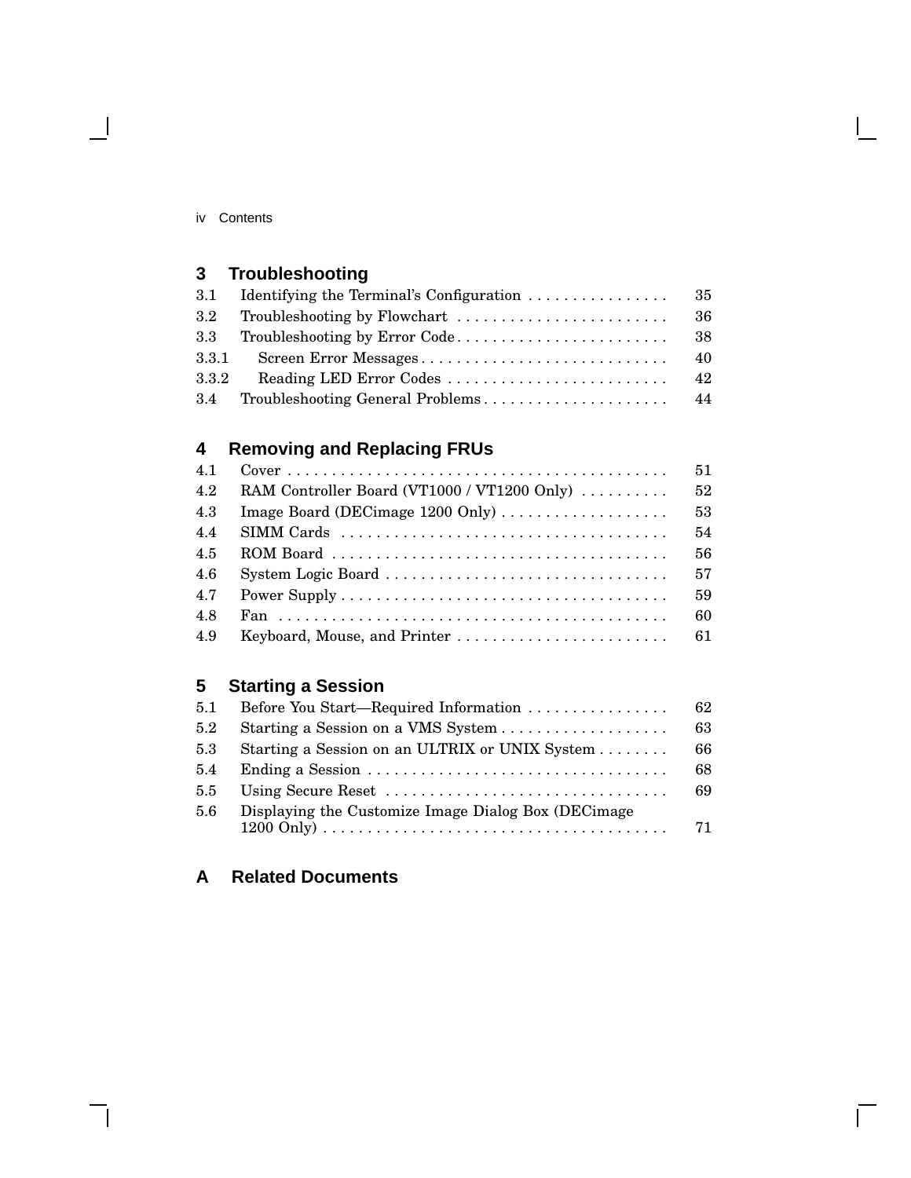## 3 Troubleshooting

| | | |
|---|---|---|
| 3.1 | Identifying the Terminal's Configuration | 35 |
| 3.2 | Troubleshooting by Flowchart | 36 |
| 3.3 | Troubleshooting by Error Code | 38 |
| 3.3.1 | Screen Error Messages | 40 |
| 3.3.2 | Reading LED Error Codes | 42 |
| 3.4 | Troubleshooting General Problems | 44 |

## 4 Removing and Replacing FRUs

| | | |
|---|---|---|
| 4.1 | Cover | 51 |
| 4.2 | RAM Controller Board (VT1000 / VT1200 Only) | 52 |
| 4.3 | Image Board (DECimage 1200 Only) | 53 |
| 4.4 | SIMM Cards | 54 |
| 4.5 | ROM Board | 56 |
| 4.6 | System Logic Board | 57 |
| 4.7 | Power Supply | 59 |
| 4.8 | Fan | 60 |
| 4.9 | Keyboard, Mouse, and Printer | 61 |

## 5 Starting a Session

| | | |
|---|---|---|
| 5.1 | Before You Start—Required Information | 62 |
| 5.2 | Starting a Session on a VMS System | 63 |
| 5.3 | Starting a Session on an ULTRIX or UNIX System | 66 |
| 5.4 | Ending a Session | 68 |
| 5.5 | Using Secure Reset | 69 |
| 5.6 | Displaying the Customize Image Dialog Box (DECimage 1200 Only) | 71 |

## A Related Documents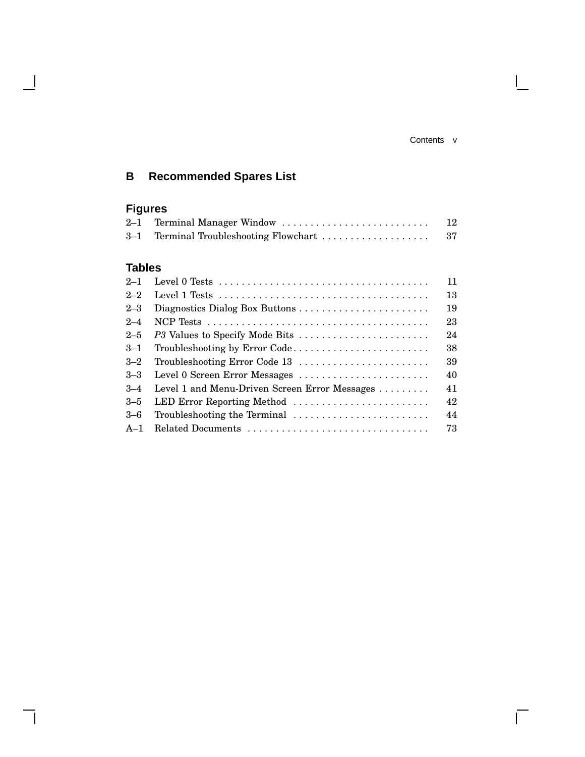## B Recommended Spares List

### Figures

| | | |
|---|---|---|
| 2–1 | Terminal Manager Window | 12 |
| 3–1 | Terminal Troubleshooting Flowchart | 37 |

### Tables

| | | |
|---|---|---|
| 2–1 | Level 0 Tests | 11 |
| 2–2 | Level 1 Tests | 13 |
| 2–3 | Diagnostics Dialog Box Buttons | 19 |
| 2–4 | NCP Tests | 23 |
| 2–5 | *P3* Values to Specify Mode Bits | 24 |
| 3–1 | Troubleshooting by Error Code | 38 |
| 3–2 | Troubleshooting Error Code 13 | 39 |
| 3–3 | Level 0 Screen Error Messages | 40 |
| 3–4 | Level 1 and Menu-Driven Screen Error Messages | 41 |
| 3–5 | LED Error Reporting Method | 42 |
| 3–6 | Troubleshooting the Terminal | 44 |
| A–1 | Related Documents | 73 |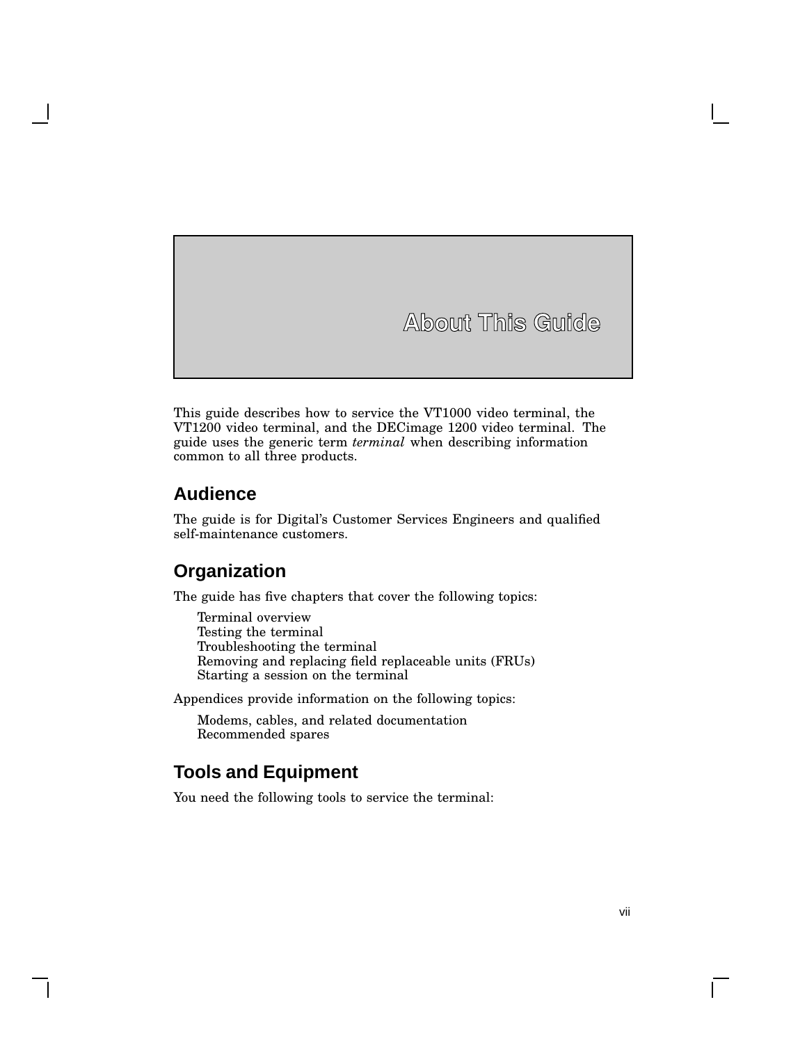# About This Guide

This guide describes how to service the VT1000 video terminal, the VT1200 video terminal, and the DECimage 1200 video terminal. The guide uses the generic term *terminal* when describing information common to all three products.

## Audience

The guide is for Digital's Customer Services Engineers and qualified self-maintenance customers.

## Organization

The guide has five chapters that cover the following topics:

- Terminal overview
- Testing the terminal
- Troubleshooting the terminal
- Removing and replacing field replaceable units (FRUs)
- Starting a session on the terminal

Appendices provide information on the following topics:

- Modems, cables, and related documentation
- Recommended spares

## Tools and Equipment

You need the following tools to service the terminal: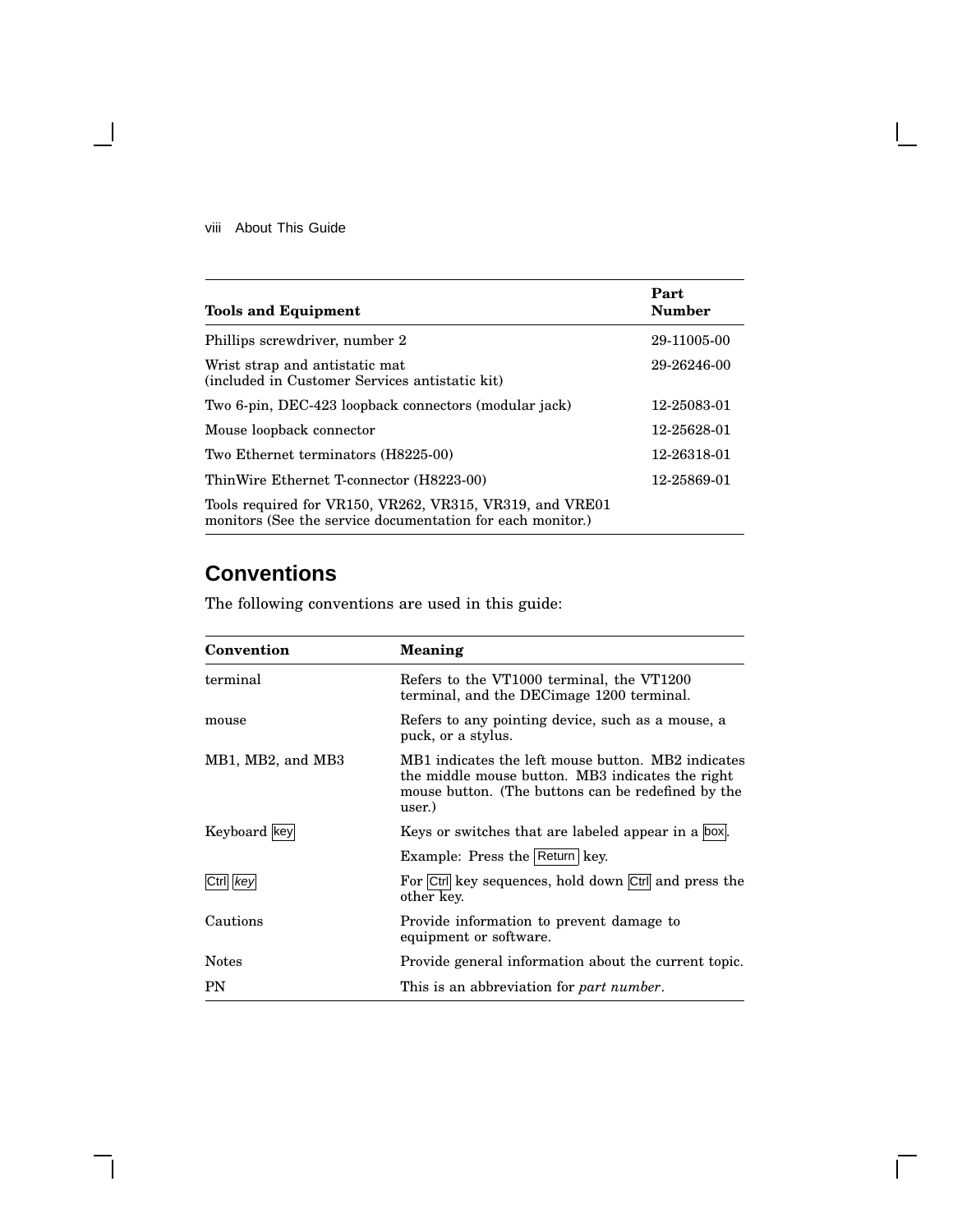| Tools and Equipment | Part Number |
| --- | --- |
| Phillips screwdriver, number 2 | 29-11005-00 |
| Wrist strap and antistatic mat (included in Customer Services antistatic kit) | 29-26246-00 |
| Two 6-pin, DEC-423 loopback connectors (modular jack) | 12-25083-01 |
| Mouse loopback connector | 12-25628-01 |
| Two Ethernet terminators (H8225-00) | 12-26318-01 |
| ThinWire Ethernet T-connector (H8223-00) | 12-25869-01 |
| Tools required for VR150, VR262, VR315, VR319, and VRE01 monitors (See the service documentation for each monitor.) | |

## Conventions

The following conventions are used in this guide:

| Convention | Meaning |
| --- | --- |
| terminal | Refers to the VT1000 terminal, the VT1200 terminal, and the DECimage 1200 terminal. |
| mouse | Refers to any pointing device, such as a mouse, a puck, or a stylus. |
| MB1, MB2, and MB3 | MB1 indicates the left mouse button. MB2 indicates the middle mouse button. MB3 indicates the right mouse button. (The buttons can be redefined by the user.) |
| Keyboard [key] | Keys or switches that are labeled appear in a [box]. |
| | Example: Press the [Return] key. |
| [Ctrl] [*key*] | For [Ctrl] key sequences, hold down [Ctrl] and press the other key. |
| Cautions | Provide information to prevent damage to equipment or software. |
| Notes | Provide general information about the current topic. |
| PN | This is an abbreviation for *part number*. |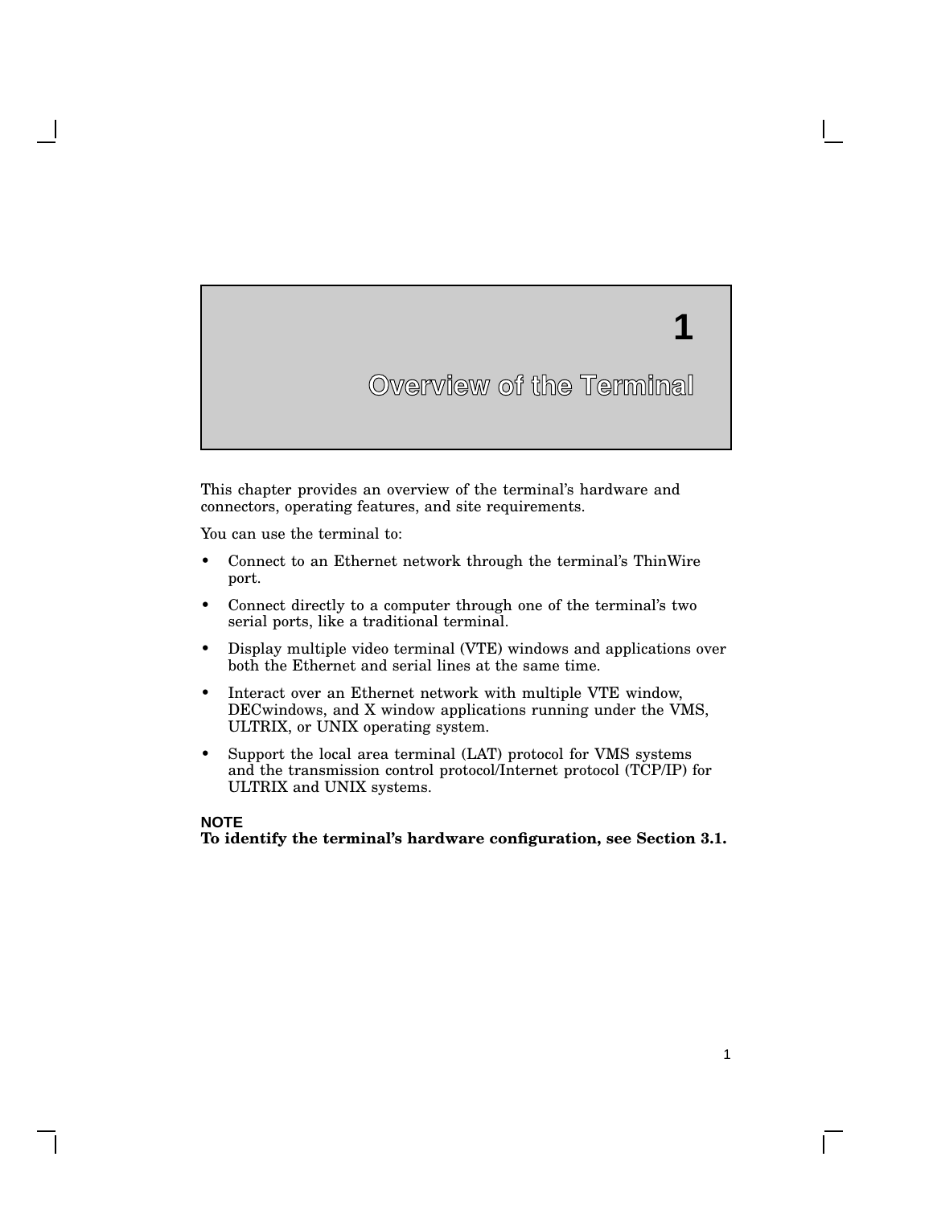# 1 Overview of the Terminal

This chapter provides an overview of the terminal's hardware and connectors, operating features, and site requirements.

You can use the terminal to:

- Connect to an Ethernet network through the terminal's ThinWire port.
- Connect directly to a computer through one of the terminal's two serial ports, like a traditional terminal.
- Display multiple video terminal (VTE) windows and applications over both the Ethernet and serial lines at the same time.
- Interact over an Ethernet network with multiple VTE window, DECwindows, and X window applications running under the VMS, ULTRIX, or UNIX operating system.
- Support the local area terminal (LAT) protocol for VMS systems and the transmission control protocol/Internet protocol (TCP/IP) for ULTRIX and UNIX systems.

**NOTE**
**To identify the terminal's hardware configuration, see Section 3.1.**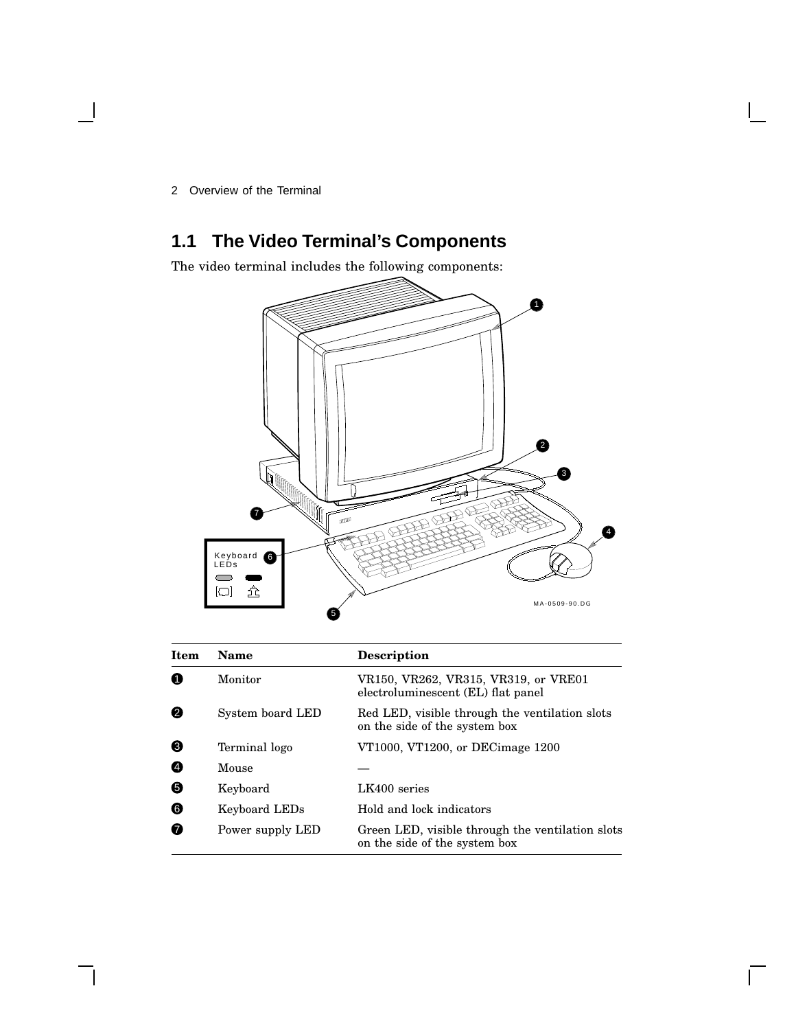## 1.1 The Video Terminal's Components

The video terminal includes the following components:

| Item | Name | Description |
| --- | --- | --- |
| 1 | Monitor | VR150, VR262, VR315, VR319, or VRE01 electroluminescent (EL) flat panel |
| 2 | System board LED | Red LED, visible through the ventilation slots on the side of the system box |
| 3 | Terminal logo | VT1000, VT1200, or DECimage 1200 |
| 4 | Mouse | — |
| 5 | Keyboard | LK400 series |
| 6 | Keyboard LEDs | Hold and lock indicators |
| 7 | Power supply LED | Green LED, visible through the ventilation slots on the side of the system box |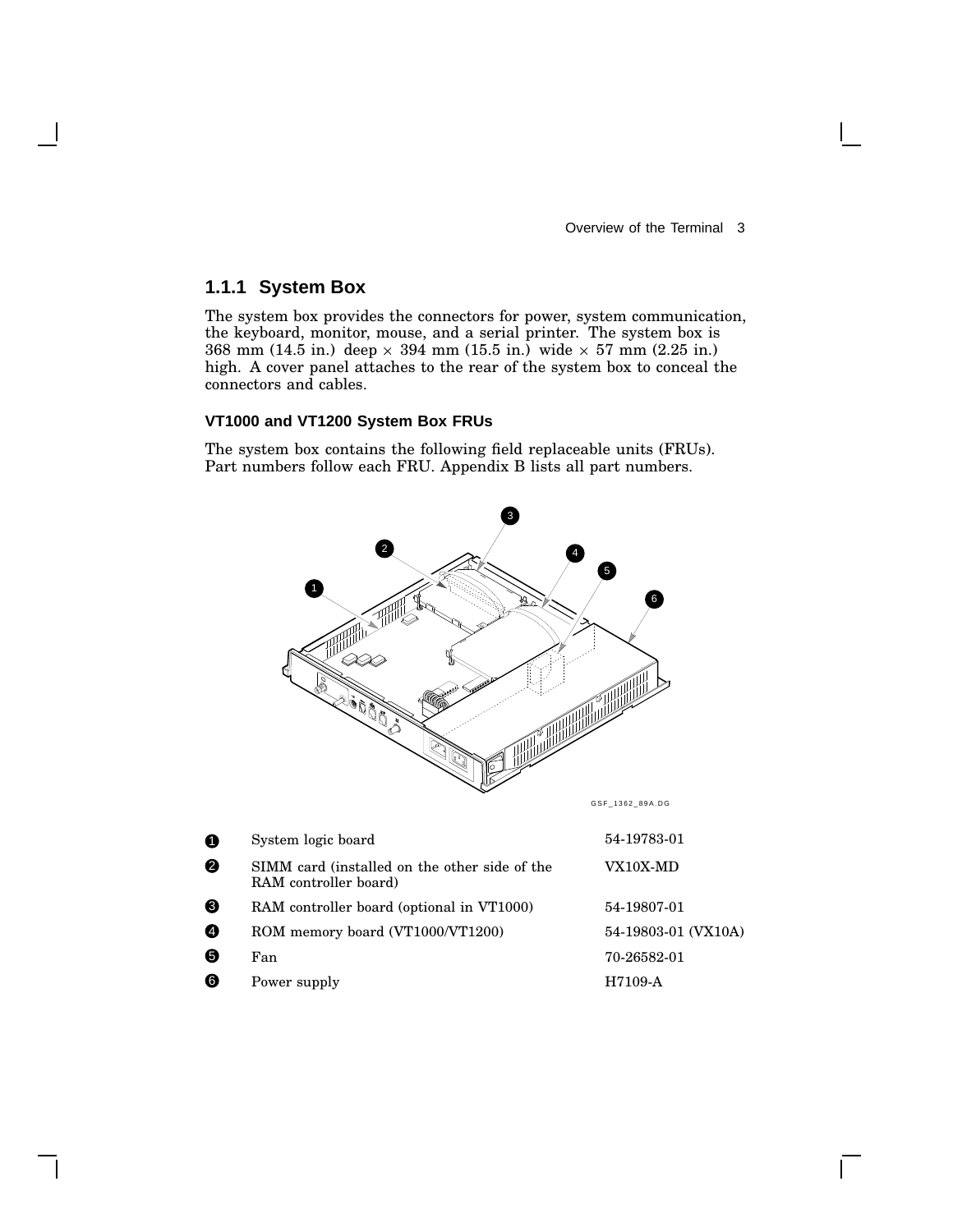### 1.1.1 System Box

The system box provides the connectors for power, system communication, the keyboard, monitor, mouse, and a serial printer. The system box is 368 mm (14.5 in.) deep × 394 mm (15.5 in.) wide × 57 mm (2.25 in.) high. A cover panel attaches to the rear of the system box to conceal the connectors and cables.

#### VT1000 and VT1200 System Box FRUs

The system box contains the following field replaceable units (FRUs). Part numbers follow each FRU. Appendix B lists all part numbers.

GSF_1362_89A.DG

| | | |
|---|---|---|
| ❶ | System logic board | 54-19783-01 |
| ❷ | SIMM card (installed on the other side of the RAM controller board) | VX10X-MD |
| ❸ | RAM controller board (optional in VT1000) | 54-19807-01 |
| ❹ | ROM memory board (VT1000/VT1200) | 54-19803-01 (VX10A) |
| ❺ | Fan | 70-26582-01 |
| ❻ | Power supply | H7109-A |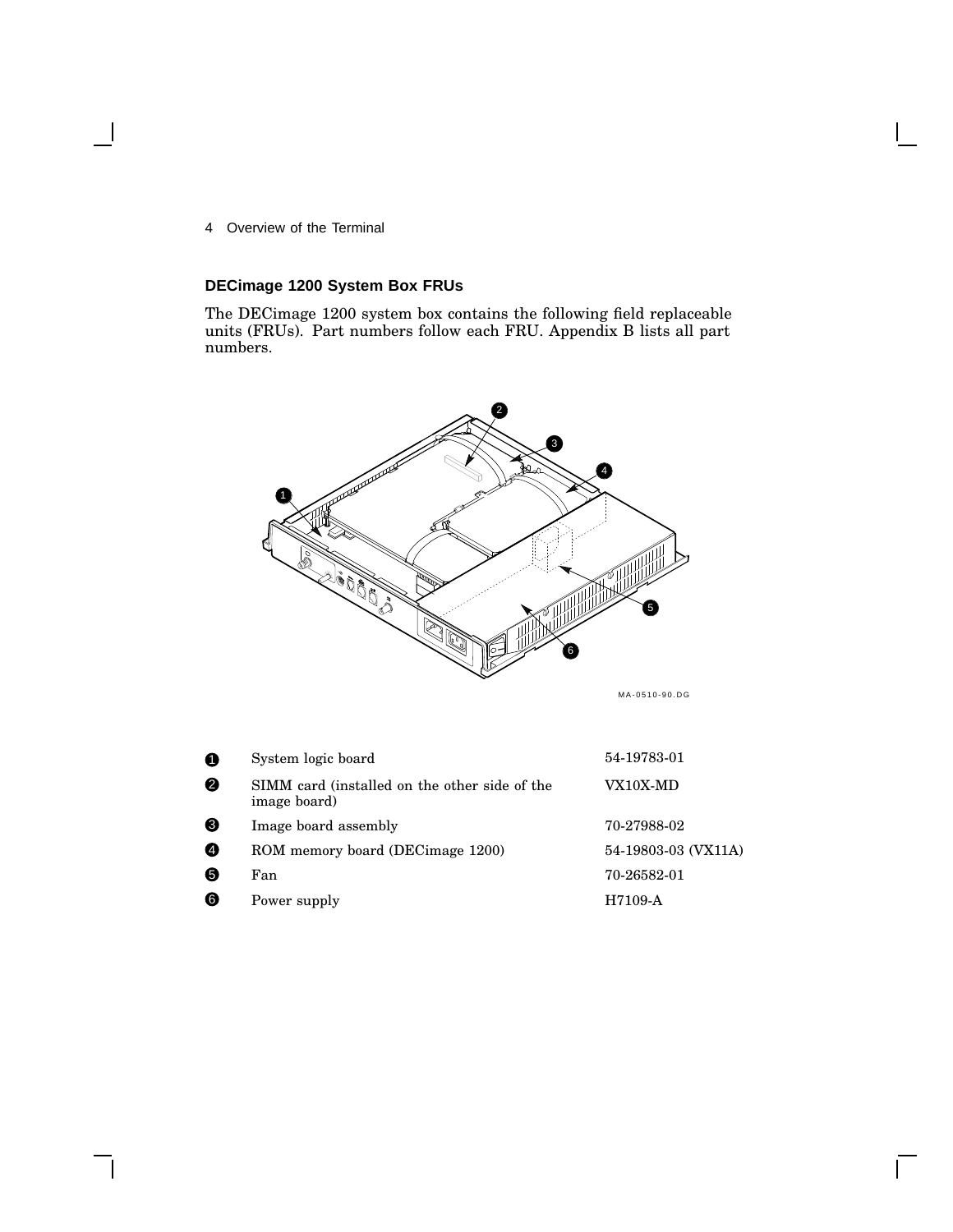## DECimage 1200 System Box FRUs

The DECimage 1200 system box contains the following field replaceable units (FRUs). Part numbers follow each FRU. Appendix B lists all part numbers.

MA-0510-90.DG

| | | |
|---|---|---|
| 1 | System logic board | 54-19783-01 |
| 2 | SIMM card (installed on the other side of the image board) | VX10X-MD |
| 3 | Image board assembly | 70-27988-02 |
| 4 | ROM memory board (DECimage 1200) | 54-19803-03 (VX11A) |
| 5 | Fan | 70-26582-01 |
| 6 | Power supply | H7109-A |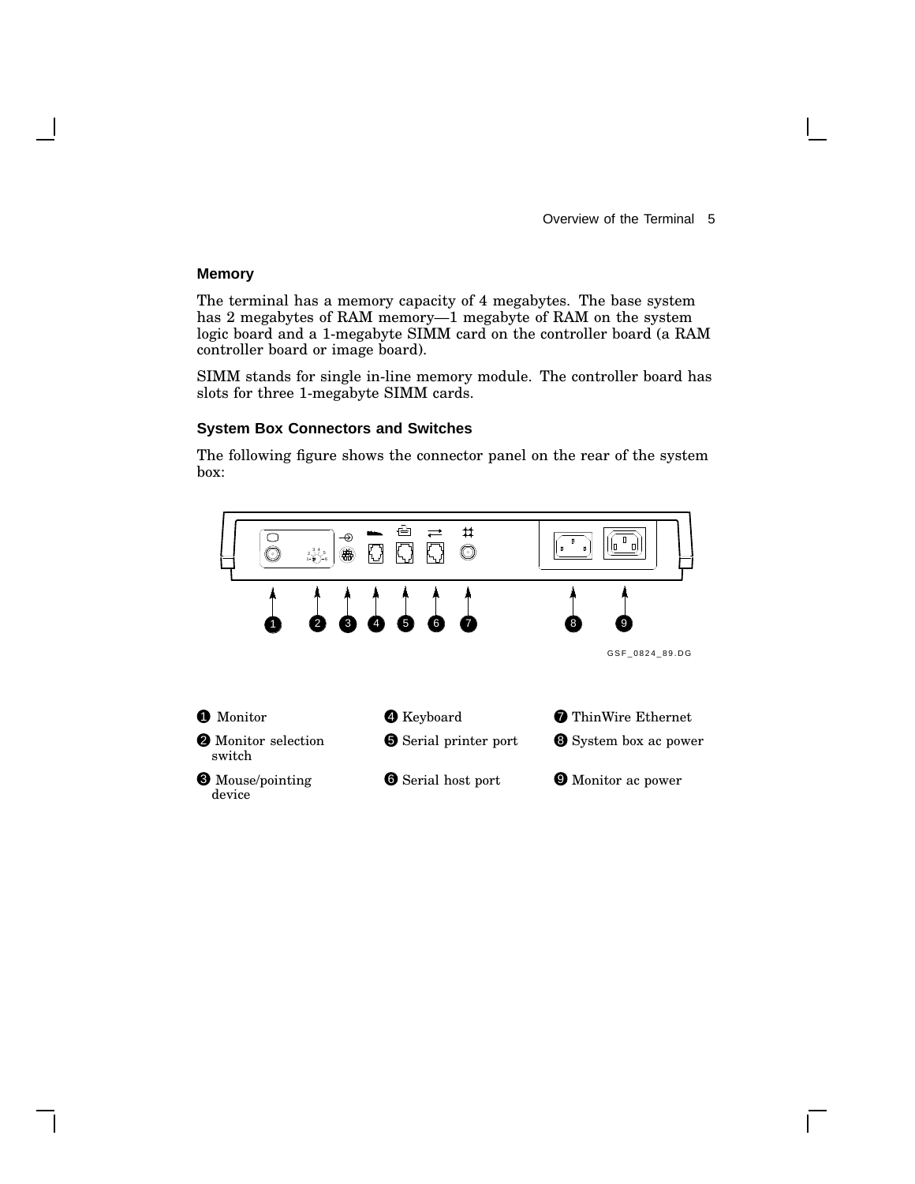## Memory

The terminal has a memory capacity of 4 megabytes. The base system has 2 megabytes of RAM memory—1 megabyte of RAM on the system logic board and a 1-megabyte SIMM card on the controller board (a RAM controller board or image board).

SIMM stands for single in-line memory module. The controller board has slots for three 1-megabyte SIMM cards.

## System Box Connectors and Switches

The following figure shows the connector panel on the rear of the system box:

GSF_0824_89.DG

1. Monitor
2. Monitor selection switch
3. Mouse/pointing device
4. Keyboard
5. Serial printer port
6. Serial host port
7. ThinWire Ethernet
8. System box ac power
9. Monitor ac power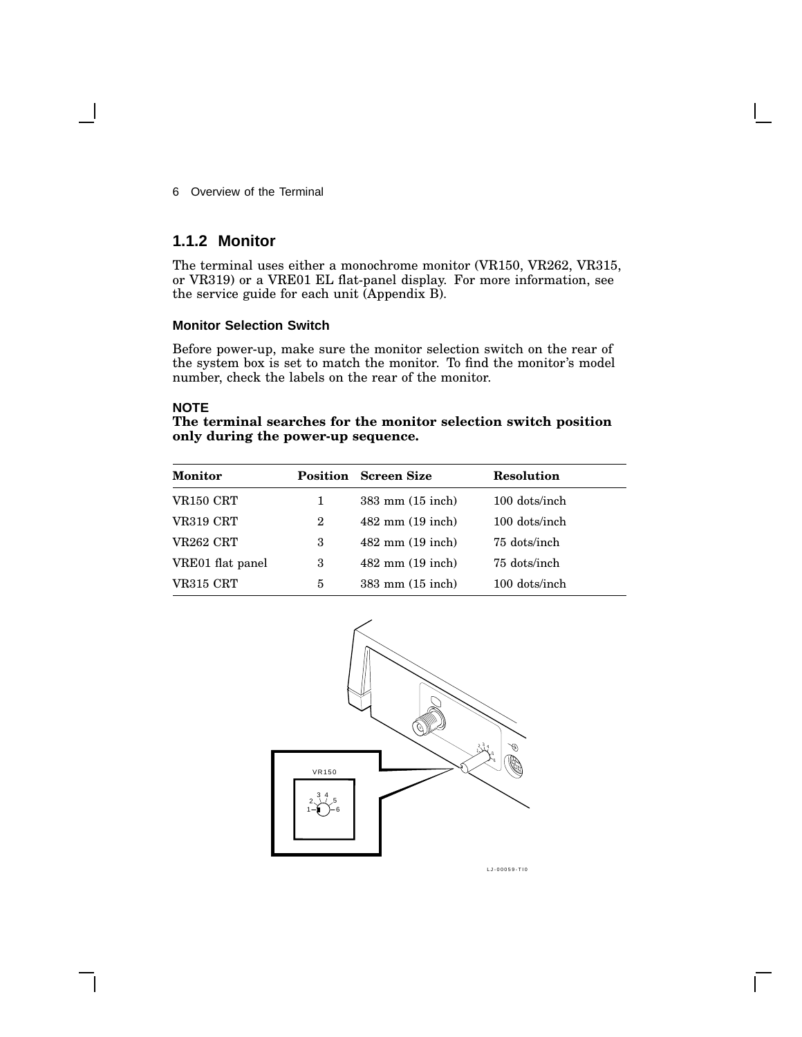## 1.1.2 Monitor

The terminal uses either a monochrome monitor (VR150, VR262, VR315, or VR319) or a VRE01 EL flat-panel display. For more information, see the service guide for each unit (Appendix B).

### Monitor Selection Switch

Before power-up, make sure the monitor selection switch on the rear of the system box is set to match the monitor. To find the monitor's model number, check the labels on the rear of the monitor.

**NOTE**
**The terminal searches for the monitor selection switch position only during the power-up sequence.**

| Monitor | Position | Screen Size | Resolution |
|---|---|---|---|
| VR150 CRT | 1 | 383 mm (15 inch) | 100 dots/inch |
| VR319 CRT | 2 | 482 mm (19 inch) | 100 dots/inch |
| VR262 CRT | 3 | 482 mm (19 inch) | 75 dots/inch |
| VRE01 flat panel | 3 | 482 mm (19 inch) | 75 dots/inch |
| VR315 CRT | 5 | 383 mm (15 inch) | 100 dots/inch |

VR150

LJ-00059-TI0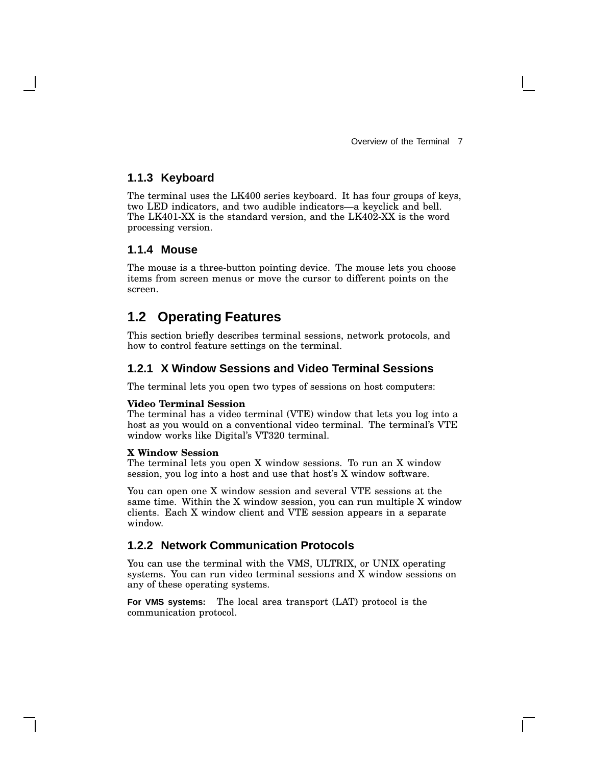### 1.1.3 Keyboard

The terminal uses the LK400 series keyboard. It has four groups of keys, two LED indicators, and two audible indicators—a keyclick and bell. The LK401-XX is the standard version, and the LK402-XX is the word processing version.

### 1.1.4 Mouse

The mouse is a three-button pointing device. The mouse lets you choose items from screen menus or move the cursor to different points on the screen.

## 1.2 Operating Features

This section briefly describes terminal sessions, network protocols, and how to control feature settings on the terminal.

### 1.2.1 X Window Sessions and Video Terminal Sessions

The terminal lets you open two types of sessions on host computers:

**Video Terminal Session**
The terminal has a video terminal (VTE) window that lets you log into a host as you would on a conventional video terminal. The terminal's VTE window works like Digital's VT320 terminal.

**X Window Session**
The terminal lets you open X window sessions. To run an X window session, you log into a host and use that host's X window software.

You can open one X window session and several VTE sessions at the same time. Within the X window session, you can run multiple X window clients. Each X window client and VTE session appears in a separate window.

### 1.2.2 Network Communication Protocols

You can use the terminal with the VMS, ULTRIX, or UNIX operating systems. You can run video terminal sessions and X window sessions on any of these operating systems.

**For VMS systems:** The local area transport (LAT) protocol is the communication protocol.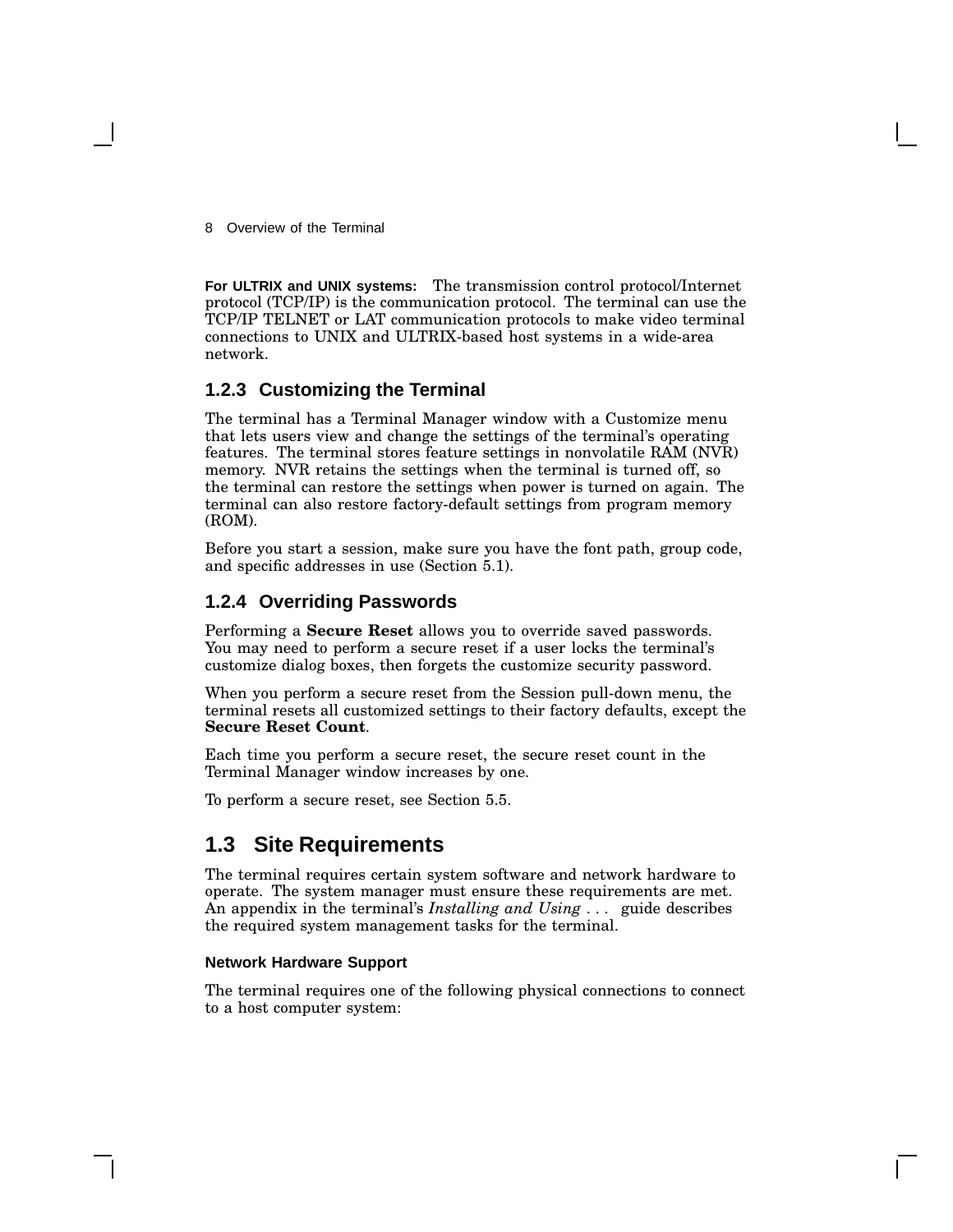**For ULTRIX and UNIX systems:** The transmission control protocol/Internet protocol (TCP/IP) is the communication protocol. The terminal can use the TCP/IP TELNET or LAT communication protocols to make video terminal connections to UNIX and ULTRIX-based host systems in a wide-area network.

### 1.2.3 Customizing the Terminal

The terminal has a Terminal Manager window with a Customize menu that lets users view and change the settings of the terminal's operating features. The terminal stores feature settings in nonvolatile RAM (NVR) memory. NVR retains the settings when the terminal is turned off, so the terminal can restore the settings when power is turned on again. The terminal can also restore factory-default settings from program memory (ROM).

Before you start a session, make sure you have the font path, group code, and specific addresses in use (Section 5.1).

### 1.2.4 Overriding Passwords

Performing a **Secure Reset** allows you to override saved passwords. You may need to perform a secure reset if a user locks the terminal's customize dialog boxes, then forgets the customize security password.

When you perform a secure reset from the Session pull-down menu, the terminal resets all customized settings to their factory defaults, except the **Secure Reset Count**.

Each time you perform a secure reset, the secure reset count in the Terminal Manager window increases by one.

To perform a secure reset, see Section 5.5.

## 1.3 Site Requirements

The terminal requires certain system software and network hardware to operate. The system manager must ensure these requirements are met. An appendix in the terminal's *Installing and Using . . .* guide describes the required system management tasks for the terminal.

#### Network Hardware Support

The terminal requires one of the following physical connections to connect to a host computer system: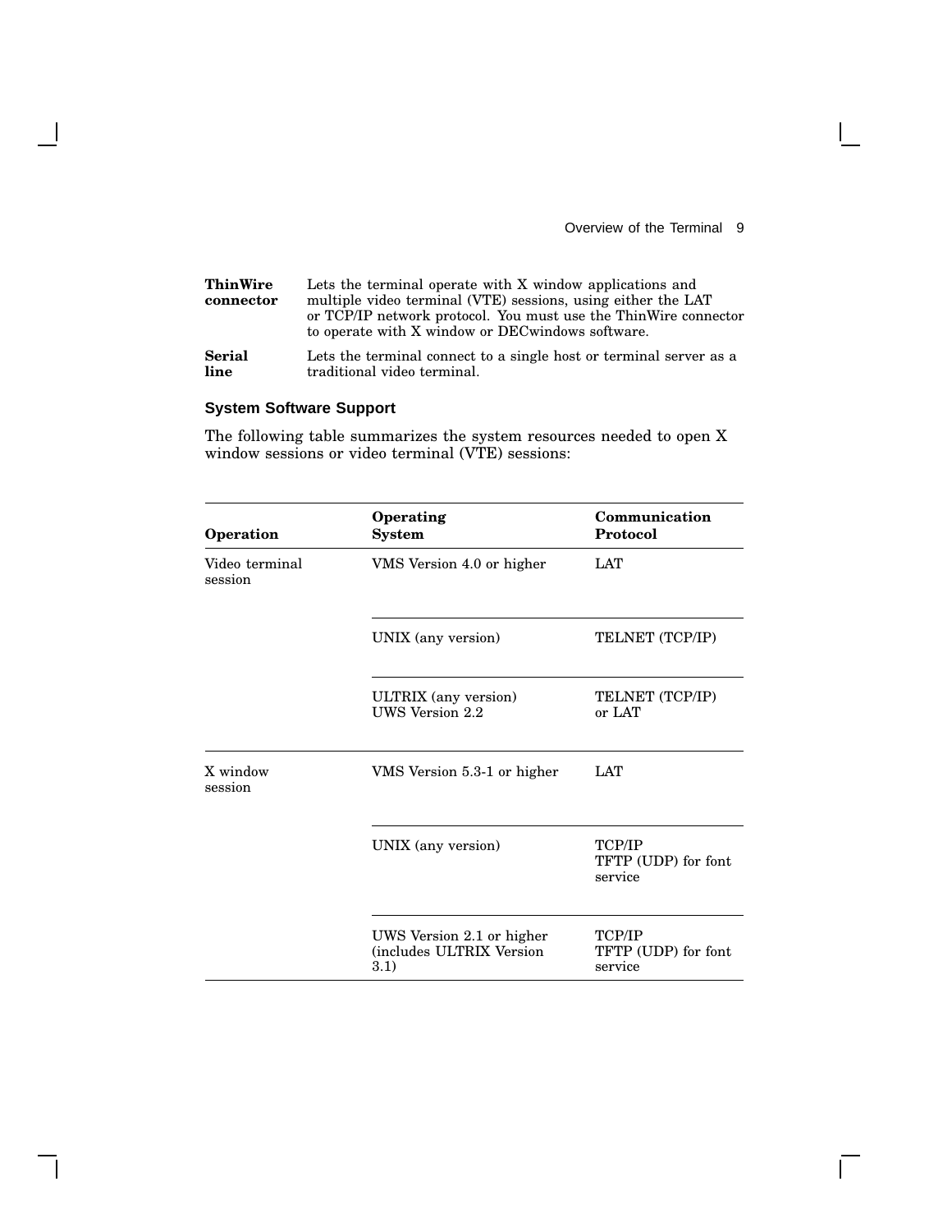**ThinWire connector** Lets the terminal operate with X window applications and multiple video terminal (VTE) sessions, using either the LAT or TCP/IP network protocol. You must use the ThinWire connector to operate with X window or DECwindows software.

**Serial line** Lets the terminal connect to a single host or terminal server as a traditional video terminal.

### System Software Support

The following table summarizes the system resources needed to open X window sessions or video terminal (VTE) sessions:

| Operation | Operating System | Communication Protocol |
|---|---|---|
| Video terminal session | VMS Version 4.0 or higher | LAT |
| | UNIX (any version) | TELNET (TCP/IP) |
| | ULTRIX (any version) UWS Version 2.2 | TELNET (TCP/IP) or LAT |
| X window session | VMS Version 5.3-1 or higher | LAT |
| | UNIX (any version) | TCP/IP TFTP (UDP) for font service |
| | UWS Version 2.1 or higher (includes ULTRIX Version 3.1) | TCP/IP TFTP (UDP) for font service |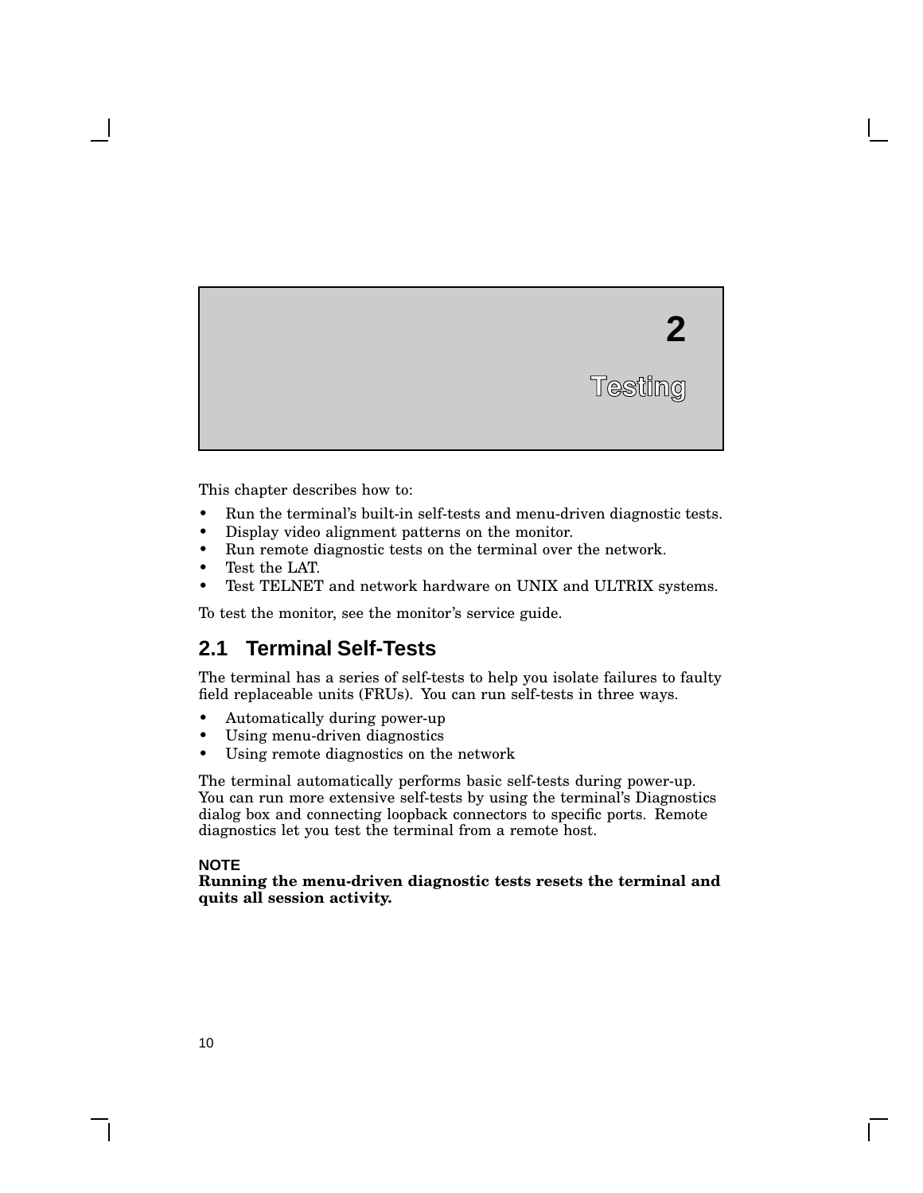# 2 Testing

This chapter describes how to:

- Run the terminal's built-in self-tests and menu-driven diagnostic tests.
- Display video alignment patterns on the monitor.
- Run remote diagnostic tests on the terminal over the network.
- Test the LAT.
- Test TELNET and network hardware on UNIX and ULTRIX systems.

To test the monitor, see the monitor's service guide.

## 2.1 Terminal Self-Tests

The terminal has a series of self-tests to help you isolate failures to faulty field replaceable units (FRUs). You can run self-tests in three ways.

- Automatically during power-up
- Using menu-driven diagnostics
- Using remote diagnostics on the network

The terminal automatically performs basic self-tests during power-up. You can run more extensive self-tests by using the terminal's Diagnostics dialog box and connecting loopback connectors to specific ports. Remote diagnostics let you test the terminal from a remote host.

**NOTE**
**Running the menu-driven diagnostic tests resets the terminal and quits all session activity.**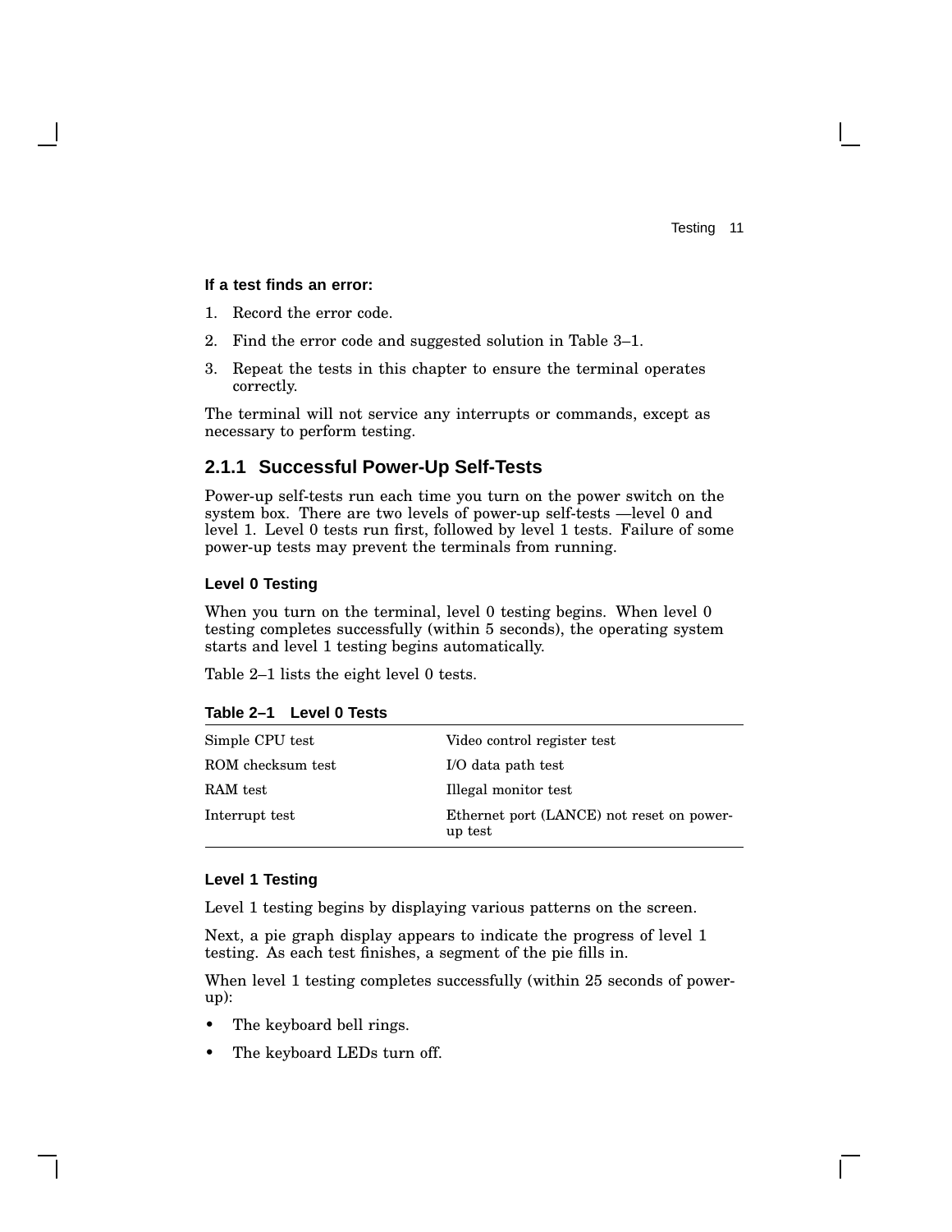**If a test finds an error:**

1. Record the error code.
2. Find the error code and suggested solution in Table 3–1.
3. Repeat the tests in this chapter to ensure the terminal operates correctly.

The terminal will not service any interrupts or commands, except as necessary to perform testing.

### 2.1.1 Successful Power-Up Self-Tests

Power-up self-tests run each time you turn on the power switch on the system box. There are two levels of power-up self-tests —level 0 and level 1. Level 0 tests run first, followed by level 1 tests. Failure of some power-up tests may prevent the terminals from running.

#### Level 0 Testing

When you turn on the terminal, level 0 testing begins. When level 0 testing completes successfully (within 5 seconds), the operating system starts and level 1 testing begins automatically.

Table 2–1 lists the eight level 0 tests.

**Table 2–1 Level 0 Tests**

| | |
|---|---|
| Simple CPU test | Video control register test |
| ROM checksum test | I/O data path test |
| RAM test | Illegal monitor test |
| Interrupt test | Ethernet port (LANCE) not reset on power-up test |

#### Level 1 Testing

Level 1 testing begins by displaying various patterns on the screen.

Next, a pie graph display appears to indicate the progress of level 1 testing. As each test finishes, a segment of the pie fills in.

When level 1 testing completes successfully (within 25 seconds of power-up):

- The keyboard bell rings.
- The keyboard LEDs turn off.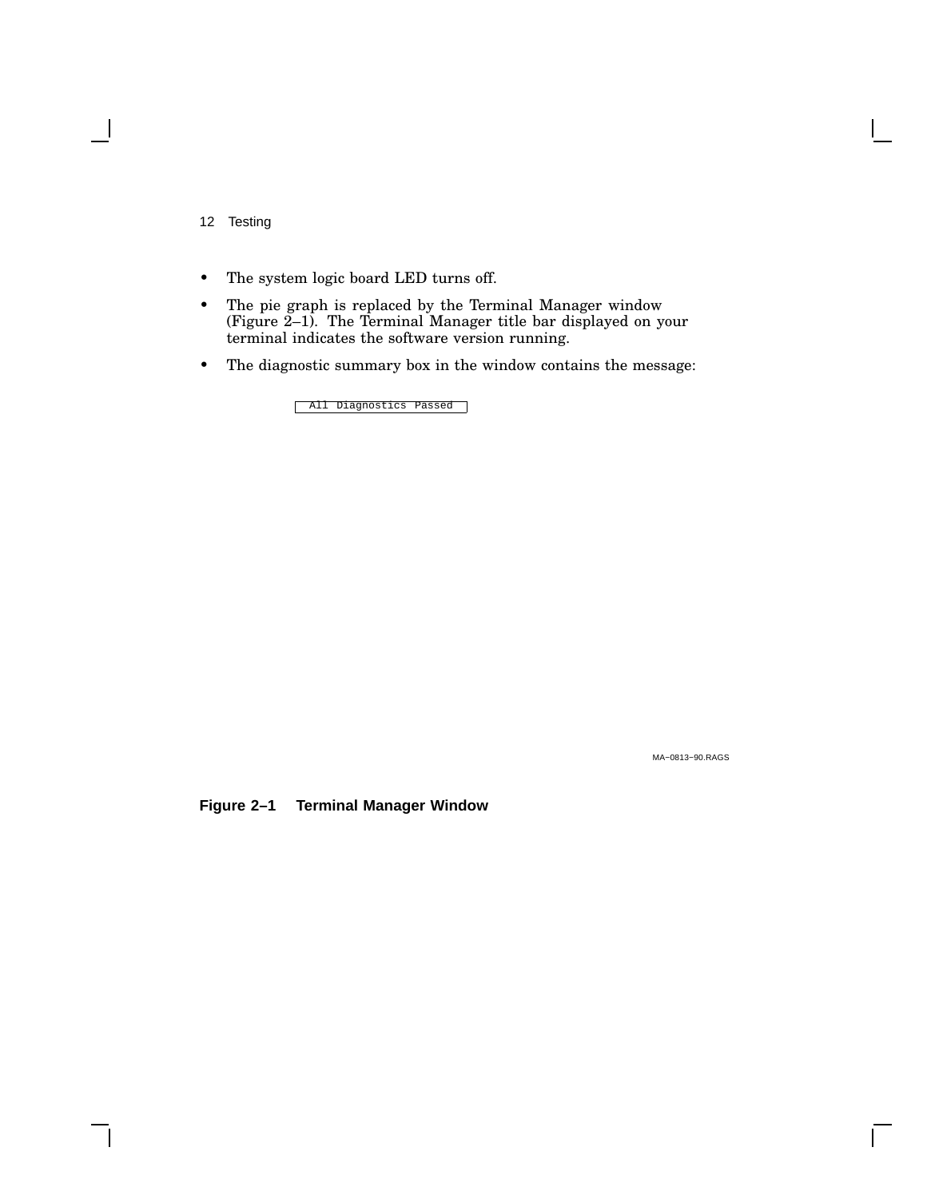- The system logic board LED turns off.
- The pie graph is replaced by the Terminal Manager window (Figure 2–1). The Terminal Manager title bar displayed on your terminal indicates the software version running.
- The diagnostic summary box in the window contains the message:

```
All Diagnostics Passed
```

MA–0813–90.RAGS

**Figure 2–1 Terminal Manager Window**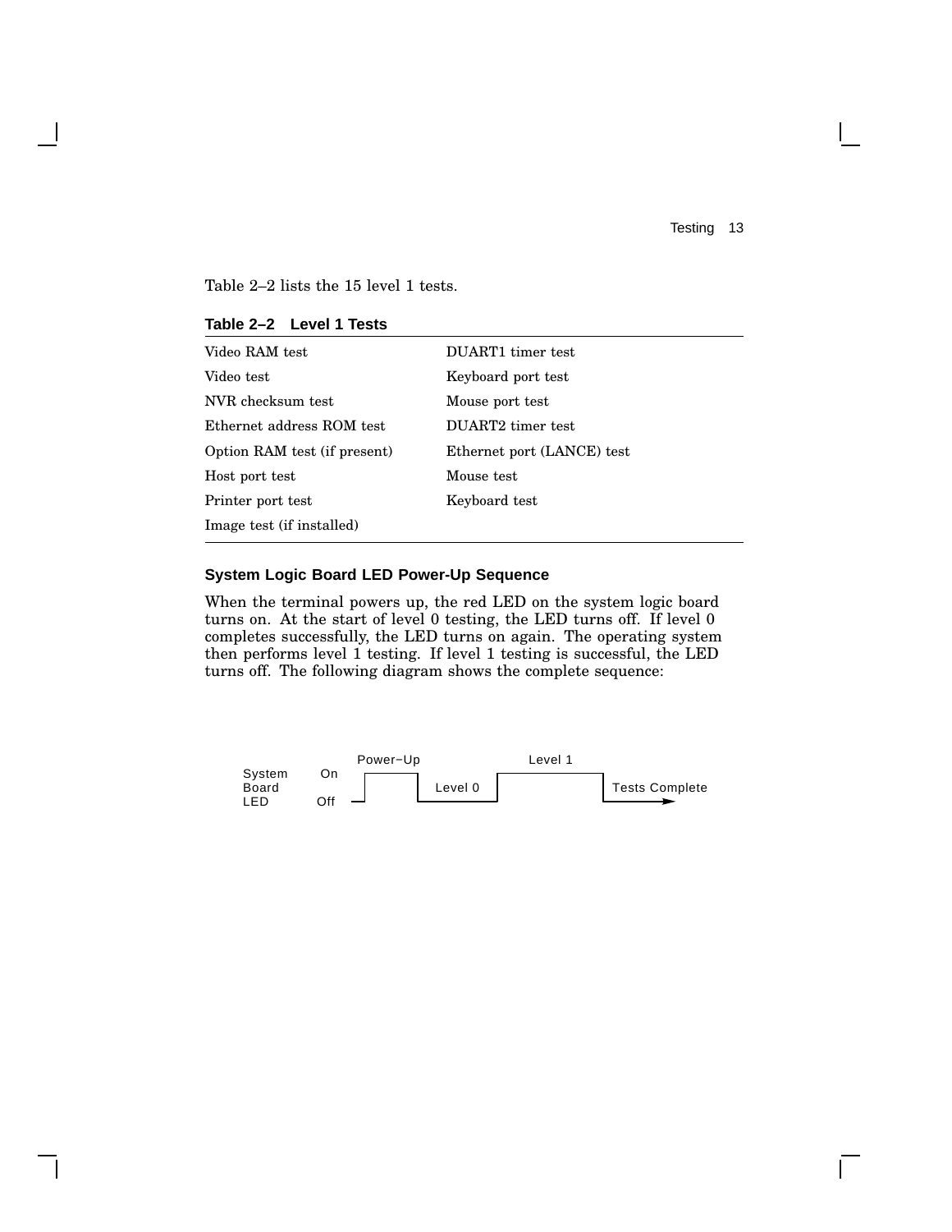Table 2–2 lists the 15 level 1 tests.

**Table 2–2 Level 1 Tests**

| | |
|---|---|
| Video RAM test | DUART1 timer test |
| Video test | Keyboard port test |
| NVR checksum test | Mouse port test |
| Ethernet address ROM test | DUART2 timer test |
| Option RAM test (if present) | Ethernet port (LANCE) test |
| Host port test | Mouse test |
| Printer port test | Keyboard test |
| Image test (if installed) | |

### System Logic Board LED Power-Up Sequence

When the terminal powers up, the red LED on the system logic board turns on. At the start of level 0 testing, the LED turns off. If level 0 completes successfully, the LED turns on again. The operating system then performs level 1 testing. If level 1 testing is successful, the LED turns off. The following diagram shows the complete sequence:

System Board LED — On / Off — Power−Up — Level 0 — Level 1 — Tests Complete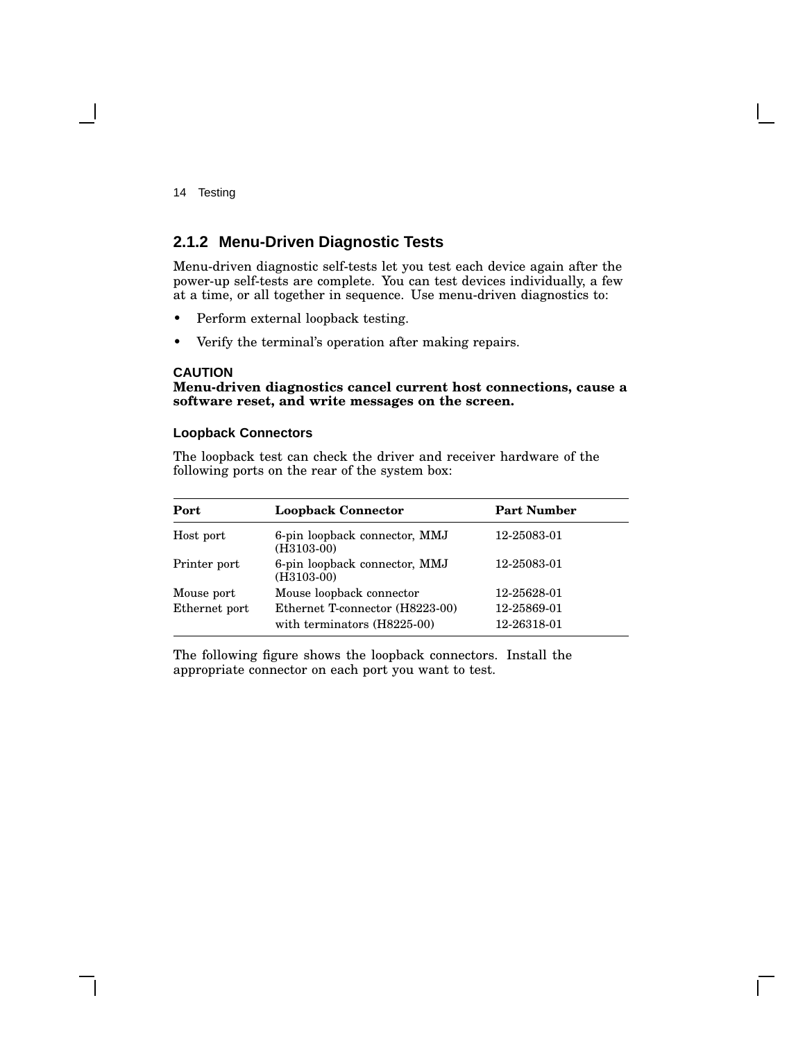### 2.1.2 Menu-Driven Diagnostic Tests

Menu-driven diagnostic self-tests let you test each device again after the power-up self-tests are complete. You can test devices individually, a few at a time, or all together in sequence. Use menu-driven diagnostics to:

- Perform external loopback testing.
- Verify the terminal's operation after making repairs.

**CAUTION**
**Menu-driven diagnostics cancel current host connections, cause a software reset, and write messages on the screen.**

#### Loopback Connectors

The loopback test can check the driver and receiver hardware of the following ports on the rear of the system box:

| Port | Loopback Connector | Part Number |
|---|---|---|
| Host port | 6-pin loopback connector, MMJ (H3103-00) | 12-25083-01 |
| Printer port | 6-pin loopback connector, MMJ (H3103-00) | 12-25083-01 |
| Mouse port | Mouse loopback connector | 12-25628-01 |
| Ethernet port | Ethernet T-connector (H8223-00) | 12-25869-01 |
| | with terminators (H8225-00) | 12-26318-01 |

The following figure shows the loopback connectors. Install the appropriate connector on each port you want to test.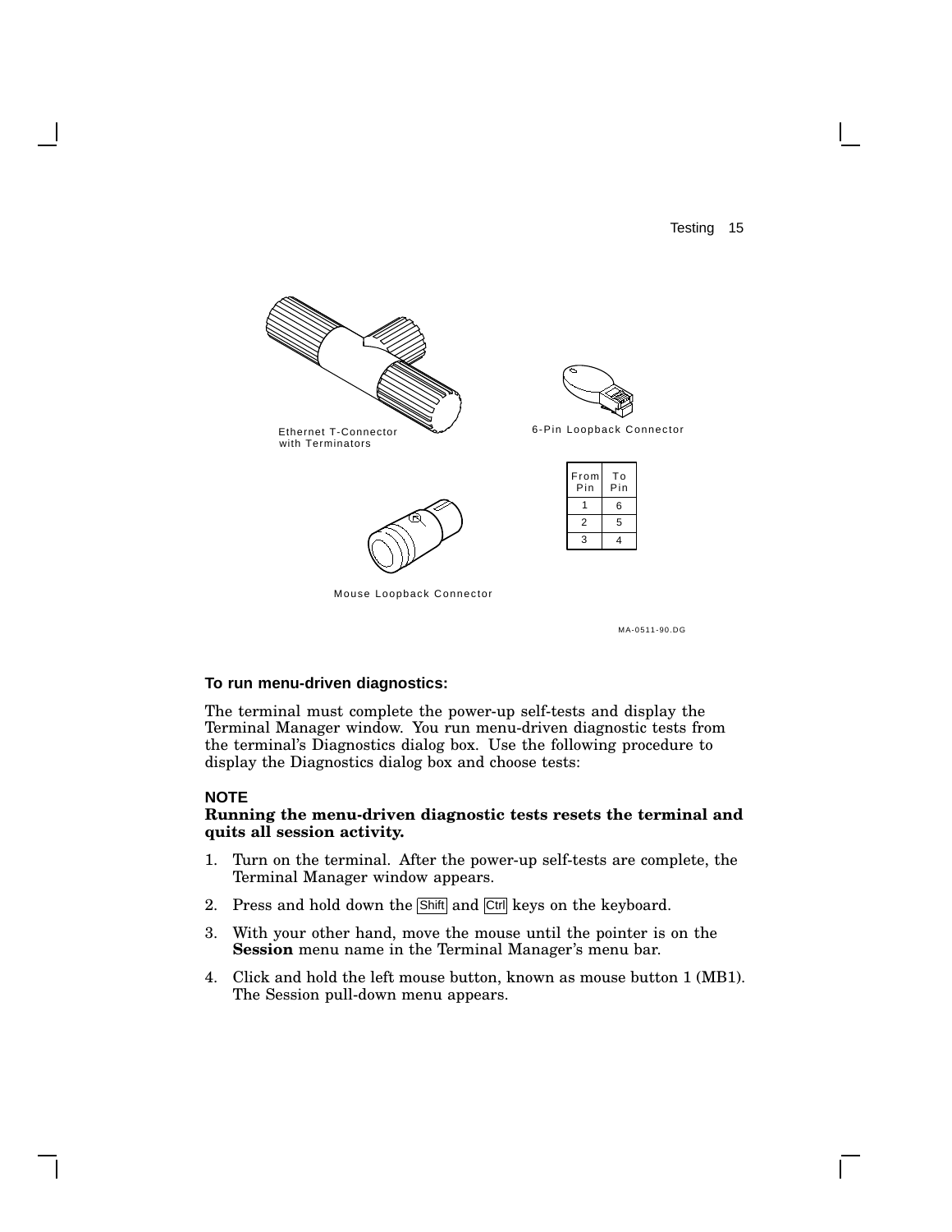Ethernet T-Connector with Terminators

6-Pin Loopback Connector

| From Pin | To Pin |
|---|---|
| 1 | 6 |
| 2 | 5 |
| 3 | 4 |

Mouse Loopback Connector

MA-0511-90.DG

**To run menu-driven diagnostics:**

The terminal must complete the power-up self-tests and display the Terminal Manager window. You run menu-driven diagnostic tests from the terminal's Diagnostics dialog box. Use the following procedure to display the Diagnostics dialog box and choose tests:

**NOTE**

**Running the menu-driven diagnostic tests resets the terminal and quits all session activity.**

1. Turn on the terminal. After the power-up self-tests are complete, the Terminal Manager window appears.
2. Press and hold down the Shift and Ctrl keys on the keyboard.
3. With your other hand, move the mouse until the pointer is on the **Session** menu name in the Terminal Manager's menu bar.
4. Click and hold the left mouse button, known as mouse button 1 (MB1). The Session pull-down menu appears.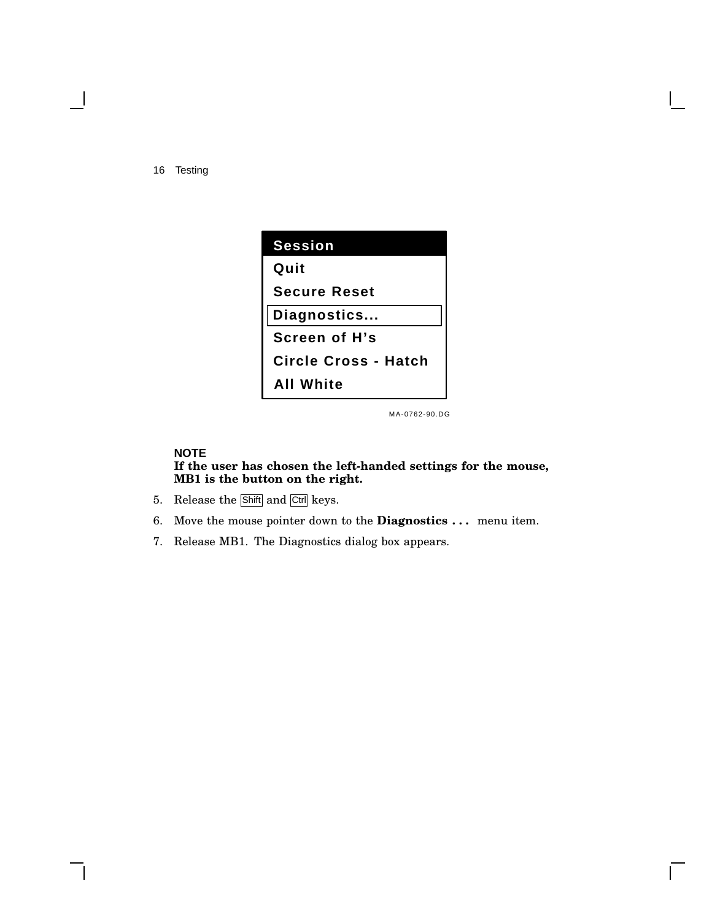| Session |
| --- |
| Quit |
| Secure Reset |
| Diagnostics... |
| Screen of H's |
| Circle Cross - Hatch |
| All White |

MA-0762-90.DG

**NOTE**
**If the user has chosen the left-handed settings for the mouse, MB1 is the button on the right.**

5. Release the Shift and Ctrl keys.
6. Move the mouse pointer down to the **Diagnostics . . .** menu item.
7. Release MB1. The Diagnostics dialog box appears.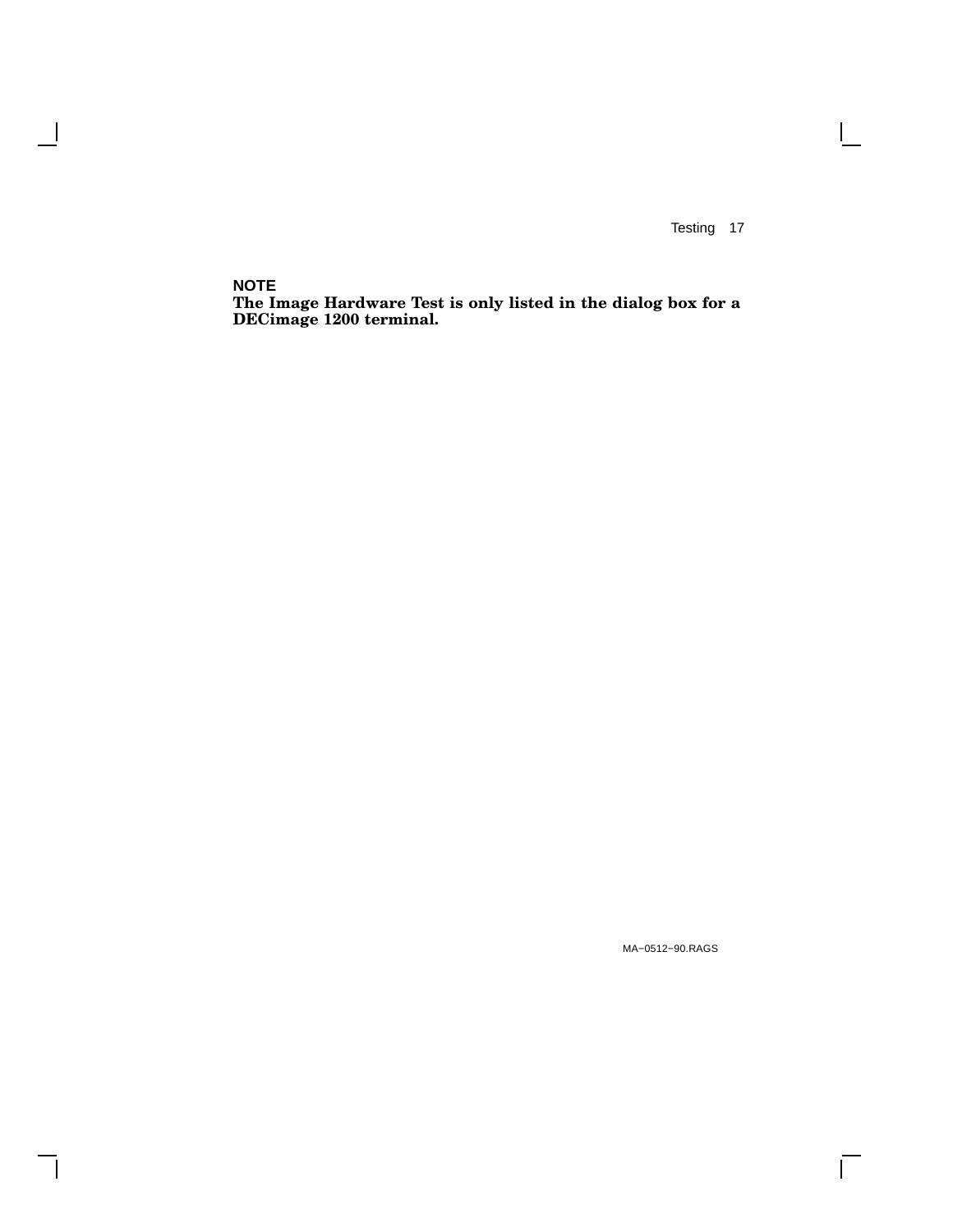**NOTE**

**The Image Hardware Test is only listed in the dialog box for a DECimage 1200 terminal.**

MA−0512−90.RAGS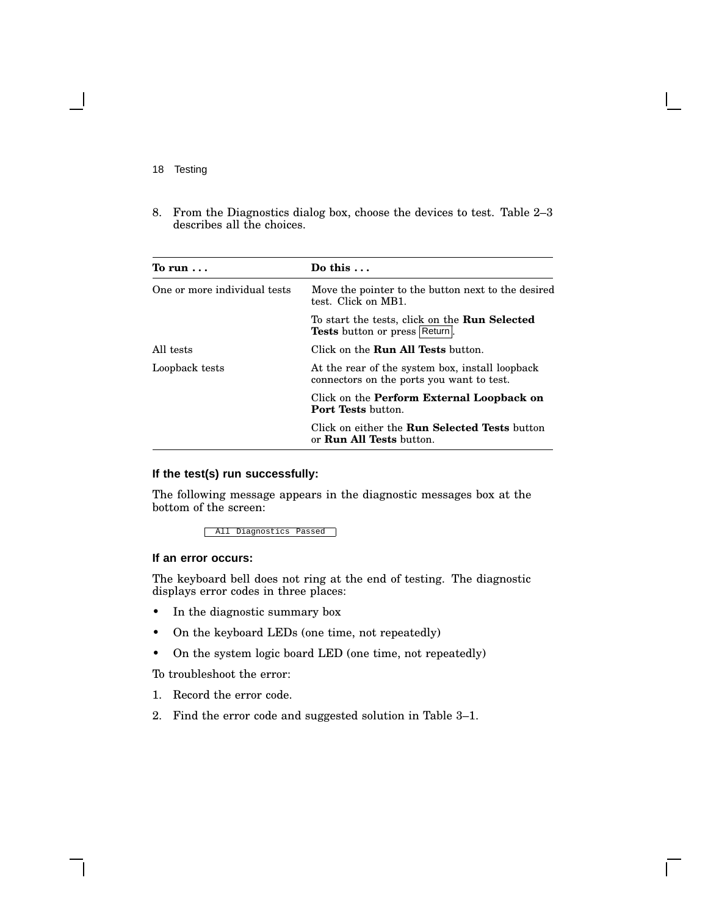8. From the Diagnostics dialog box, choose the devices to test. Table 2–3 describes all the choices.

| To run . . . | Do this . . . |
| --- | --- |
| One or more individual tests | Move the pointer to the button next to the desired test. Click on MB1. |
| | To start the tests, click on the **Run Selected Tests** button or press Return. |
| All tests | Click on the **Run All Tests** button. |
| Loopback tests | At the rear of the system box, install loopback connectors on the ports you want to test. |
| | Click on the **Perform External Loopback on Port Tests** button. |
| | Click on either the **Run Selected Tests** button or **Run All Tests** button. |

#### If the test(s) run successfully:

The following message appears in the diagnostic messages box at the bottom of the screen:

```
All Diagnostics Passed
```

#### If an error occurs:

The keyboard bell does not ring at the end of testing. The diagnostic displays error codes in three places:

- In the diagnostic summary box
- On the keyboard LEDs (one time, not repeatedly)
- On the system logic board LED (one time, not repeatedly)

To troubleshoot the error:

1. Record the error code.
2. Find the error code and suggested solution in Table 3–1.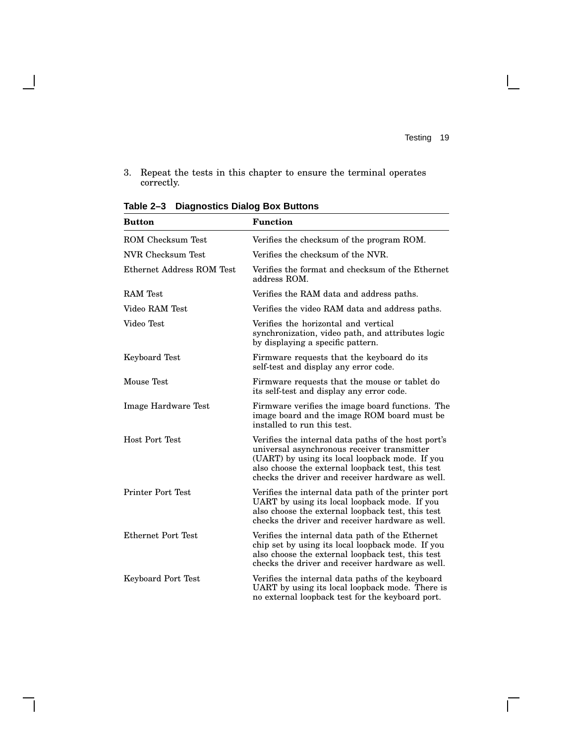3. Repeat the tests in this chapter to ensure the terminal operates correctly.

**Table 2–3 Diagnostics Dialog Box Buttons**

| Button | Function |
| --- | --- |
| ROM Checksum Test | Verifies the checksum of the program ROM. |
| NVR Checksum Test | Verifies the checksum of the NVR. |
| Ethernet Address ROM Test | Verifies the format and checksum of the Ethernet address ROM. |
| RAM Test | Verifies the RAM data and address paths. |
| Video RAM Test | Verifies the video RAM data and address paths. |
| Video Test | Verifies the horizontal and vertical synchronization, video path, and attributes logic by displaying a specific pattern. |
| Keyboard Test | Firmware requests that the keyboard do its self-test and display any error code. |
| Mouse Test | Firmware requests that the mouse or tablet do its self-test and display any error code. |
| Image Hardware Test | Firmware verifies the image board functions. The image board and the image ROM board must be installed to run this test. |
| Host Port Test | Verifies the internal data paths of the host port's universal asynchronous receiver transmitter (UART) by using its local loopback mode. If you also choose the external loopback test, this test checks the driver and receiver hardware as well. |
| Printer Port Test | Verifies the internal data path of the printer port UART by using its local loopback mode. If you also choose the external loopback test, this test checks the driver and receiver hardware as well. |
| Ethernet Port Test | Verifies the internal data path of the Ethernet chip set by using its local loopback mode. If you also choose the external loopback test, this test checks the driver and receiver hardware as well. |
| Keyboard Port Test | Verifies the internal data paths of the keyboard UART by using its local loopback mode. There is no external loopback test for the keyboard port. |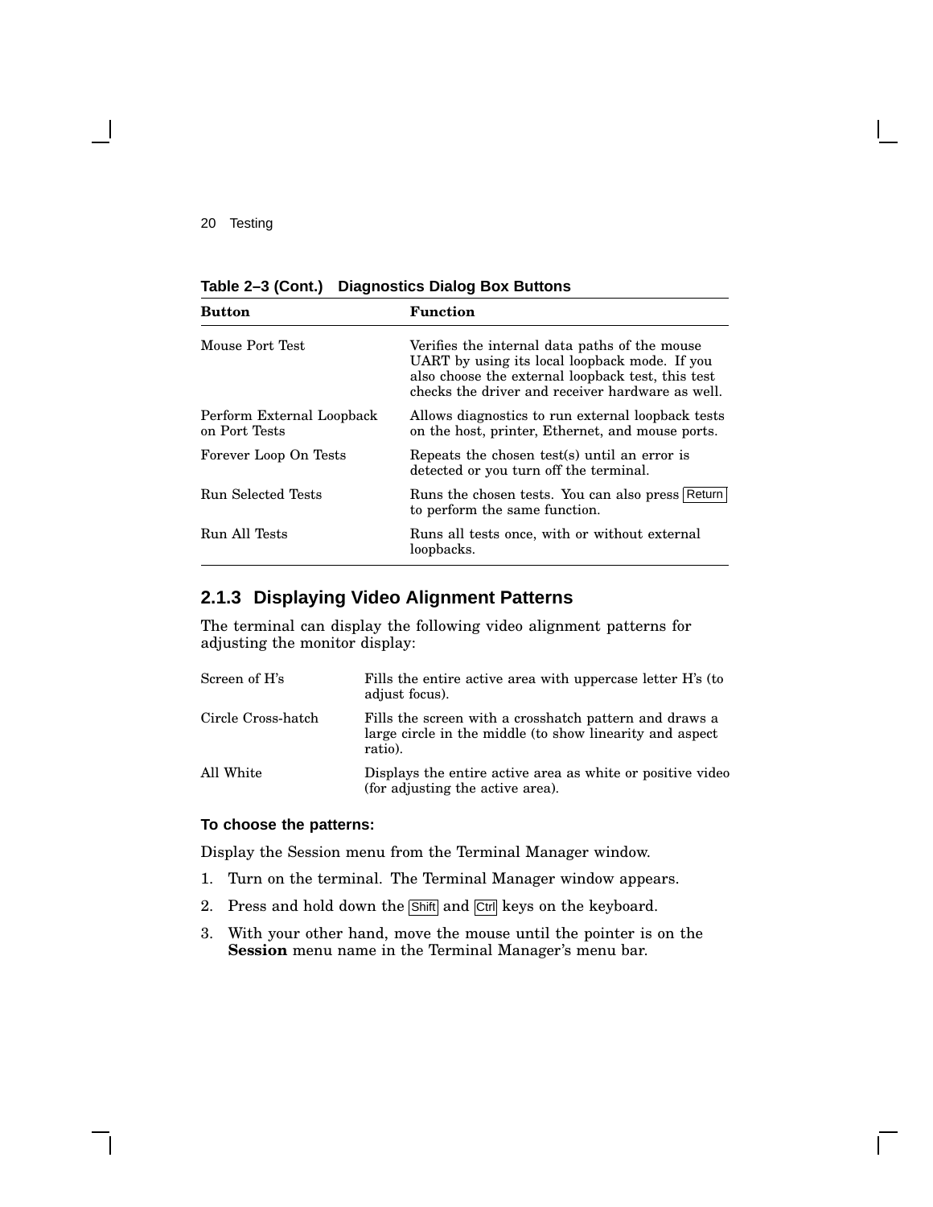**Table 2–3 (Cont.) Diagnostics Dialog Box Buttons**

| Button | Function |
|---|---|
| Mouse Port Test | Verifies the internal data paths of the mouse UART by using its local loopback mode. If you also choose the external loopback test, this test checks the driver and receiver hardware as well. |
| Perform External Loopback on Port Tests | Allows diagnostics to run external loopback tests on the host, printer, Ethernet, and mouse ports. |
| Forever Loop On Tests | Repeats the chosen test(s) until an error is detected or you turn off the terminal. |
| Run Selected Tests | Runs the chosen tests. You can also press Return to perform the same function. |
| Run All Tests | Runs all tests once, with or without external loopbacks. |

### 2.1.3 Displaying Video Alignment Patterns

The terminal can display the following video alignment patterns for adjusting the monitor display:

| | |
|---|---|
| Screen of H's | Fills the entire active area with uppercase letter H's (to adjust focus). |
| Circle Cross-hatch | Fills the screen with a crosshatch pattern and draws a large circle in the middle (to show linearity and aspect ratio). |
| All White | Displays the entire active area as white or positive video (for adjusting the active area). |

**To choose the patterns:**

Display the Session menu from the Terminal Manager window.

1. Turn on the terminal. The Terminal Manager window appears.
2. Press and hold down the Shift and Ctrl keys on the keyboard.
3. With your other hand, move the mouse until the pointer is on the **Session** menu name in the Terminal Manager's menu bar.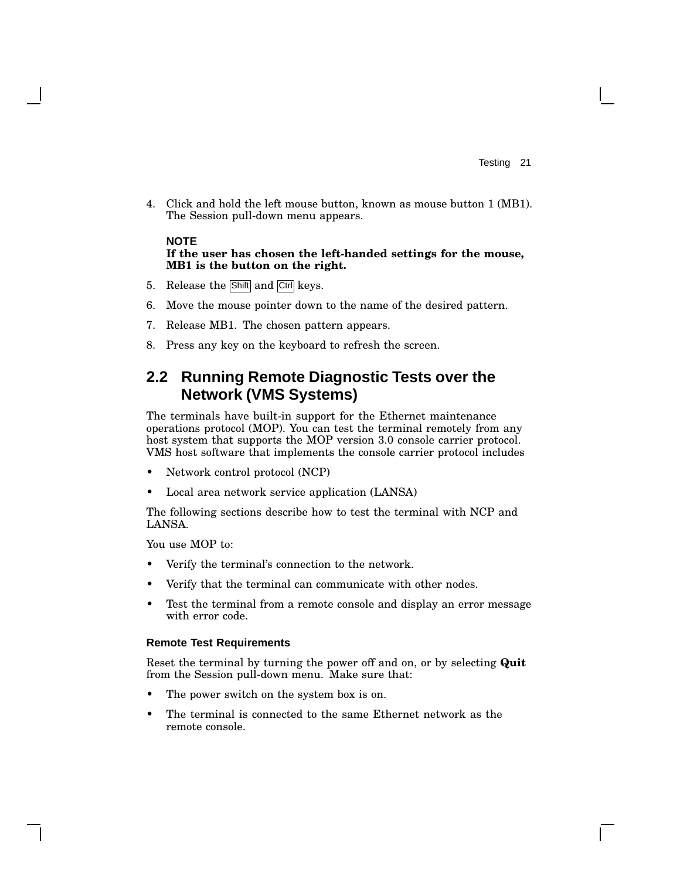4. Click and hold the left mouse button, known as mouse button 1 (MB1). The Session pull-down menu appears.

   **NOTE**
   **If the user has chosen the left-handed settings for the mouse, MB1 is the button on the right.**

5. Release the Shift and Ctrl keys.
6. Move the mouse pointer down to the name of the desired pattern.
7. Release MB1. The chosen pattern appears.
8. Press any key on the keyboard to refresh the screen.

## 2.2 Running Remote Diagnostic Tests over the Network (VMS Systems)

The terminals have built-in support for the Ethernet maintenance operations protocol (MOP). You can test the terminal remotely from any host system that supports the MOP version 3.0 console carrier protocol. VMS host software that implements the console carrier protocol includes

- Network control protocol (NCP)
- Local area network service application (LANSA)

The following sections describe how to test the terminal with NCP and LANSA.

You use MOP to:

- Verify the terminal's connection to the network.
- Verify that the terminal can communicate with other nodes.
- Test the terminal from a remote console and display an error message with error code.

### Remote Test Requirements

Reset the terminal by turning the power off and on, or by selecting **Quit** from the Session pull-down menu. Make sure that:

- The power switch on the system box is on.
- The terminal is connected to the same Ethernet network as the remote console.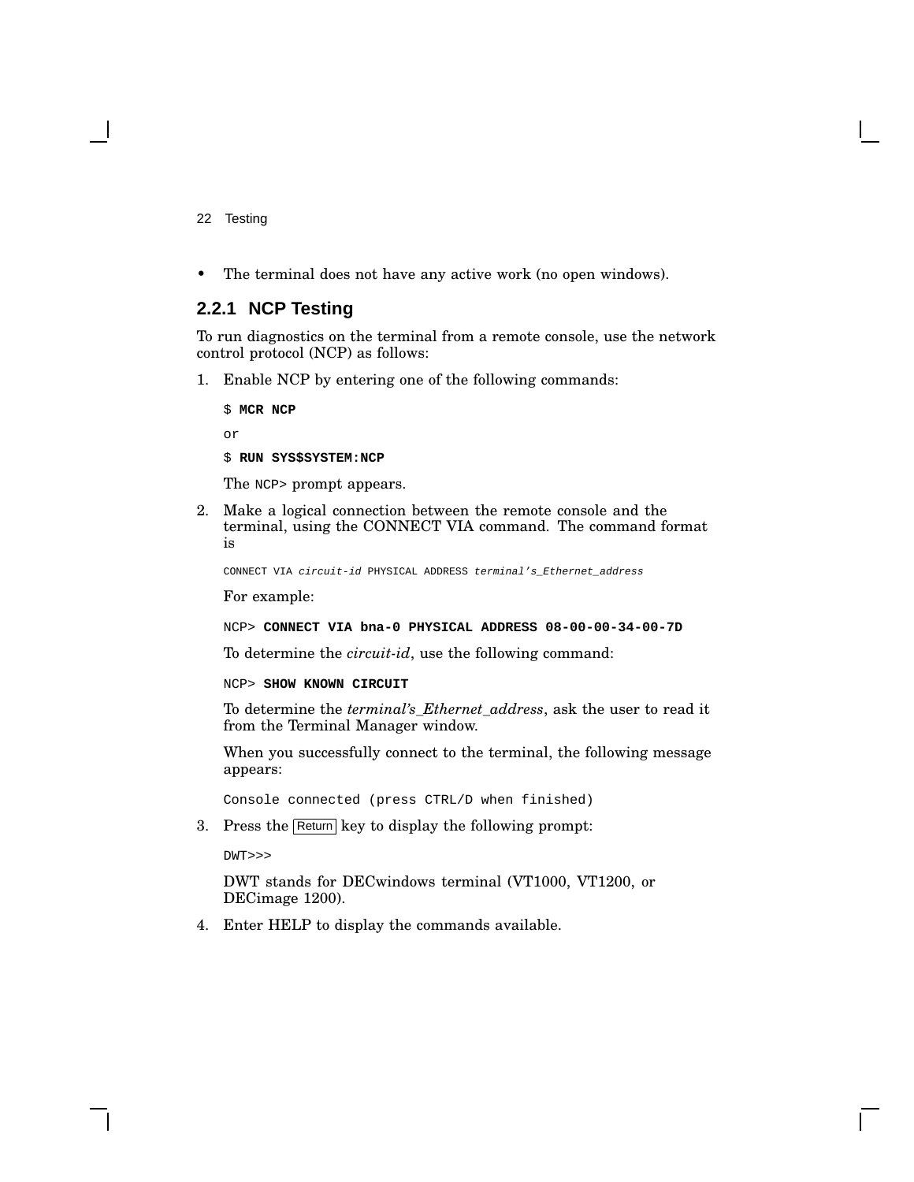- The terminal does not have any active work (no open windows).

### 2.2.1 NCP Testing

To run diagnostics on the terminal from a remote console, use the network control protocol (NCP) as follows:

1. Enable NCP by entering one of the following commands:

   ```
   $ MCR NCP
   ```

   or

   ```
   $ RUN SYS$SYSTEM:NCP
   ```

   The `NCP>` prompt appears.

2. Make a logical connection between the remote console and the terminal, using the CONNECT VIA command. The command format is

   ```
   CONNECT VIA circuit-id PHYSICAL ADDRESS terminal's_Ethernet_address
   ```

   For example:

   ```
   NCP> CONNECT VIA bna-0 PHYSICAL ADDRESS 08-00-00-34-00-7D
   ```

   To determine the *circuit-id*, use the following command:

   ```
   NCP> SHOW KNOWN CIRCUIT
   ```

   To determine the *terminal's_Ethernet_address*, ask the user to read it from the Terminal Manager window.

   When you successfully connect to the terminal, the following message appears:

   ```
   Console connected (press CTRL/D when finished)
   ```

3. Press the Return key to display the following prompt:

   ```
   DWT>>>
   ```

   DWT stands for DECwindows terminal (VT1000, VT1200, or DECimage 1200).

4. Enter HELP to display the commands available.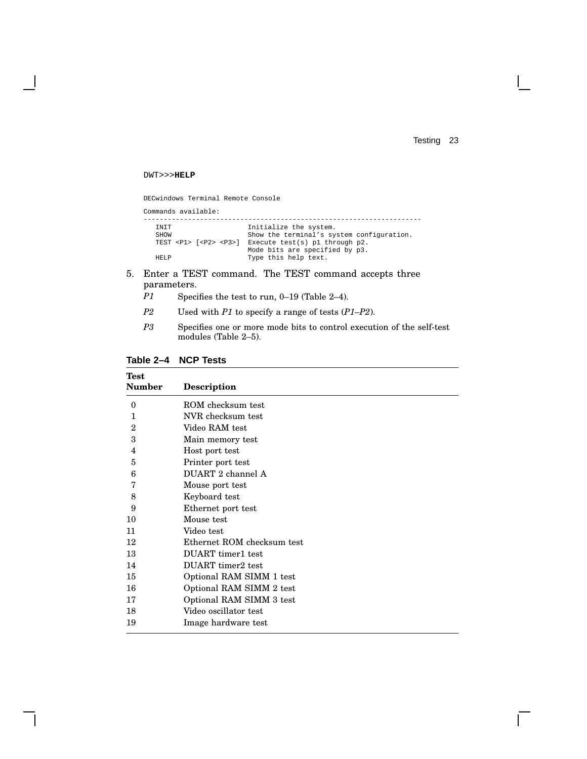```
DWT>>>HELP

DECwindows Terminal Remote Console

Commands available:
----------------------------------------------------------------------
   INIT                   Initialize the system.
   SHOW                   Show the terminal's system configuration.
   TEST <P1> [<P2> <P3>]  Execute test(s) p1 through p2.
                          Mode bits are specified by p3.
   HELP                   Type this help text.
```

5. Enter a TEST command. The TEST command accepts three parameters.

   *P1* Specifies the test to run, 0–19 (Table 2–4).

   *P2* Used with *P1* to specify a range of tests (*P1–P2*).

   *P3* Specifies one or more mode bits to control execution of the self-test modules (Table 2–5).

**Table 2–4 NCP Tests**

| Test Number | Description |
|---|---|
| 0 | ROM checksum test |
| 1 | NVR checksum test |
| 2 | Video RAM test |
| 3 | Main memory test |
| 4 | Host port test |
| 5 | Printer port test |
| 6 | DUART 2 channel A |
| 7 | Mouse port test |
| 8 | Keyboard test |
| 9 | Ethernet port test |
| 10 | Mouse test |
| 11 | Video test |
| 12 | Ethernet ROM checksum test |
| 13 | DUART timer1 test |
| 14 | DUART timer2 test |
| 15 | Optional RAM SIMM 1 test |
| 16 | Optional RAM SIMM 2 test |
| 17 | Optional RAM SIMM 3 test |
| 18 | Video oscillator test |
| 19 | Image hardware test |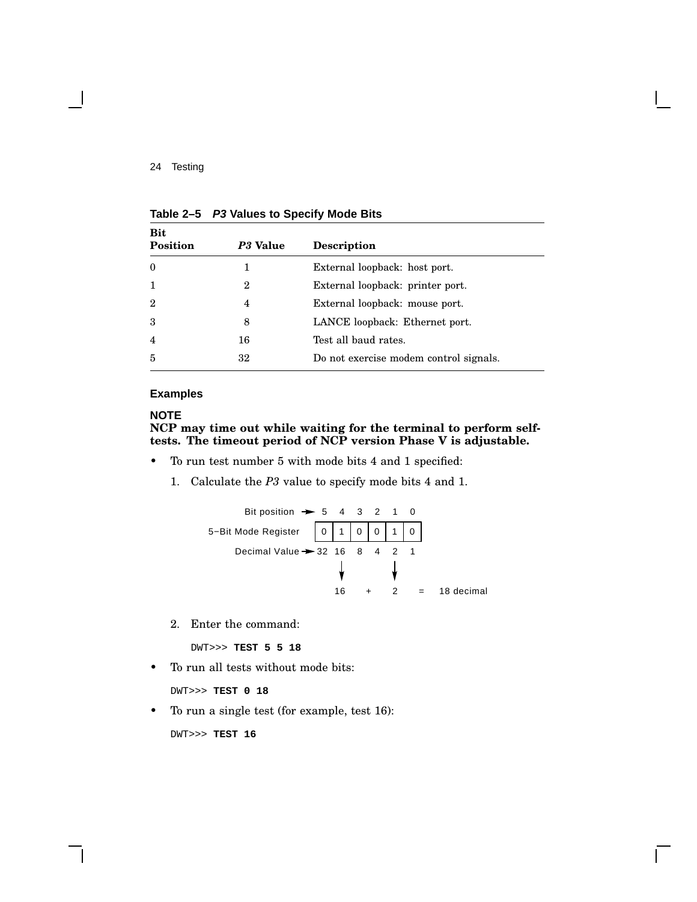**Table 2–5 *P3* Values to Specify Mode Bits**

| Bit Position | *P3* Value | Description |
|---|---|---|
| 0 | 1 | External loopback: host port. |
| 1 | 2 | External loopback: printer port. |
| 2 | 4 | External loopback: mouse port. |
| 3 | 8 | LANCE loopback: Ethernet port. |
| 4 | 16 | Test all baud rates. |
| 5 | 32 | Do not exercise modem control signals. |

### Examples

**NOTE**

**NCP may time out while waiting for the terminal to perform self-tests. The timeout period of NCP version Phase V is adjustable.**

- To run test number 5 with mode bits 4 and 1 specified:

  1. Calculate the *P3* value to specify mode bits 4 and 1.

     ```
     Bit position  →    5   4   3   2   1   0
     5-Bit Mode Register | 0 | 1 | 0 | 0 | 1 | 0 |
     Decimal Value →   32  16   8   4   2   1
                            |           |
                            v           v
                           16     +     2    =   18 decimal
     ```

  2. Enter the command:

     ```
     DWT>>> TEST 5 5 18
     ```

- To run all tests without mode bits:

  ```
  DWT>>> TEST 0 18
  ```

- To run a single test (for example, test 16):

  ```
  DWT>>> TEST 16
  ```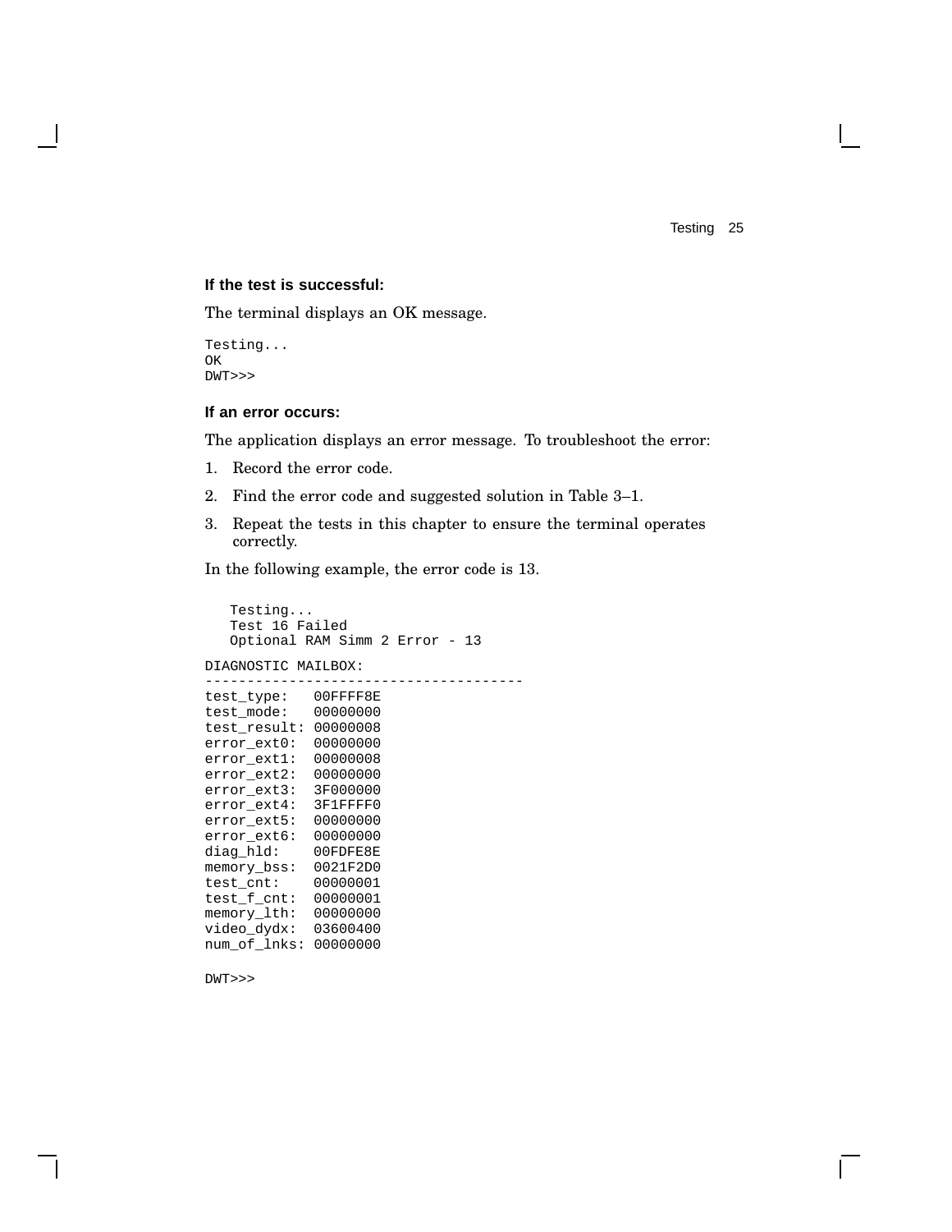**If the test is successful:**

The terminal displays an OK message.

```
Testing...
OK
DWT>>>
```

**If an error occurs:**

The application displays an error message. To troubleshoot the error:

1. Record the error code.
2. Find the error code and suggested solution in Table 3–1.
3. Repeat the tests in this chapter to ensure the terminal operates correctly.

In the following example, the error code is 13.

```
   Testing...
   Test 16 Failed
   Optional RAM Simm 2 Error - 13

DIAGNOSTIC MAILBOX:
--------------------------------------
test_type:   00FFFF8E
test_mode:   00000000
test_result: 00000008
error_ext0:  00000000
error_ext1:  00000008
error_ext2:  00000000
error_ext3:  3F000000
error_ext4:  3F1FFFF0
error_ext5:  00000000
error_ext6:  00000000
diag_hld:    00FDFE8E
memory_bss:  0021F2D0
test_cnt:    00000001
test_f_cnt:  00000001
memory_lth:  00000000
video_dydx:  03600400
num_of_lnks: 00000000

DWT>>>
```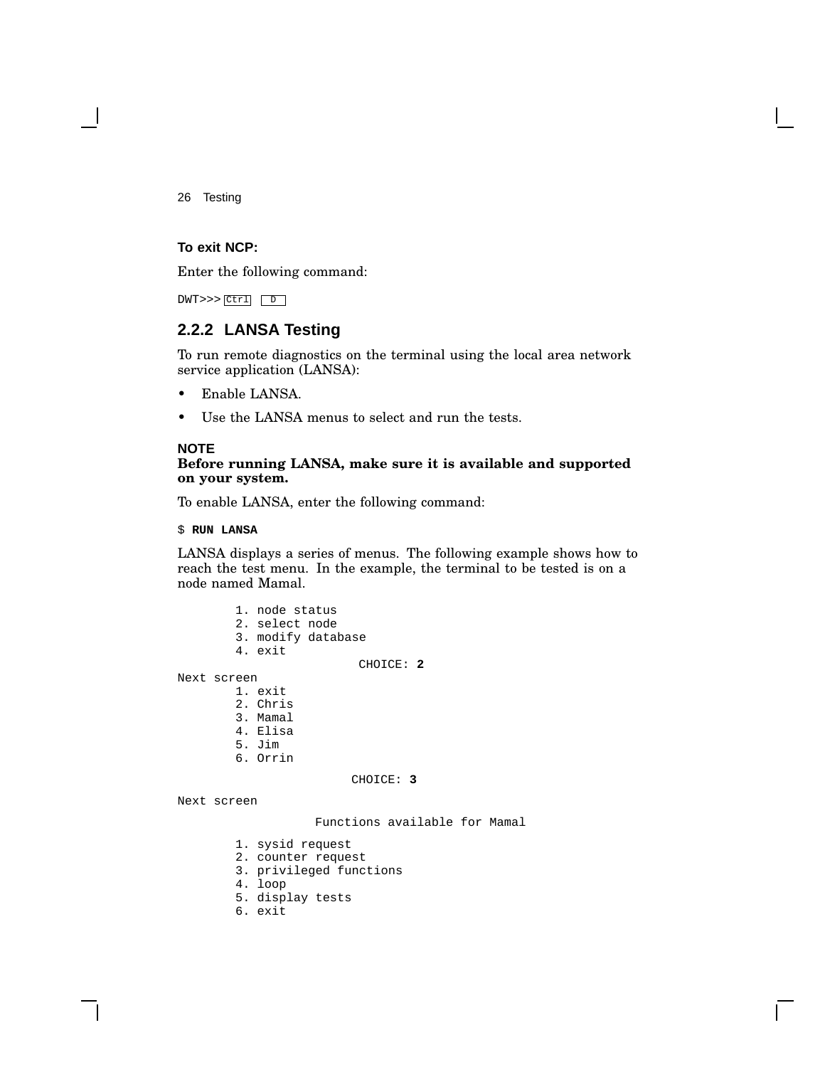**To exit NCP:**

Enter the following command:

```
DWT>>> Ctrl D
```

### 2.2.2 LANSA Testing

To run remote diagnostics on the terminal using the local area network service application (LANSA):

- Enable LANSA.
- Use the LANSA menus to select and run the tests.

**NOTE**
**Before running LANSA, make sure it is available and supported on your system.**

To enable LANSA, enter the following command:

```
$ RUN LANSA
```

LANSA displays a series of menus. The following example shows how to reach the test menu. In the example, the terminal to be tested is on a node named Mamal.

```
        1. node status
        2. select node
        3. modify database
        4. exit
                         CHOICE: 2
Next screen
        1. exit
        2. Chris
        3. Mamal
        4. Elisa
        5. Jim
        6. Orrin

                        CHOICE: 3

Next screen

                  Functions available for Mamal

        1. sysid request
        2. counter request
        3. privileged functions
        4. loop
        5. display tests
        6. exit
```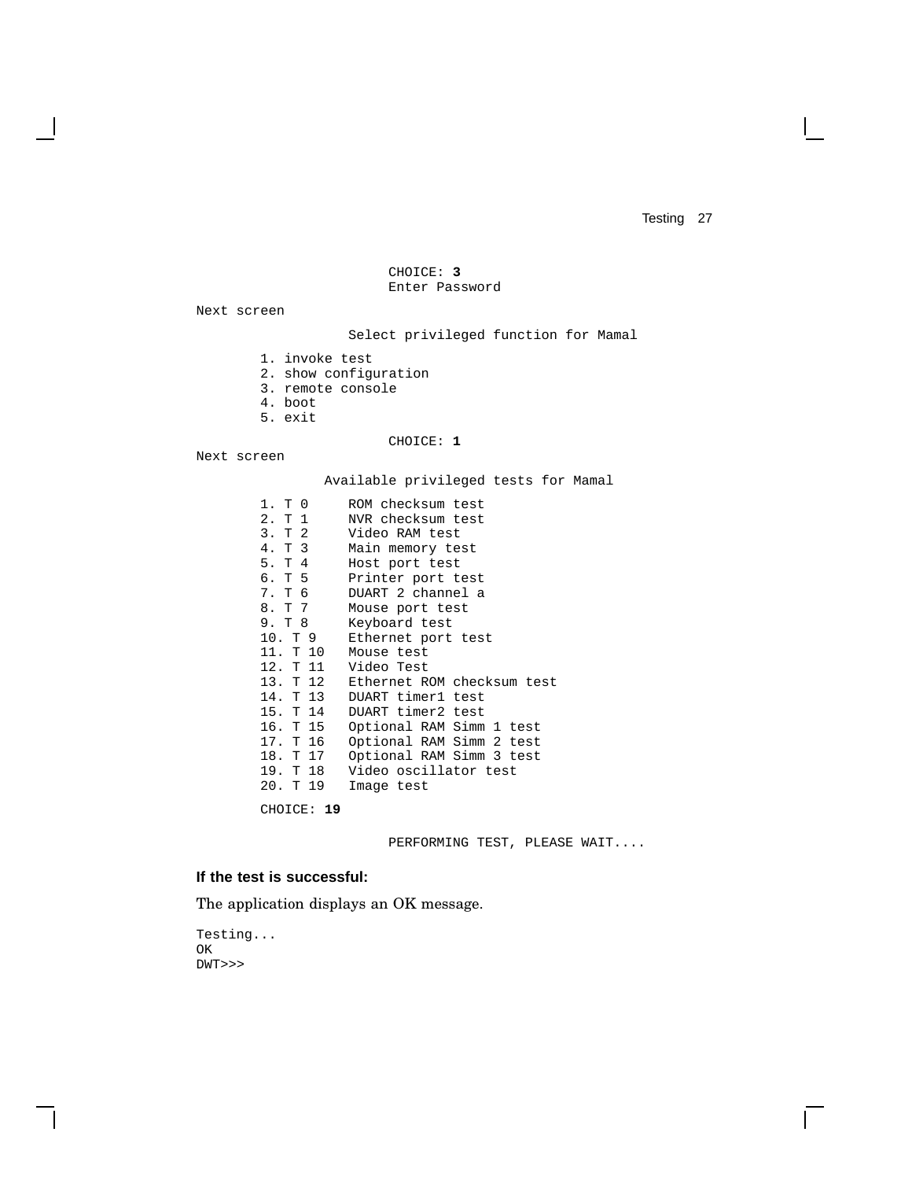```
                    CHOICE: 3
                    Enter Password
```

Next screen

```
                Select privileged function for Mamal

        1. invoke test
        2. show configuration
        3. remote console
        4. boot
        5. exit

                    CHOICE: 1
```

Next screen

```
             Available privileged tests for Mamal

        1. T 0     ROM checksum test
        2. T 1     NVR checksum test
        3. T 2     Video RAM test
        4. T 3     Main memory test
        5. T 4     Host port test
        6. T 5     Printer port test
        7. T 6     DUART 2 channel a
        8. T 7     Mouse port test
        9. T 8     Keyboard test
        10. T 9    Ethernet port test
        11. T 10   Mouse test
        12. T 11   Video Test
        13. T 12   Ethernet ROM checksum test
        14. T 13   DUART timer1 test
        15. T 14   DUART timer2 test
        16. T 15   Optional RAM Simm 1 test
        17. T 16   Optional RAM Simm 2 test
        18. T 17   Optional RAM Simm 3 test
        19. T 18   Video oscillator test
        20. T 19   Image test

        CHOICE: 19

                    PERFORMING TEST, PLEASE WAIT....
```

**If the test is successful:**

The application displays an OK message.

```
Testing...
OK
DWT>>>
```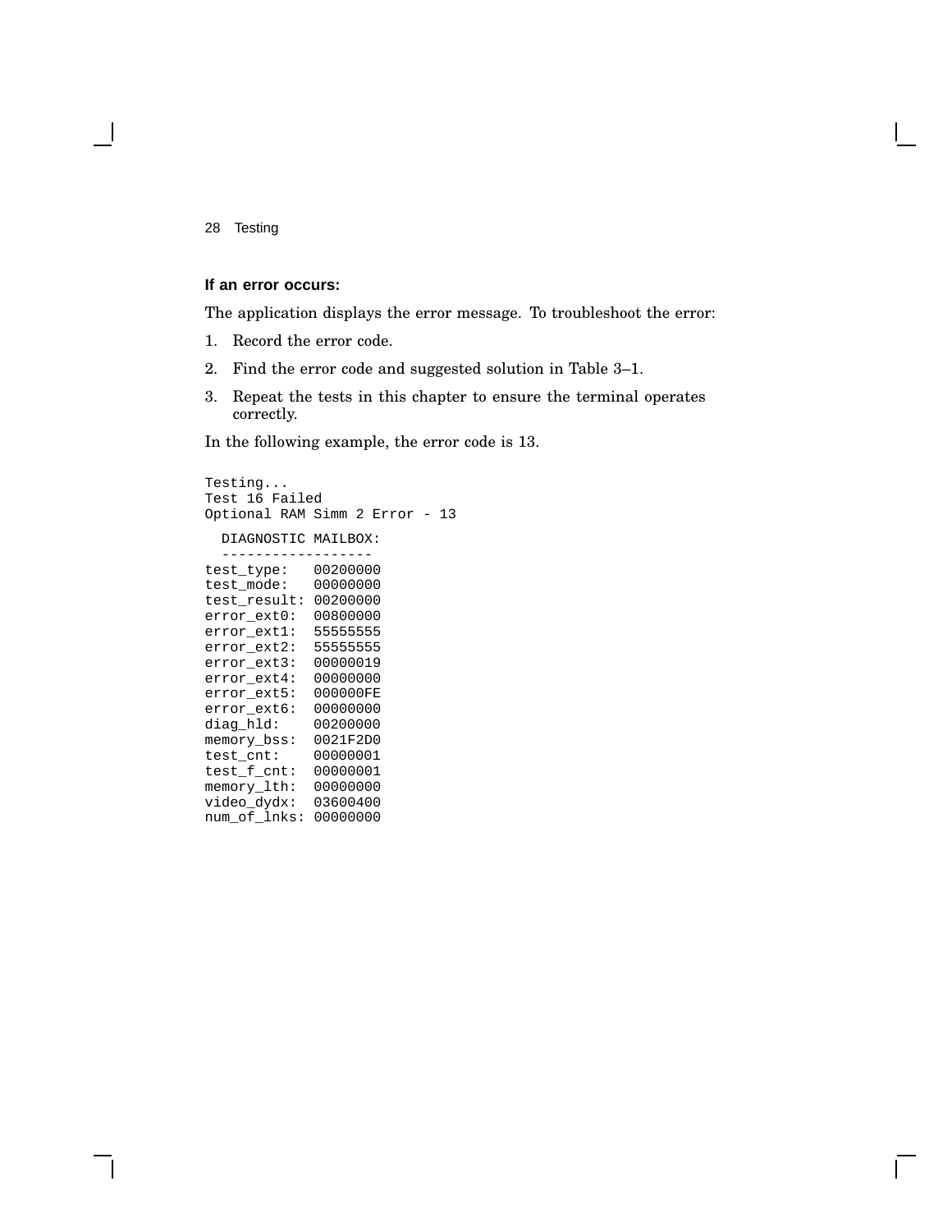**If an error occurs:**

The application displays the error message. To troubleshoot the error:

1. Record the error code.
2. Find the error code and suggested solution in Table 3–1.
3. Repeat the tests in this chapter to ensure the terminal operates correctly.

In the following example, the error code is 13.

```
Testing...
Test 16 Failed
Optional RAM Simm 2 Error - 13

  DIAGNOSTIC MAILBOX:
  ------------------
test_type:   00200000
test_mode:   00000000
test_result: 00200000
error_ext0:  00800000
error_ext1:  55555555
error_ext2:  55555555
error_ext3:  00000019
error_ext4:  00000000
error_ext5:  000000FE
error_ext6:  00000000
diag_hld:    00200000
memory_bss:  0021F2D0
test_cnt:    00000001
test_f_cnt:  00000001
memory_lth:  00000000
video_dydx:  03600400
num_of_lnks: 00000000
```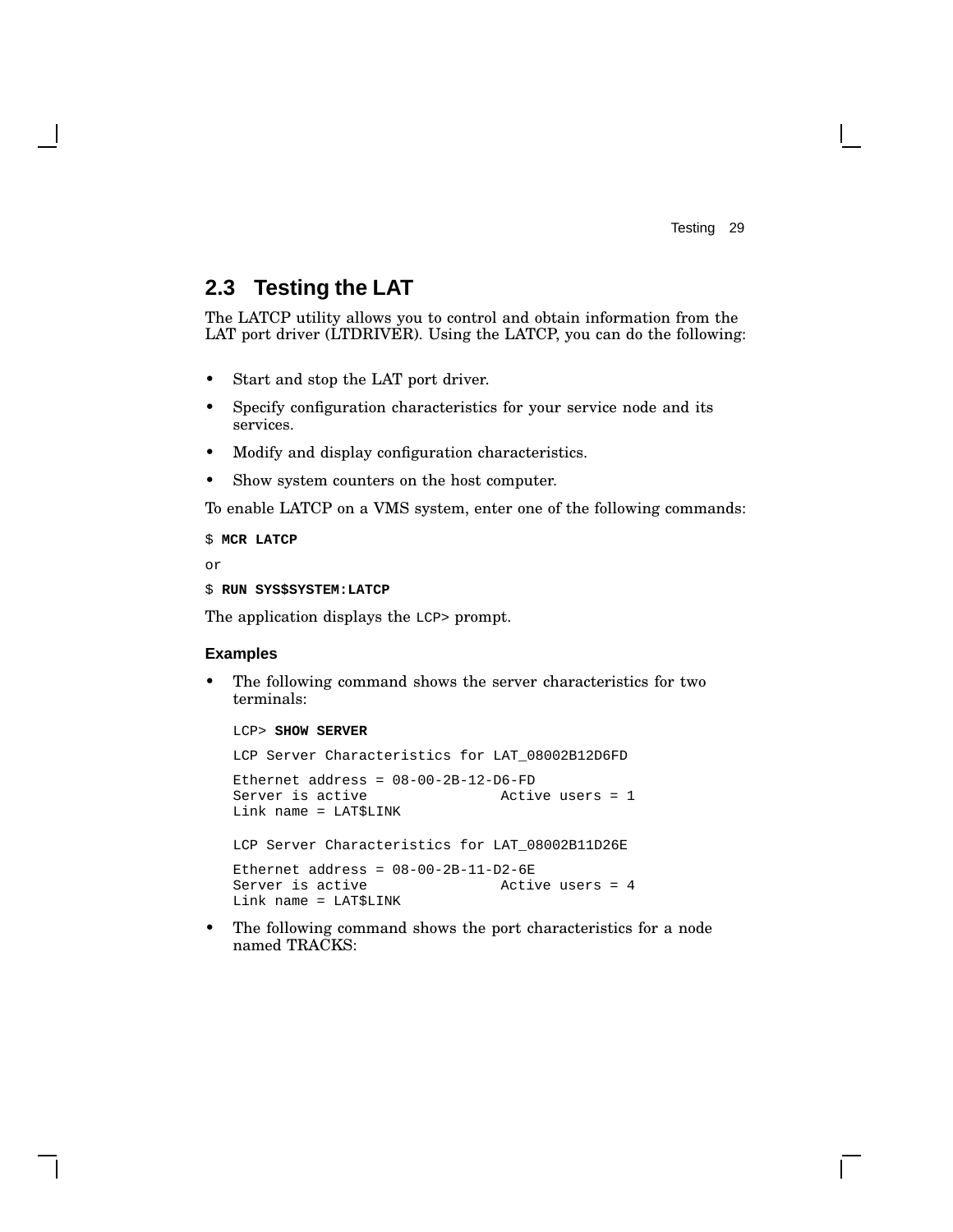## 2.3 Testing the LAT

The LATCP utility allows you to control and obtain information from the LAT port driver (LTDRIVER). Using the LATCP, you can do the following:

- Start and stop the LAT port driver.
- Specify configuration characteristics for your service node and its services.
- Modify and display configuration characteristics.
- Show system counters on the host computer.

To enable LATCP on a VMS system, enter one of the following commands:

```
$ MCR LATCP
```

or

```
$ RUN SYS$SYSTEM:LATCP
```

The application displays the `LCP>` prompt.

### Examples

- The following command shows the server characteristics for two terminals:

```
LCP> SHOW SERVER

LCP Server Characteristics for LAT_08002B12D6FD

Ethernet address = 08-00-2B-12-D6-FD
Server is active                Active users = 1
Link name = LAT$LINK

LCP Server Characteristics for LAT_08002B11D26E

Ethernet address = 08-00-2B-11-D2-6E
Server is active                Active users = 4
Link name = LAT$LINK
```

- The following command shows the port characteristics for a node named TRACKS: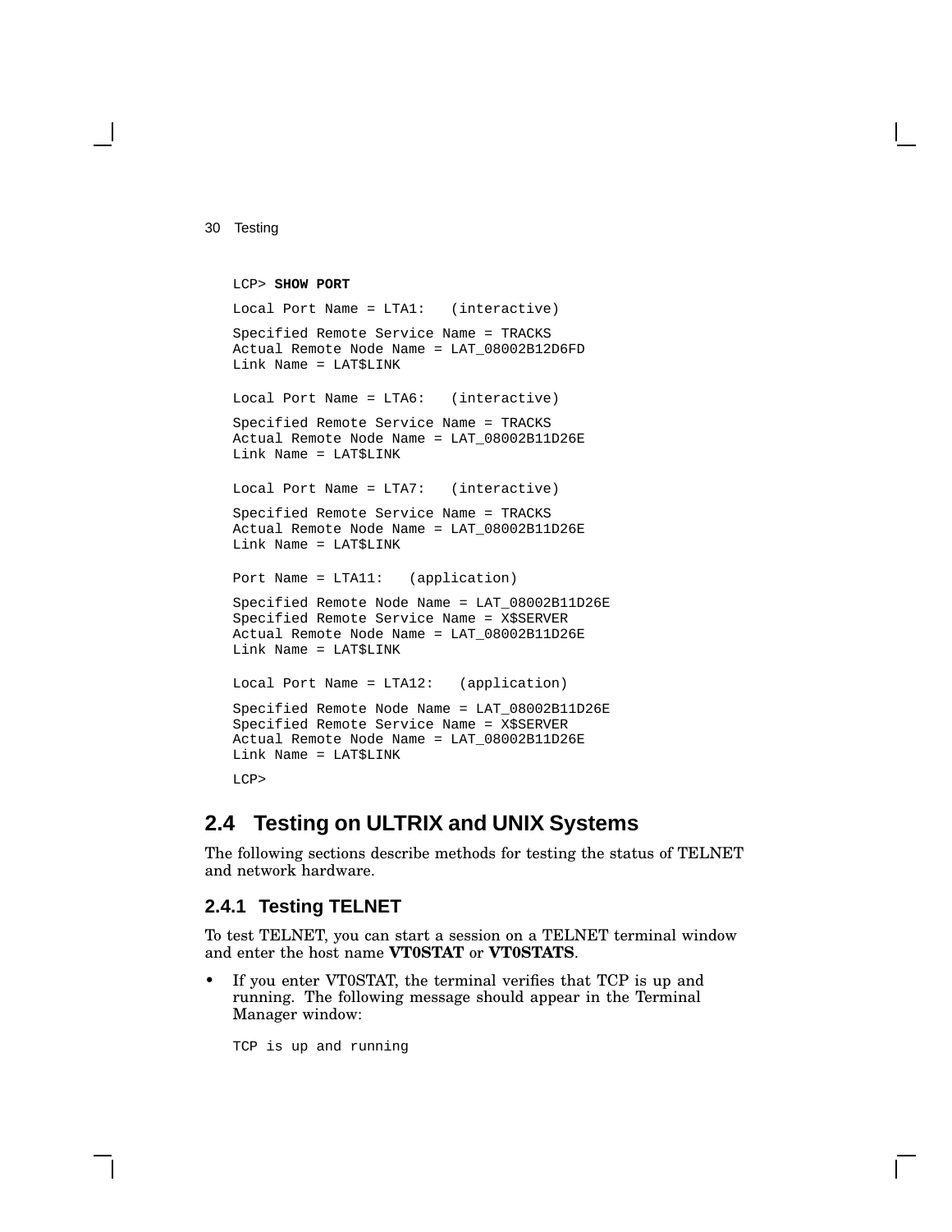```
LCP> SHOW PORT

Local Port Name = LTA1:   (interactive)

Specified Remote Service Name = TRACKS
Actual Remote Node Name = LAT_08002B12D6FD
Link Name = LAT$LINK

Local Port Name = LTA6:   (interactive)

Specified Remote Service Name = TRACKS
Actual Remote Node Name = LAT_08002B11D26E
Link Name = LAT$LINK

Local Port Name = LTA7:   (interactive)

Specified Remote Service Name = TRACKS
Actual Remote Node Name = LAT_08002B11D26E
Link Name = LAT$LINK

Port Name = LTA11:   (application)

Specified Remote Node Name = LAT_08002B11D26E
Specified Remote Service Name = X$SERVER
Actual Remote Node Name = LAT_08002B11D26E
Link Name = LAT$LINK

Local Port Name = LTA12:   (application)

Specified Remote Node Name = LAT_08002B11D26E
Specified Remote Service Name = X$SERVER
Actual Remote Node Name = LAT_08002B11D26E
Link Name = LAT$LINK

LCP>
```

## 2.4 Testing on ULTRIX and UNIX Systems

The following sections describe methods for testing the status of TELNET and network hardware.

### 2.4.1 Testing TELNET

To test TELNET, you can start a session on a TELNET terminal window and enter the host name **VT0STAT** or **VT0STATS**.

- If you enter VT0STAT, the terminal verifies that TCP is up and running. The following message should appear in the Terminal Manager window:

```
TCP is up and running
```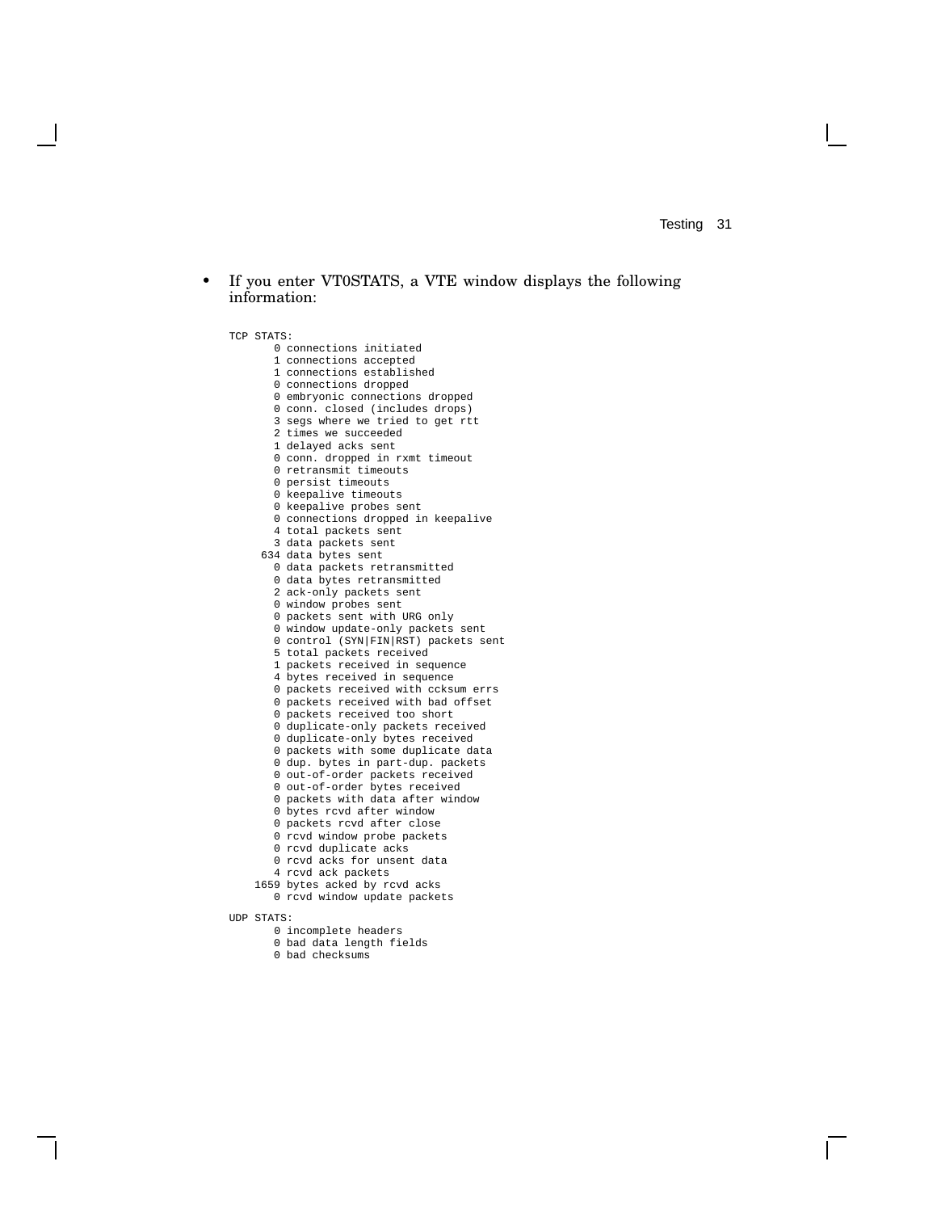- If you enter VT0STATS, a VTE window displays the following information:

```
TCP STATS:
       0 connections initiated
       1 connections accepted
       1 connections established
       0 connections dropped
       0 embryonic connections dropped
       0 conn. closed (includes drops)
       3 segs where we tried to get rtt
       2 times we succeeded
       1 delayed acks sent
       0 conn. dropped in rxmt timeout
       0 retransmit timeouts
       0 persist timeouts
       0 keepalive timeouts
       0 keepalive probes sent
       0 connections dropped in keepalive
       4 total packets sent
       3 data packets sent
     634 data bytes sent
       0 data packets retransmitted
       0 data bytes retransmitted
       2 ack-only packets sent
       0 window probes sent
       0 packets sent with URG only
       0 window update-only packets sent
       0 control (SYN|FIN|RST) packets sent
       5 total packets received
       1 packets received in sequence
       4 bytes received in sequence
       0 packets received with ccksum errs
       0 packets received with bad offset
       0 packets received too short
       0 duplicate-only packets received
       0 duplicate-only bytes received
       0 packets with some duplicate data
       0 dup. bytes in part-dup. packets
       0 out-of-order packets received
       0 out-of-order bytes received
       0 packets with data after window
       0 bytes rcvd after window
       0 packets rcvd after close
       0 rcvd window probe packets
       0 rcvd duplicate acks
       0 rcvd acks for unsent data
       4 rcvd ack packets
    1659 bytes acked by rcvd acks
       0 rcvd window update packets

UDP STATS:
       0 incomplete headers
       0 bad data length fields
       0 bad checksums
```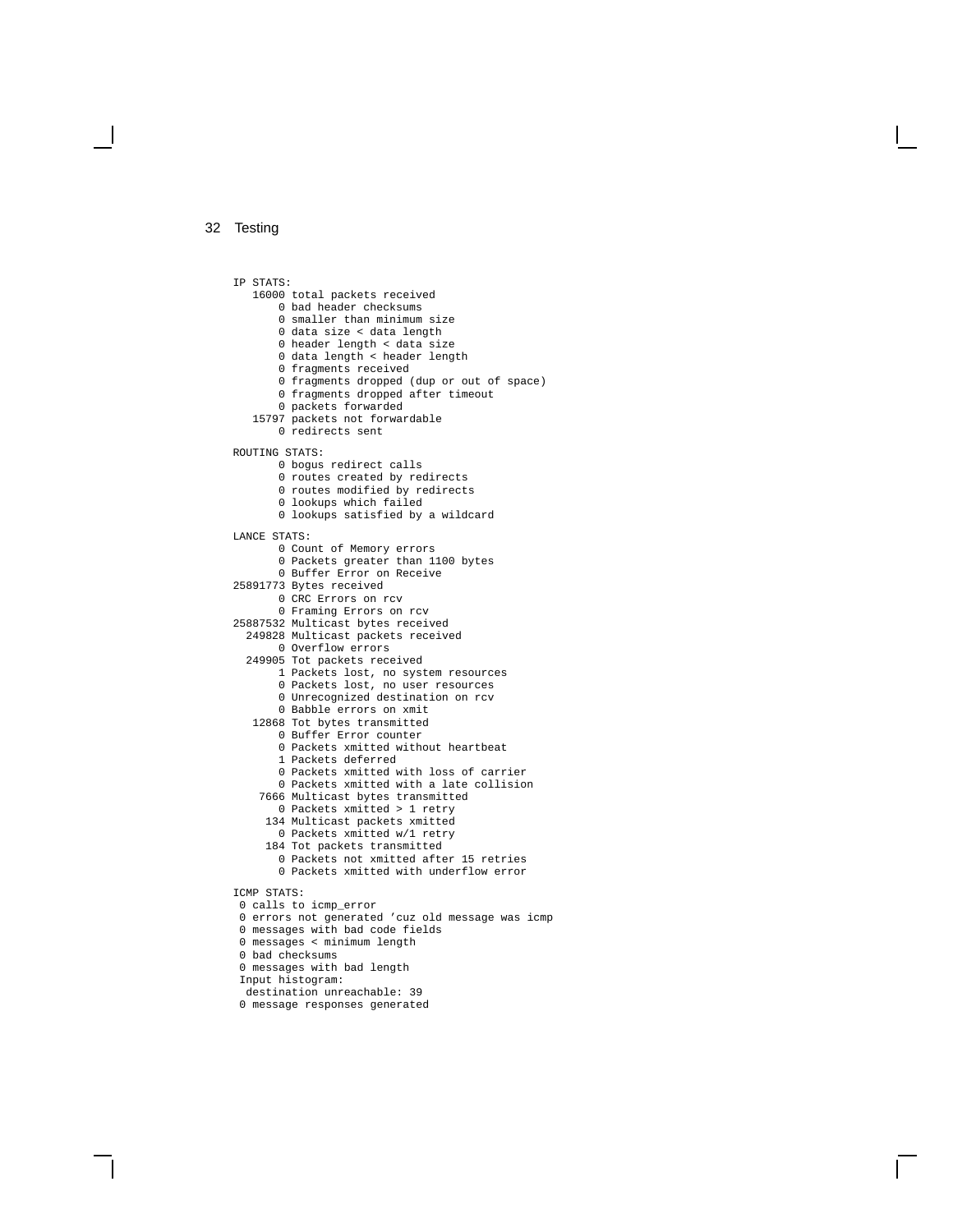```
IP STATS:
   16000 total packets received
       0 bad header checksums
       0 smaller than minimum size
       0 data size < data length
       0 header length < data size
       0 data length < header length
       0 fragments received
       0 fragments dropped (dup or out of space)
       0 fragments dropped after timeout
       0 packets forwarded
   15797 packets not forwardable
       0 redirects sent

ROUTING STATS:
       0 bogus redirect calls
       0 routes created by redirects
       0 routes modified by redirects
       0 lookups which failed
       0 lookups satisfied by a wildcard

LANCE STATS:
       0 Count of Memory errors
       0 Packets greater than 1100 bytes
       0 Buffer Error on Receive
25891773 Bytes received
       0 CRC Errors on rcv
       0 Framing Errors on rcv
25887532 Multicast bytes received
  249828 Multicast packets received
       0 Overflow errors
  249905 Tot packets received
       1 Packets lost, no system resources
       0 Packets lost, no user resources
       0 Unrecognized destination on rcv
       0 Babble errors on xmit
   12868 Tot bytes transmitted
       0 Buffer Error counter
       0 Packets xmitted without heartbeat
       1 Packets deferred
       0 Packets xmitted with loss of carrier
       0 Packets xmitted with a late collision
    7666 Multicast bytes transmitted
       0 Packets xmitted > 1 retry
     134 Multicast packets xmitted
       0 Packets xmitted w/1 retry
     184 Tot packets transmitted
       0 Packets not xmitted after 15 retries
       0 Packets xmitted with underflow error

ICMP STATS:
 0 calls to icmp_error
 0 errors not generated 'cuz old message was icmp
 0 messages with bad code fields
 0 messages < minimum length
 0 bad checksums
 0 messages with bad length
 Input histogram:
  destination unreachable: 39
 0 message responses generated
```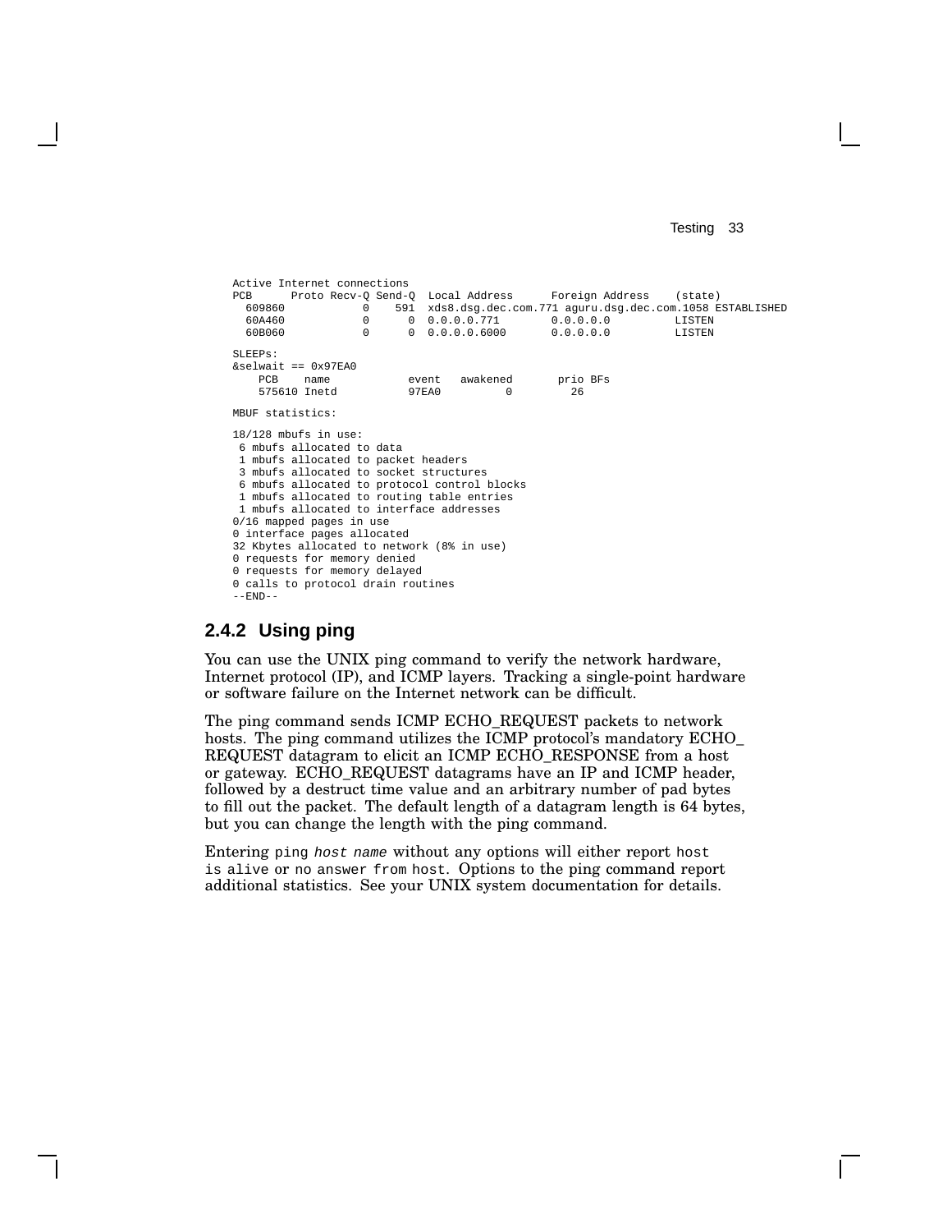```
Active Internet connections
PCB      Proto Recv-Q Send-Q  Local Address      Foreign Address    (state)
  609860           0    591  xds8.dsg.dec.com.771 aguru.dsg.dec.com.1058 ESTABLISHED
  60A460           0      0  0.0.0.0.771       0.0.0.0          LISTEN
  60B060           0      0  0.0.0.0.6000      0.0.0.0          LISTEN

SLEEPs:
&selwait == 0x97EA0
    PCB    name            event   awakened       prio BFs
    575610 Inetd           97EA0          0         26

MBUF statistics:

18/128 mbufs in use:
 6 mbufs allocated to data
 1 mbufs allocated to packet headers
 3 mbufs allocated to socket structures
 6 mbufs allocated to protocol control blocks
 1 mbufs allocated to routing table entries
 1 mbufs allocated to interface addresses
0/16 mapped pages in use
0 interface pages allocated
32 Kbytes allocated to network (8% in use)
0 requests for memory denied
0 requests for memory delayed
0 calls to protocol drain routines
--END--
```

### 2.4.2 Using ping

You can use the UNIX ping command to verify the network hardware, Internet protocol (IP), and ICMP layers. Tracking a single-point hardware or software failure on the Internet network can be difficult.

The ping command sends ICMP ECHO_REQUEST packets to network hosts. The ping command utilizes the ICMP protocol's mandatory ECHO_REQUEST datagram to elicit an ICMP ECHO_RESPONSE from a host or gateway. ECHO_REQUEST datagrams have an IP and ICMP header, followed by a destruct time value and an arbitrary number of pad bytes to fill out the packet. The default length of a datagram length is 64 bytes, but you can change the length with the ping command.

Entering `ping` *`host name`* without any options will either report `host is alive` or `no answer from host`. Options to the ping command report additional statistics. See your UNIX system documentation for details.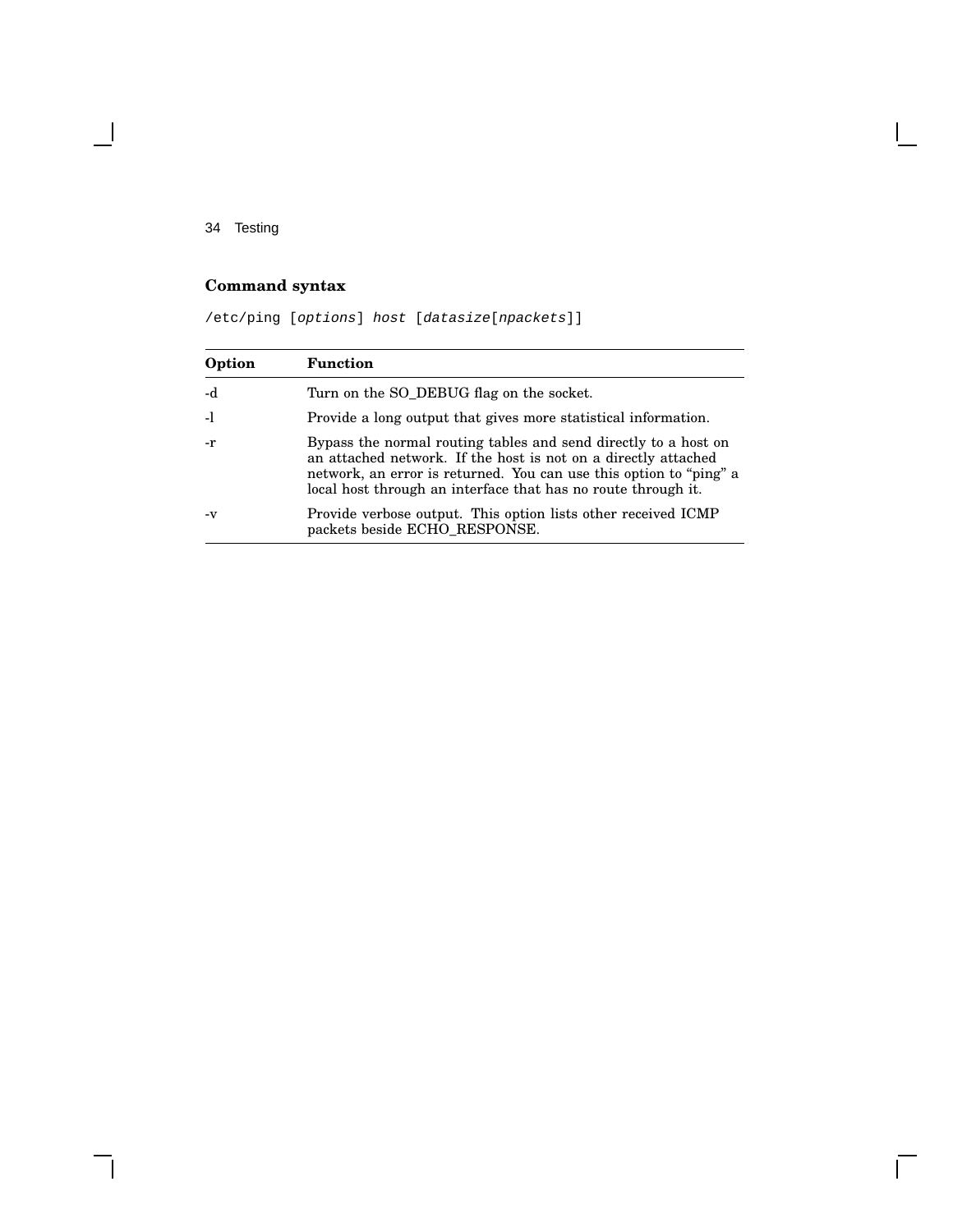### Command syntax

```
/etc/ping [options] host [datasize[npackets]]
```

| Option | Function |
|---|---|
| -d | Turn on the SO_DEBUG flag on the socket. |
| -l | Provide a long output that gives more statistical information. |
| -r | Bypass the normal routing tables and send directly to a host on an attached network. If the host is not on a directly attached network, an error is returned. You can use this option to "ping" a local host through an interface that has no route through it. |
| -v | Provide verbose output. This option lists other received ICMP packets beside ECHO_RESPONSE. |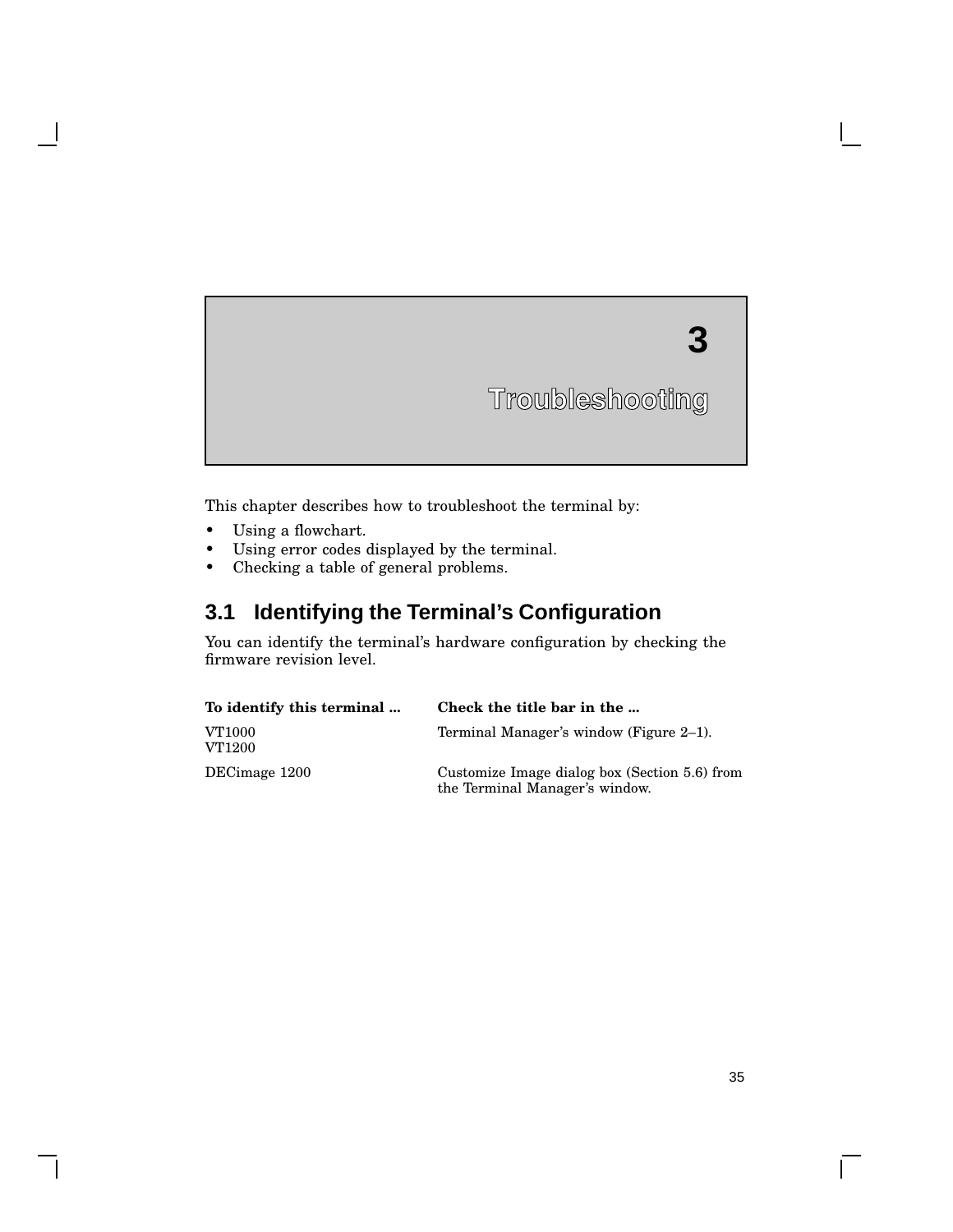# 3 Troubleshooting

This chapter describes how to troubleshoot the terminal by:

- Using a flowchart.
- Using error codes displayed by the terminal.
- Checking a table of general problems.

## 3.1 Identifying the Terminal's Configuration

You can identify the terminal's hardware configuration by checking the firmware revision level.

| To identify this terminal ... | Check the title bar in the ... |
|---|---|
| VT1000<br>VT1200 | Terminal Manager's window (Figure 2–1). |
| DECimage 1200 | Customize Image dialog box (Section 5.6) from the Terminal Manager's window. |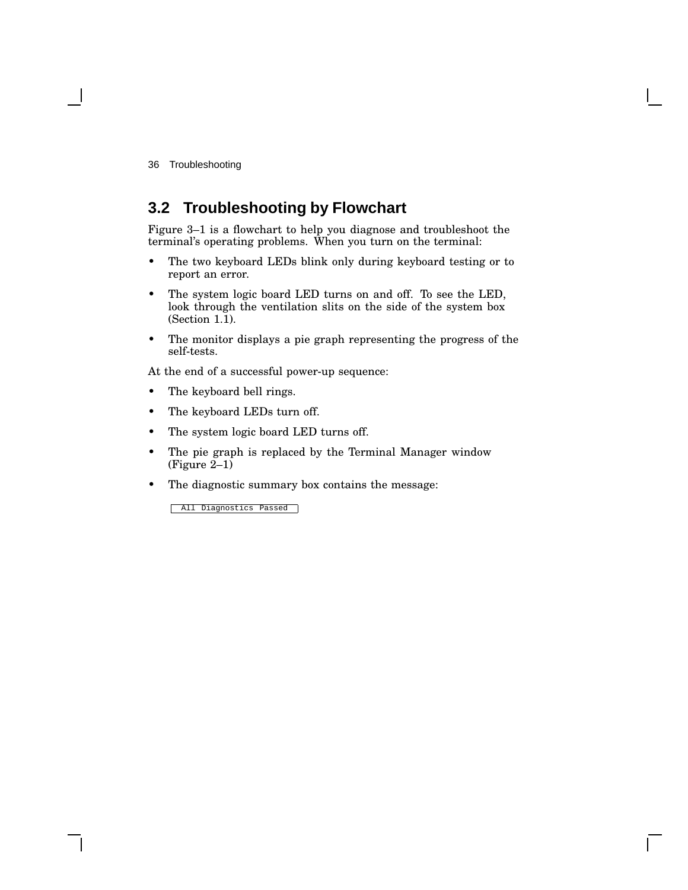## 3.2 Troubleshooting by Flowchart

Figure 3–1 is a flowchart to help you diagnose and troubleshoot the terminal's operating problems. When you turn on the terminal:

- The two keyboard LEDs blink only during keyboard testing or to report an error.
- The system logic board LED turns on and off. To see the LED, look through the ventilation slits on the side of the system box (Section 1.1).
- The monitor displays a pie graph representing the progress of the self-tests.

At the end of a successful power-up sequence:

- The keyboard bell rings.
- The keyboard LEDs turn off.
- The system logic board LED turns off.
- The pie graph is replaced by the Terminal Manager window (Figure 2–1)
- The diagnostic summary box contains the message:

```
All Diagnostics Passed
```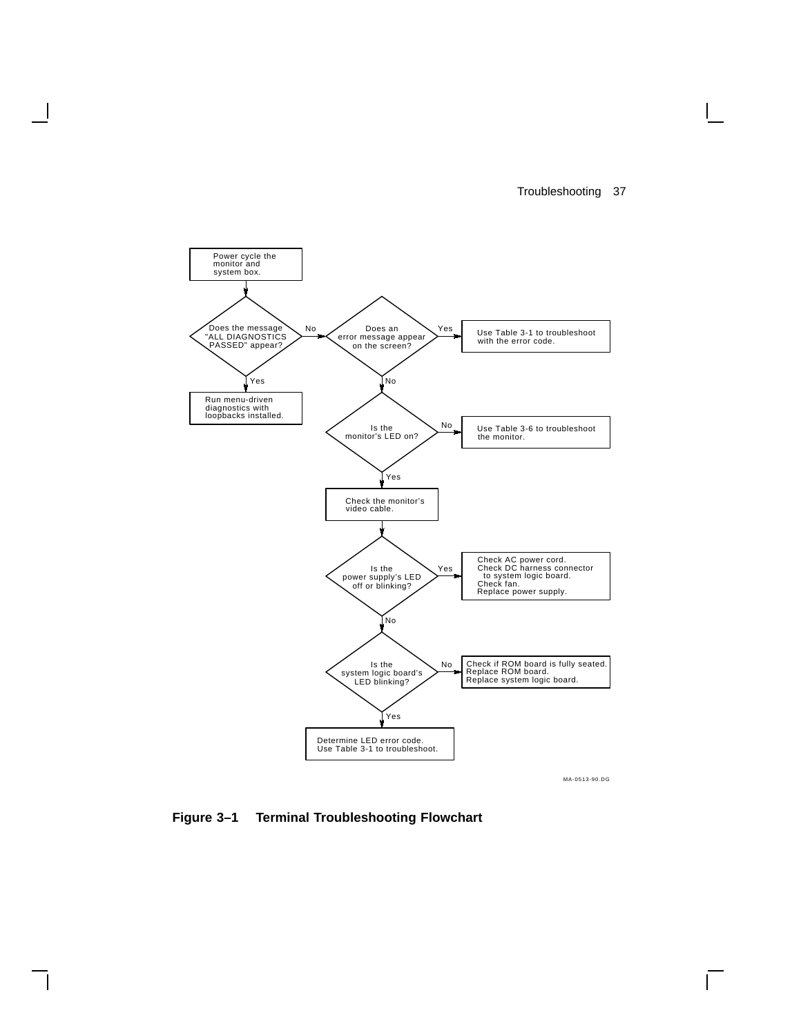Power cycle the monitor and system box.

Does the message "ALL DIAGNOSTICS PASSED" appear?

- Yes: Run menu-driven diagnostics with loopbacks installed.
- No: Does an error message appear on the screen?
  - Yes: Use Table 3-1 to troubleshoot with the error code.
  - No: Is the monitor's LED on?
    - No: Use Table 3-6 to troubleshoot the monitor.
    - Yes: Check the monitor's video cable.

Is the power supply's LED off or blinking?

- Yes: Check AC power cord. Check DC harness connector to system logic board. Check fan. Replace power supply.
- No: Is the system logic board's LED blinking?
  - No: Check if ROM board is fully seated. Replace ROM board. Replace system logic board.
  - Yes: Determine LED error code. Use Table 3-1 to troubleshoot.

MA-0513-90.DG

**Figure 3–1 Terminal Troubleshooting Flowchart**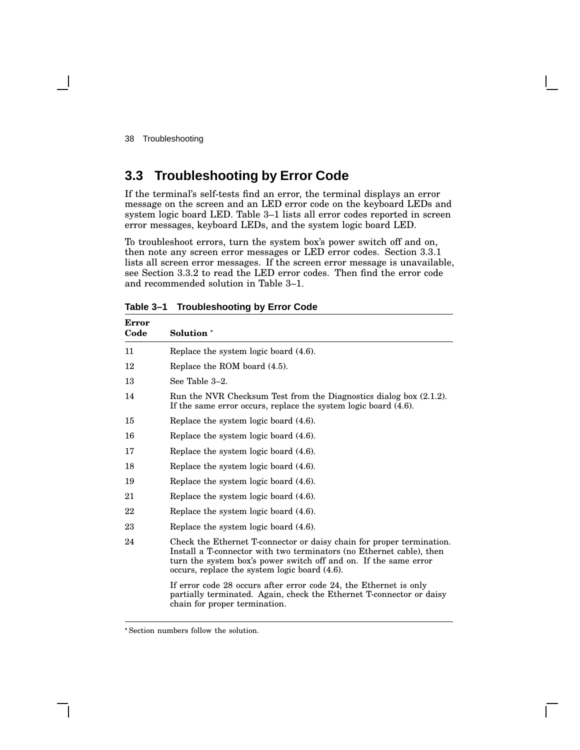## 3.3 Troubleshooting by Error Code

If the terminal's self-tests find an error, the terminal displays an error message on the screen and an LED error code on the keyboard LEDs and system logic board LED. Table 3–1 lists all error codes reported in screen error messages, keyboard LEDs, and the system logic board LED.

To troubleshoot errors, turn the system box's power switch off and on, then note any screen error messages or LED error codes. Section 3.3.1 lists all screen error messages. If the screen error message is unavailable, see Section 3.3.2 to read the LED error codes. Then find the error code and recommended solution in Table 3–1.

**Table 3–1 Troubleshooting by Error Code**

| Error Code | Solution * |
|---|---|
| 11 | Replace the system logic board (4.6). |
| 12 | Replace the ROM board (4.5). |
| 13 | See Table 3–2. |
| 14 | Run the NVR Checksum Test from the Diagnostics dialog box (2.1.2). If the same error occurs, replace the system logic board (4.6). |
| 15 | Replace the system logic board (4.6). |
| 16 | Replace the system logic board (4.6). |
| 17 | Replace the system logic board (4.6). |
| 18 | Replace the system logic board (4.6). |
| 19 | Replace the system logic board (4.6). |
| 21 | Replace the system logic board (4.6). |
| 22 | Replace the system logic board (4.6). |
| 23 | Replace the system logic board (4.6). |
| 24 | Check the Ethernet T-connector or daisy chain for proper termination. Install a T-connector with two terminators (no Ethernet cable), then turn the system box's power switch off and on. If the same error occurs, replace the system logic board (4.6). If error code 28 occurs after error code 24, the Ethernet is only partially terminated. Again, check the Ethernet T-connector or daisy chain for proper termination. |

* Section numbers follow the solution.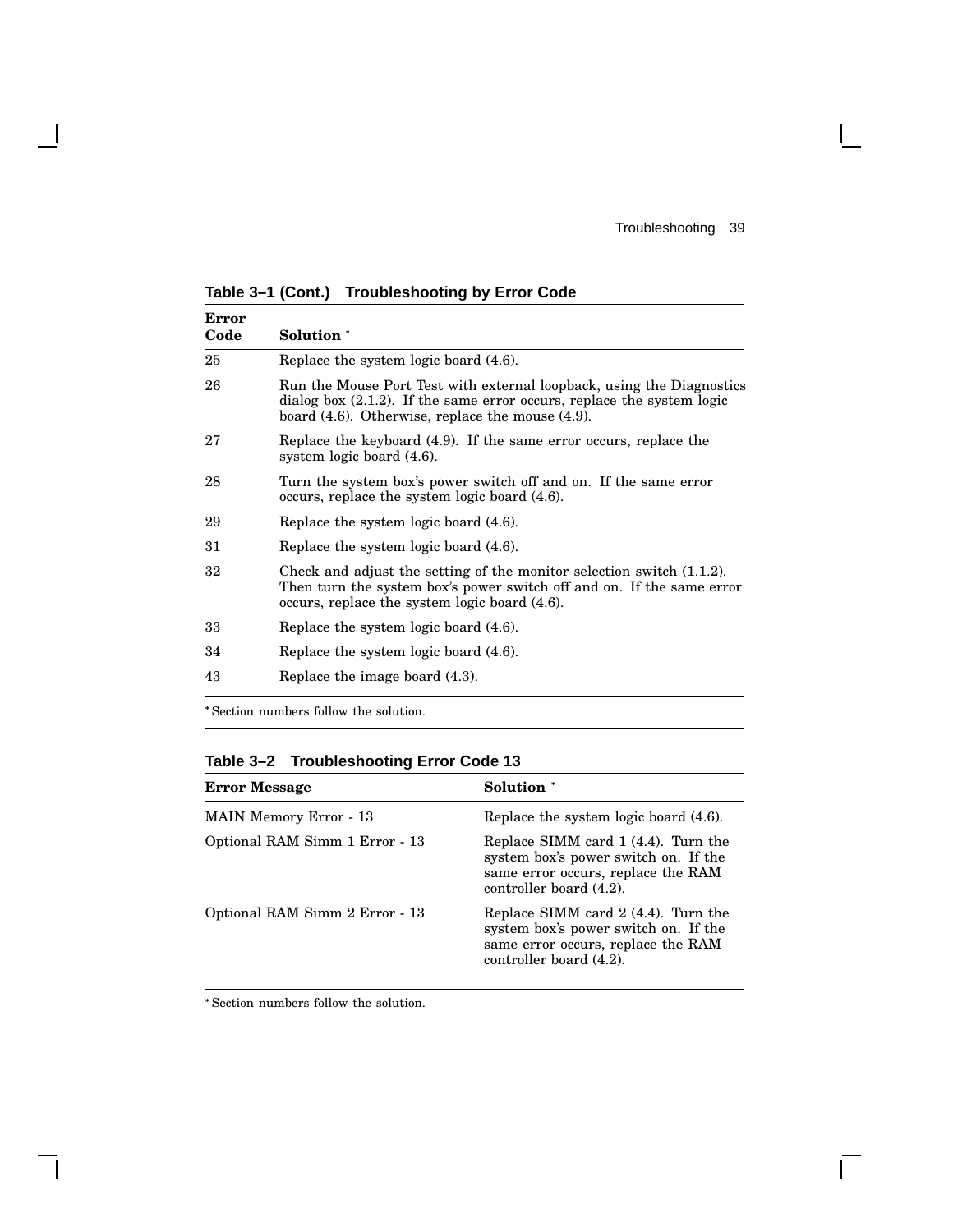**Table 3–1 (Cont.) Troubleshooting by Error Code**

| Error Code | Solution * |
|---|---|
| 25 | Replace the system logic board (4.6). |
| 26 | Run the Mouse Port Test with external loopback, using the Diagnostics dialog box (2.1.2). If the same error occurs, replace the system logic board (4.6). Otherwise, replace the mouse (4.9). |
| 27 | Replace the keyboard (4.9). If the same error occurs, replace the system logic board (4.6). |
| 28 | Turn the system box's power switch off and on. If the same error occurs, replace the system logic board (4.6). |
| 29 | Replace the system logic board (4.6). |
| 31 | Replace the system logic board (4.6). |
| 32 | Check and adjust the setting of the monitor selection switch (1.1.2). Then turn the system box's power switch off and on. If the same error occurs, replace the system logic board (4.6). |
| 33 | Replace the system logic board (4.6). |
| 34 | Replace the system logic board (4.6). |
| 43 | Replace the image board (4.3). |

* Section numbers follow the solution.

**Table 3–2 Troubleshooting Error Code 13**

| Error Message | Solution * |
|---|---|
| MAIN Memory Error - 13 | Replace the system logic board (4.6). |
| Optional RAM Simm 1 Error - 13 | Replace SIMM card 1 (4.4). Turn the system box's power switch on. If the same error occurs, replace the RAM controller board (4.2). |
| Optional RAM Simm 2 Error - 13 | Replace SIMM card 2 (4.4). Turn the system box's power switch on. If the same error occurs, replace the RAM controller board (4.2). |

* Section numbers follow the solution.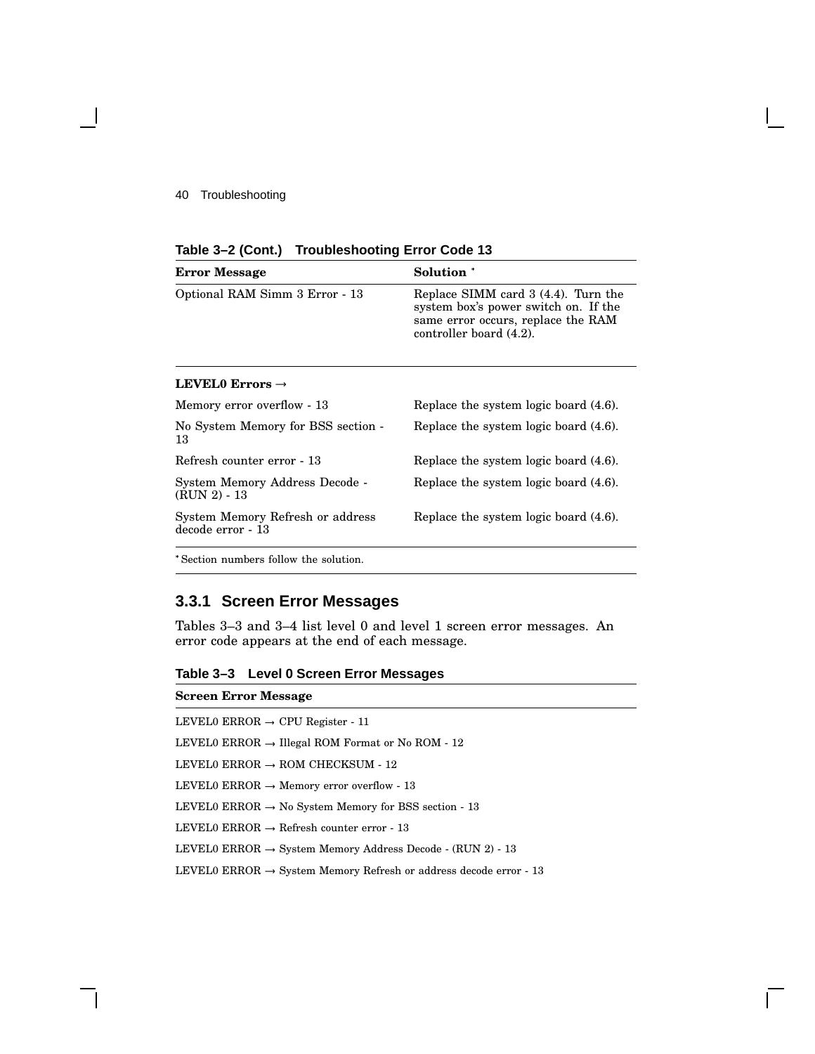**Table 3–2 (Cont.) Troubleshooting Error Code 13**

| Error Message | Solution * |
|---|---|
| Optional RAM Simm 3 Error - 13 | Replace SIMM card 3 (4.4). Turn the system box's power switch on. If the same error occurs, replace the RAM controller board (4.2). |
| **LEVEL0 Errors →** | |
| Memory error overflow - 13 | Replace the system logic board (4.6). |
| No System Memory for BSS section - 13 | Replace the system logic board (4.6). |
| Refresh counter error - 13 | Replace the system logic board (4.6). |
| System Memory Address Decode - (RUN 2) - 13 | Replace the system logic board (4.6). |
| System Memory Refresh or address decode error - 13 | Replace the system logic board (4.6). |

* Section numbers follow the solution.

### 3.3.1 Screen Error Messages

Tables 3–3 and 3–4 list level 0 and level 1 screen error messages. An error code appears at the end of each message.

**Table 3–3 Level 0 Screen Error Messages**

| Screen Error Message |
|---|
| LEVEL0 ERROR → CPU Register - 11 |
| LEVEL0 ERROR → Illegal ROM Format or No ROM - 12 |
| LEVEL0 ERROR → ROM CHECKSUM - 12 |
| LEVEL0 ERROR → Memory error overflow - 13 |
| LEVEL0 ERROR → No System Memory for BSS section - 13 |
| LEVEL0 ERROR → Refresh counter error - 13 |
| LEVEL0 ERROR → System Memory Address Decode - (RUN 2) - 13 |
| LEVEL0 ERROR → System Memory Refresh or address decode error - 13 |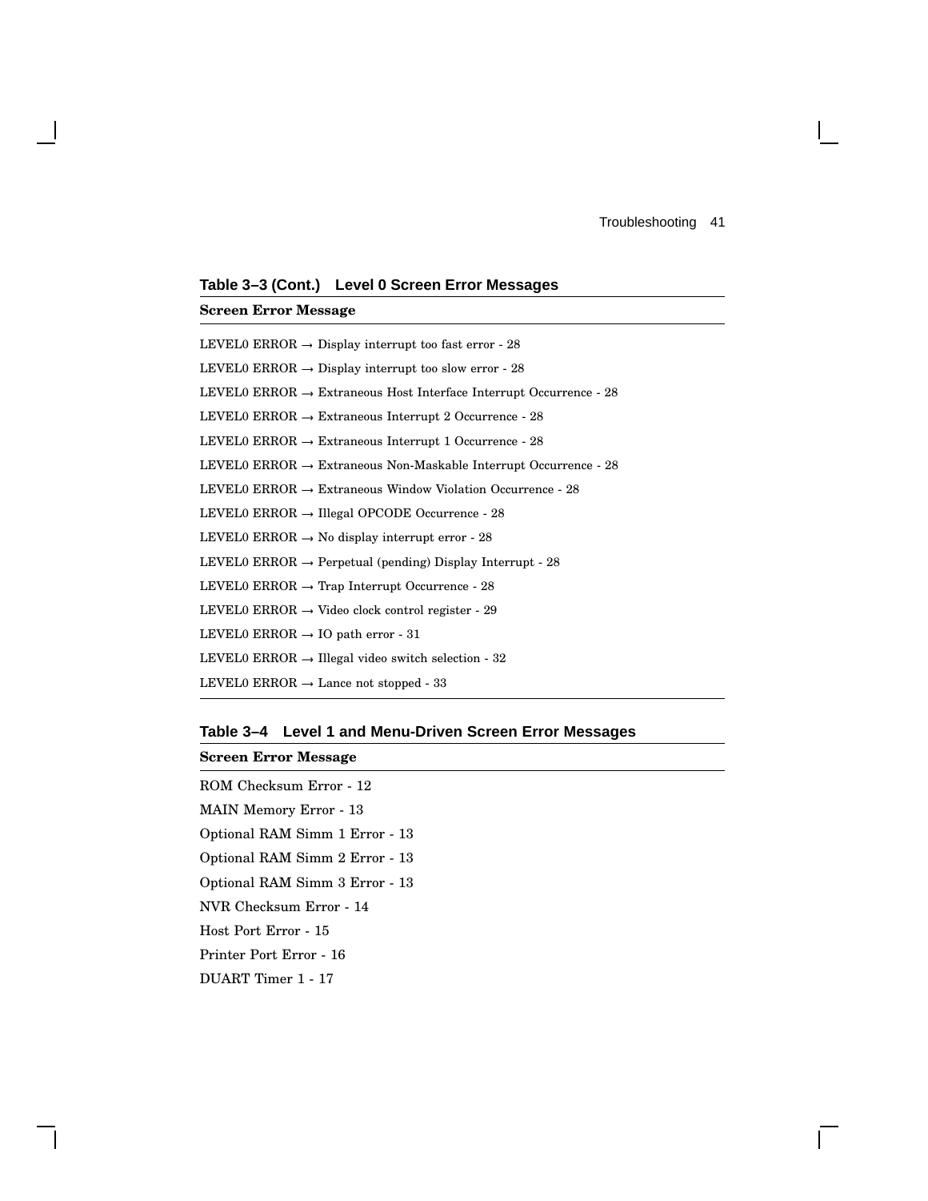**Table 3–3 (Cont.) Level 0 Screen Error Messages**

| Screen Error Message |
| --- |
| LEVEL0 ERROR → Display interrupt too fast error - 28 |
| LEVEL0 ERROR → Display interrupt too slow error - 28 |
| LEVEL0 ERROR → Extraneous Host Interface Interrupt Occurrence - 28 |
| LEVEL0 ERROR → Extraneous Interrupt 2 Occurrence - 28 |
| LEVEL0 ERROR → Extraneous Interrupt 1 Occurrence - 28 |
| LEVEL0 ERROR → Extraneous Non-Maskable Interrupt Occurrence - 28 |
| LEVEL0 ERROR → Extraneous Window Violation Occurrence - 28 |
| LEVEL0 ERROR → Illegal OPCODE Occurrence - 28 |
| LEVEL0 ERROR → No display interrupt error - 28 |
| LEVEL0 ERROR → Perpetual (pending) Display Interrupt - 28 |
| LEVEL0 ERROR → Trap Interrupt Occurrence - 28 |
| LEVEL0 ERROR → Video clock control register - 29 |
| LEVEL0 ERROR → IO path error - 31 |
| LEVEL0 ERROR → Illegal video switch selection - 32 |
| LEVEL0 ERROR → Lance not stopped - 33 |

**Table 3–4 Level 1 and Menu-Driven Screen Error Messages**

| Screen Error Message |
| --- |
| ROM Checksum Error - 12 |
| MAIN Memory Error - 13 |
| Optional RAM Simm 1 Error - 13 |
| Optional RAM Simm 2 Error - 13 |
| Optional RAM Simm 3 Error - 13 |
| NVR Checksum Error - 14 |
| Host Port Error - 15 |
| Printer Port Error - 16 |
| DUART Timer 1 - 17 |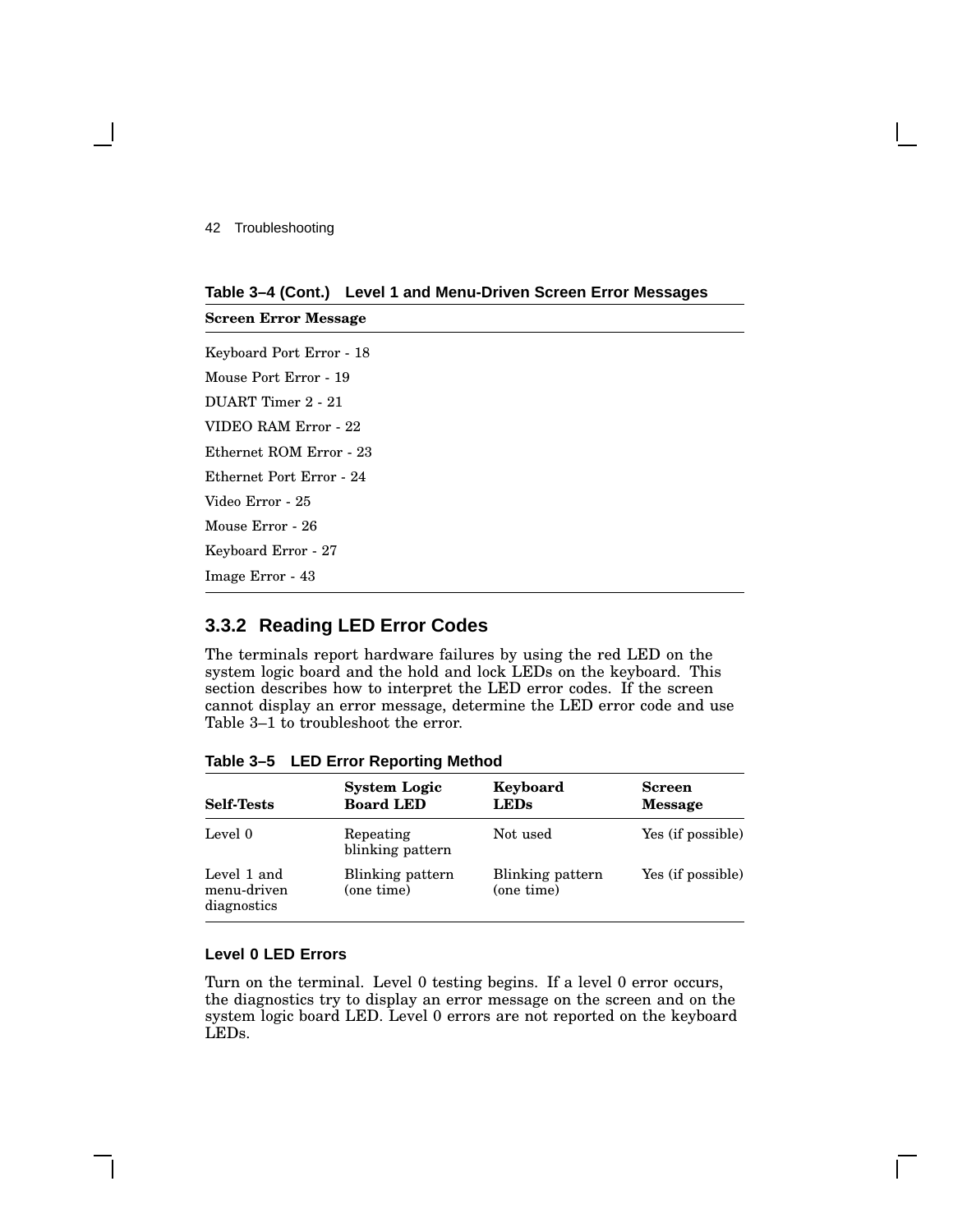**Table 3–4 (Cont.) Level 1 and Menu-Driven Screen Error Messages**

| Screen Error Message |
|---|
| Keyboard Port Error - 18 |
| Mouse Port Error - 19 |
| DUART Timer 2 - 21 |
| VIDEO RAM Error - 22 |
| Ethernet ROM Error - 23 |
| Ethernet Port Error - 24 |
| Video Error - 25 |
| Mouse Error - 26 |
| Keyboard Error - 27 |
| Image Error - 43 |

### 3.3.2 Reading LED Error Codes

The terminals report hardware failures by using the red LED on the system logic board and the hold and lock LEDs on the keyboard. This section describes how to interpret the LED error codes. If the screen cannot display an error message, determine the LED error code and use Table 3–1 to troubleshoot the error.

**Table 3–5 LED Error Reporting Method**

| Self-Tests | System Logic Board LED | Keyboard LEDs | Screen Message |
|---|---|---|---|
| Level 0 | Repeating blinking pattern | Not used | Yes (if possible) |
| Level 1 and menu-driven diagnostics | Blinking pattern (one time) | Blinking pattern (one time) | Yes (if possible) |

#### Level 0 LED Errors

Turn on the terminal. Level 0 testing begins. If a level 0 error occurs, the diagnostics try to display an error message on the screen and on the system logic board LED. Level 0 errors are not reported on the keyboard LEDs.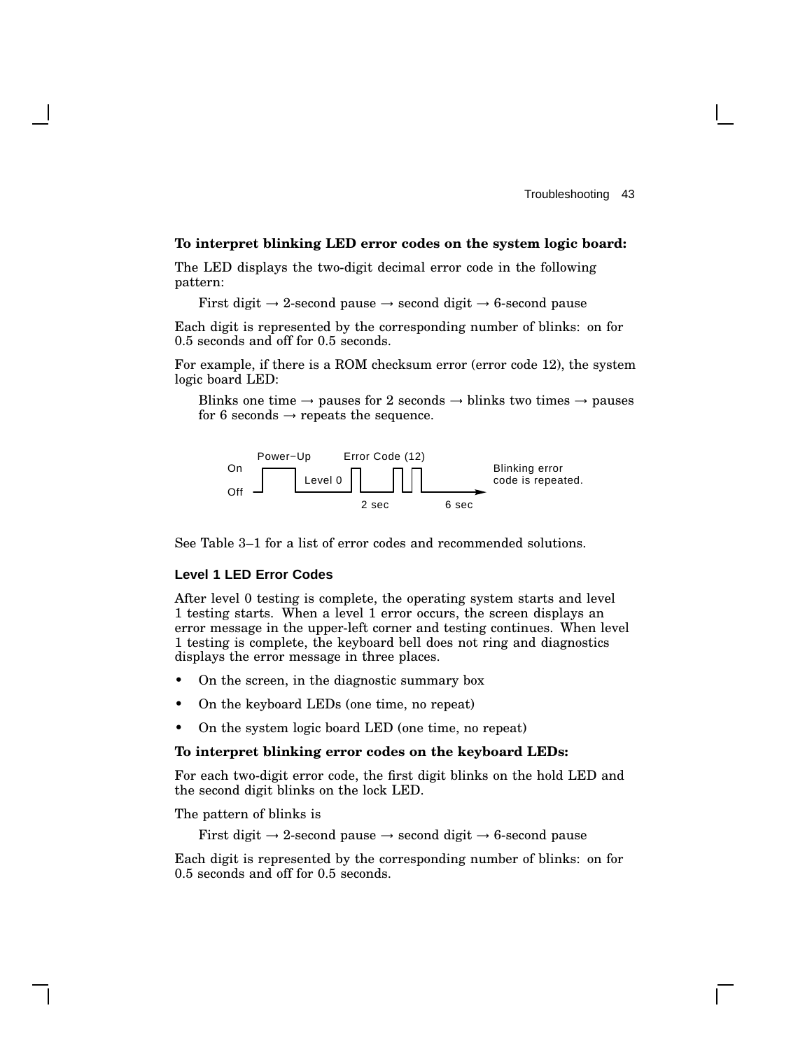**To interpret blinking LED error codes on the system logic board:**

The LED displays the two-digit decimal error code in the following pattern:

First digit → 2-second pause → second digit → 6-second pause

Each digit is represented by the corresponding number of blinks: on for 0.5 seconds and off for 0.5 seconds.

For example, if there is a ROM checksum error (error code 12), the system logic board LED:

Blinks one time → pauses for 2 seconds → blinks two times → pauses for 6 seconds → repeats the sequence.

See Table 3–1 for a list of error codes and recommended solutions.

### Level 1 LED Error Codes

After level 0 testing is complete, the operating system starts and level 1 testing starts. When a level 1 error occurs, the screen displays an error message in the upper-left corner and testing continues. When level 1 testing is complete, the keyboard bell does not ring and diagnostics displays the error message in three places.

- On the screen, in the diagnostic summary box
- On the keyboard LEDs (one time, no repeat)
- On the system logic board LED (one time, no repeat)

**To interpret blinking error codes on the keyboard LEDs:**

For each two-digit error code, the first digit blinks on the hold LED and the second digit blinks on the lock LED.

The pattern of blinks is

First digit → 2-second pause → second digit → 6-second pause

Each digit is represented by the corresponding number of blinks: on for 0.5 seconds and off for 0.5 seconds.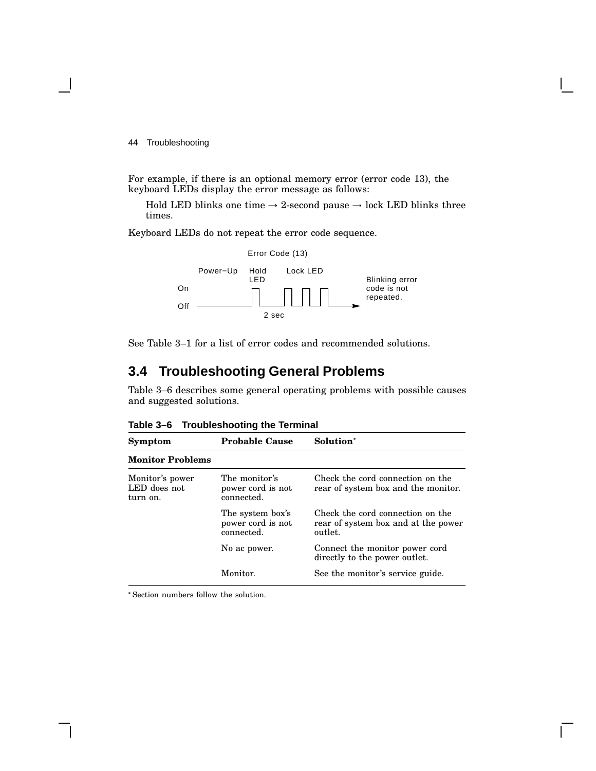For example, if there is an optional memory error (error code 13), the keyboard LEDs display the error message as follows:

Hold LED blinks one time → 2-second pause → lock LED blinks three times.

Keyboard LEDs do not repeat the error code sequence.

See Table 3–1 for a list of error codes and recommended solutions.

## 3.4 Troubleshooting General Problems

Table 3–6 describes some general operating problems with possible causes and suggested solutions.

**Table 3–6 Troubleshooting the Terminal**

| Symptom | Probable Cause | Solution* |
|---|---|---|
| **Monitor Problems** | | |
| Monitor's power LED does not turn on. | The monitor's power cord is not connected. | Check the cord connection on the rear of system box and the monitor. |
| | The system box's power cord is not connected. | Check the cord connection on the rear of system box and at the power outlet. |
| | No ac power. | Connect the monitor power cord directly to the power outlet. |
| | Monitor. | See the monitor's service guide. |

* Section numbers follow the solution.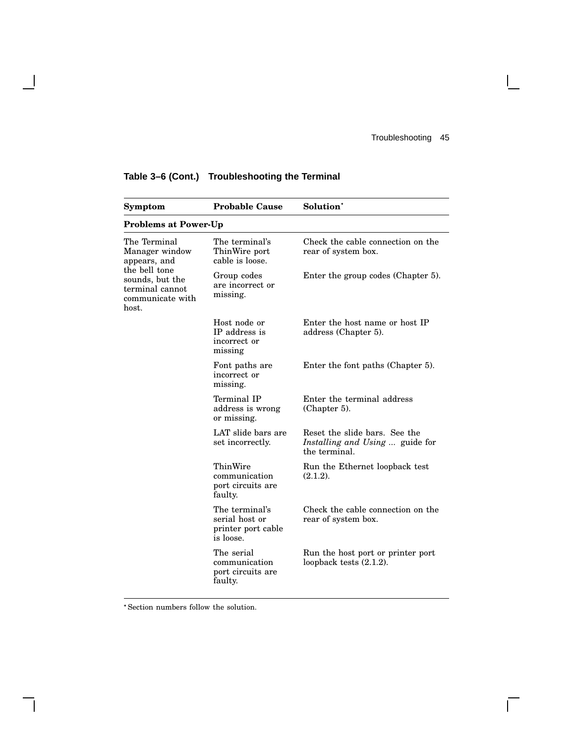**Table 3–6 (Cont.) Troubleshooting the Terminal**

| Symptom | Probable Cause | Solution* |
|---|---|---|
| **Problems at Power-Up** | | |
| The Terminal Manager window appears, and the bell tone sounds, but the terminal cannot communicate with host. | The terminal's ThinWire port cable is loose. | Check the cable connection on the rear of system box. |
| | Group codes are incorrect or missing. | Enter the group codes (Chapter 5). |
| | Host node or IP address is incorrect or missing | Enter the host name or host IP address (Chapter 5). |
| | Font paths are incorrect or missing. | Enter the font paths (Chapter 5). |
| | Terminal IP address is wrong or missing. | Enter the terminal address (Chapter 5). |
| | LAT slide bars are set incorrectly. | Reset the slide bars. See the *Installing and Using ...* guide for the terminal. |
| | ThinWire communication port circuits are faulty. | Run the Ethernet loopback test (2.1.2). |
| | The terminal's serial host or printer port cable is loose. | Check the cable connection on the rear of system box. |
| | The serial communication port circuits are faulty. | Run the host port or printer port loopback tests (2.1.2). |

\* Section numbers follow the solution.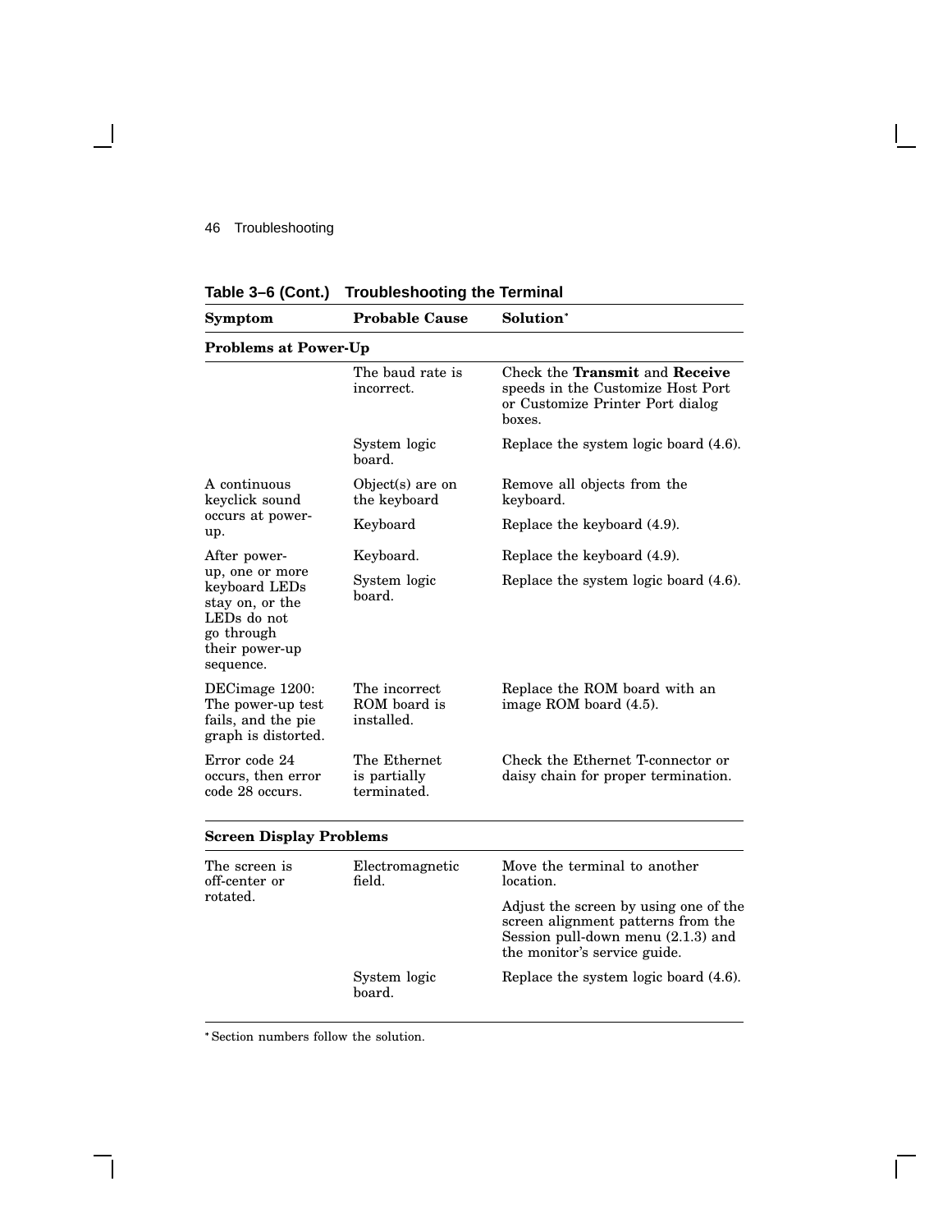**Table 3–6 (Cont.) Troubleshooting the Terminal**

| Symptom | Probable Cause | Solution* |
|---|---|---|
| **Problems at Power-Up** | | |
| | The baud rate is incorrect. | Check the **Transmit** and **Receive** speeds in the Customize Host Port or Customize Printer Port dialog boxes. |
| | System logic board. | Replace the system logic board (4.6). |
| A continuous keyclick sound occurs at power-up. | Object(s) are on the keyboard | Remove all objects from the keyboard. |
| | Keyboard | Replace the keyboard (4.9). |
| After power-up, one or more keyboard LEDs stay on, or the LEDs do not go through their power-up sequence. | Keyboard. | Replace the keyboard (4.9). |
| | System logic board. | Replace the system logic board (4.6). |
| DECimage 1200: The power-up test fails, and the pie graph is distorted. | The incorrect ROM board is installed. | Replace the ROM board with an image ROM board (4.5). |
| Error code 24 occurs, then error code 28 occurs. | The Ethernet is partially terminated. | Check the Ethernet T-connector or daisy chain for proper termination. |
| **Screen Display Problems** | | |
| The screen is off-center or rotated. | Electromagnetic field. | Move the terminal to another location. |
| | | Adjust the screen by using one of the screen alignment patterns from the Session pull-down menu (2.1.3) and the monitor's service guide. |
| | System logic board. | Replace the system logic board (4.6). |

*Section numbers follow the solution.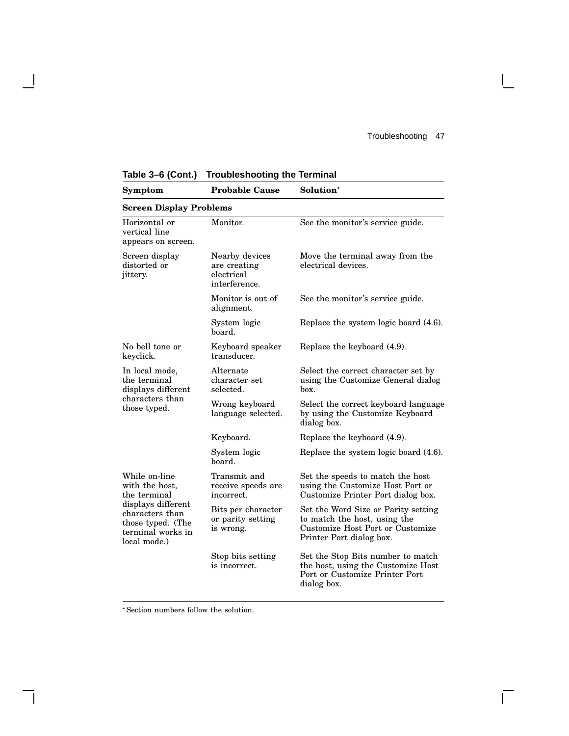**Table 3–6 (Cont.) Troubleshooting the Terminal**

| Symptom | Probable Cause | Solution* |
|---|---|---|
| **Screen Display Problems** | | |
| Horizontal or vertical line appears on screen. | Monitor. | See the monitor's service guide. |
| Screen display distorted or jittery. | Nearby devices are creating electrical interference. | Move the terminal away from the electrical devices. |
| | Monitor is out of alignment. | See the monitor's service guide. |
| | System logic board. | Replace the system logic board (4.6). |
| No bell tone or keyclick. | Keyboard speaker transducer. | Replace the keyboard (4.9). |
| In local mode, the terminal displays different characters than those typed. | Alternate character set selected. | Select the correct character set by using the Customize General dialog box. |
| | Wrong keyboard language selected. | Select the correct keyboard language by using the Customize Keyboard dialog box. |
| | Keyboard. | Replace the keyboard (4.9). |
| | System logic board. | Replace the system logic board (4.6). |
| While on-line with the host, the terminal displays different characters than those typed. (The terminal works in local mode.) | Transmit and receive speeds are incorrect. | Set the speeds to match the host using the Customize Host Port or Customize Printer Port dialog box. |
| | Bits per character or parity setting is wrong. | Set the Word Size or Parity setting to match the host, using the Customize Host Port or Customize Printer Port dialog box. |
| | Stop bits setting is incorrect. | Set the Stop Bits number to match the host, using the Customize Host Port or Customize Printer Port dialog box. |

* Section numbers follow the solution.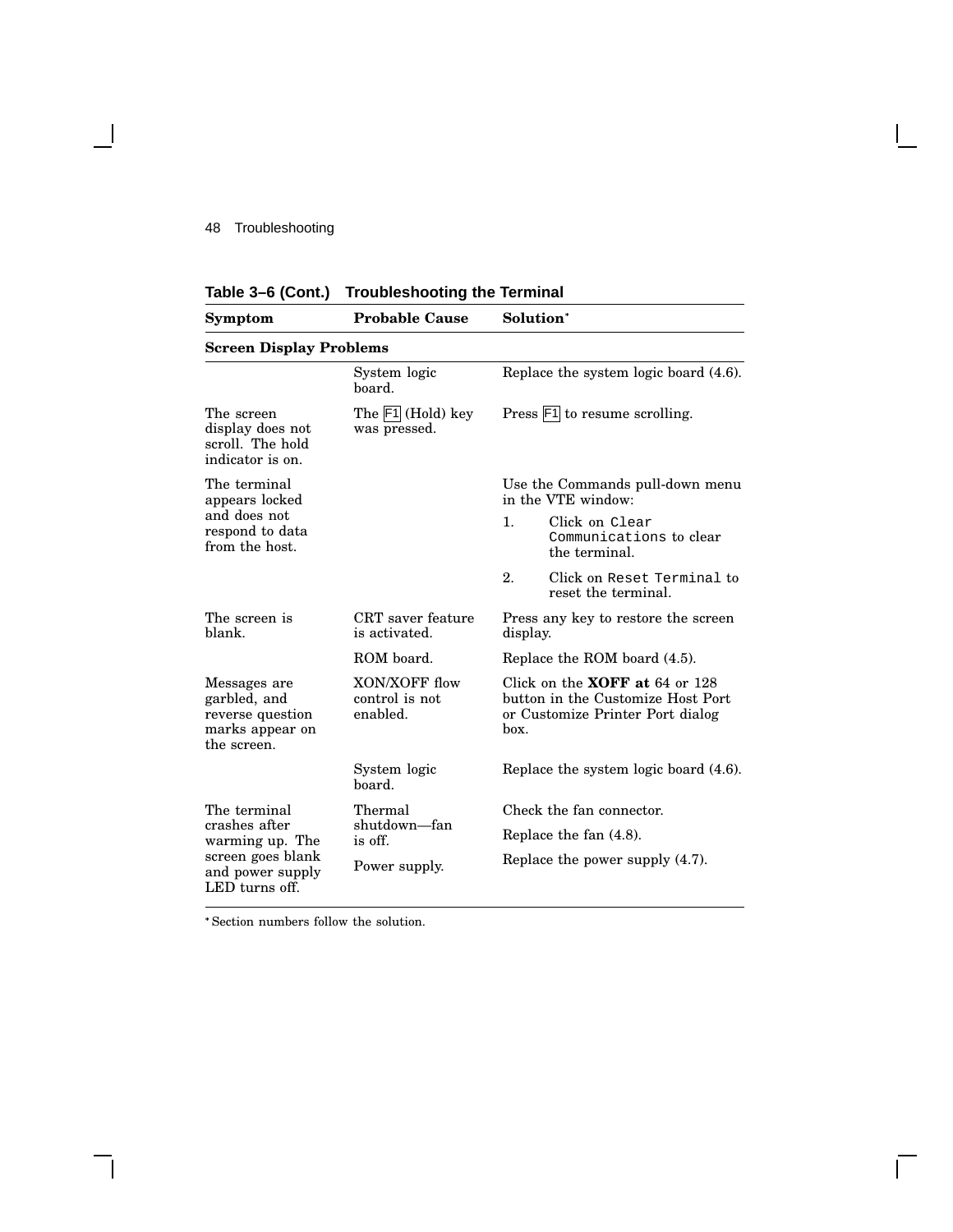**Table 3–6 (Cont.) Troubleshooting the Terminal**

| Symptom | Probable Cause | Solution* |
|---|---|---|
| **Screen Display Problems** | | |
| | System logic board. | Replace the system logic board (4.6). |
| The screen display does not scroll. The hold indicator is on. | The F1 (Hold) key was pressed. | Press F1 to resume scrolling. |
| The terminal appears locked and does not respond to data from the host. | | Use the Commands pull-down menu in the VTE window: 1. Click on `Clear Communications` to clear the terminal. 2. Click on `Reset Terminal` to reset the terminal. |
| The screen is blank. | CRT saver feature is activated. | Press any key to restore the screen display. |
| | ROM board. | Replace the ROM board (4.5). |
| Messages are garbled, and reverse question marks appear on the screen. | XON/XOFF flow control is not enabled. | Click on the **XOFF at** 64 or 128 button in the Customize Host Port or Customize Printer Port dialog box. |
| | System logic board. | Replace the system logic board (4.6). |
| The terminal crashes after warming up. The screen goes blank and power supply LED turns off. | Thermal shutdown—fan is off. | Check the fan connector. Replace the fan (4.8). |
| | Power supply. | Replace the power supply (4.7). |

* Section numbers follow the solution.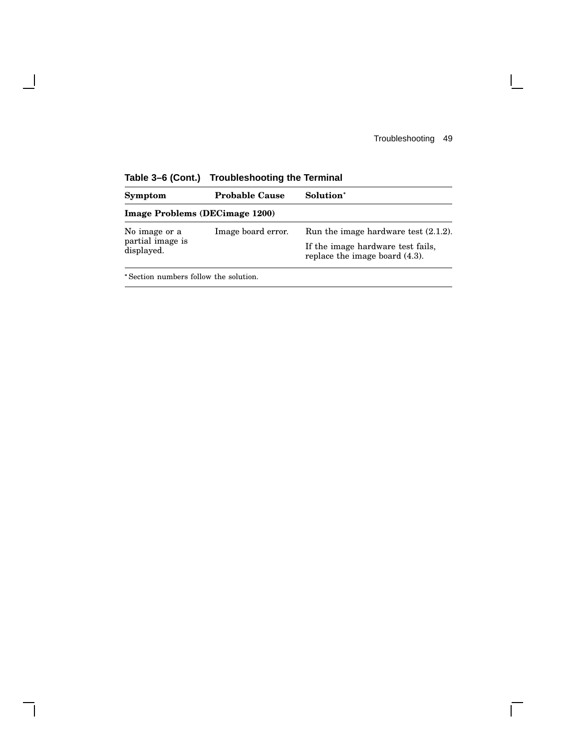**Table 3–6 (Cont.) Troubleshooting the Terminal**

| Symptom | Probable Cause | Solution* |
|---|---|---|
| **Image Problems (DECimage 1200)** | | |
| No image or a partial image is displayed. | Image board error. | Run the image hardware test (2.1.2).<br><br>If the image hardware test fails, replace the image board (4.3). |

*Section numbers follow the solution.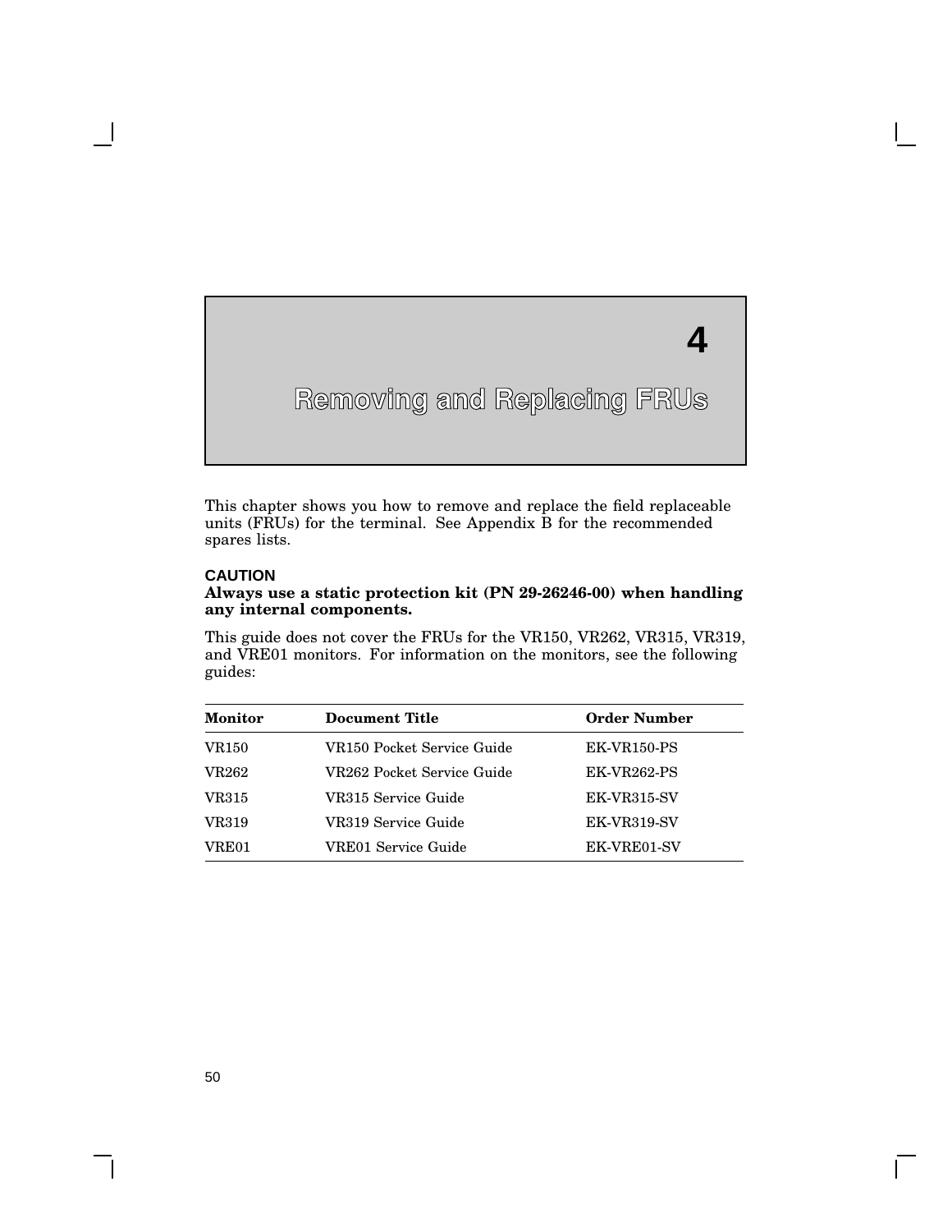# 4 Removing and Replacing FRUs

This chapter shows you how to remove and replace the field replaceable units (FRUs) for the terminal. See Appendix B for the recommended spares lists.

**CAUTION**
**Always use a static protection kit (PN 29-26246-00) when handling any internal components.**

This guide does not cover the FRUs for the VR150, VR262, VR315, VR319, and VRE01 monitors. For information on the monitors, see the following guides:

| Monitor | Document Title | Order Number |
|---|---|---|
| VR150 | VR150 Pocket Service Guide | EK-VR150-PS |
| VR262 | VR262 Pocket Service Guide | EK-VR262-PS |
| VR315 | VR315 Service Guide | EK-VR315-SV |
| VR319 | VR319 Service Guide | EK-VR319-SV |
| VRE01 | VRE01 Service Guide | EK-VRE01-SV |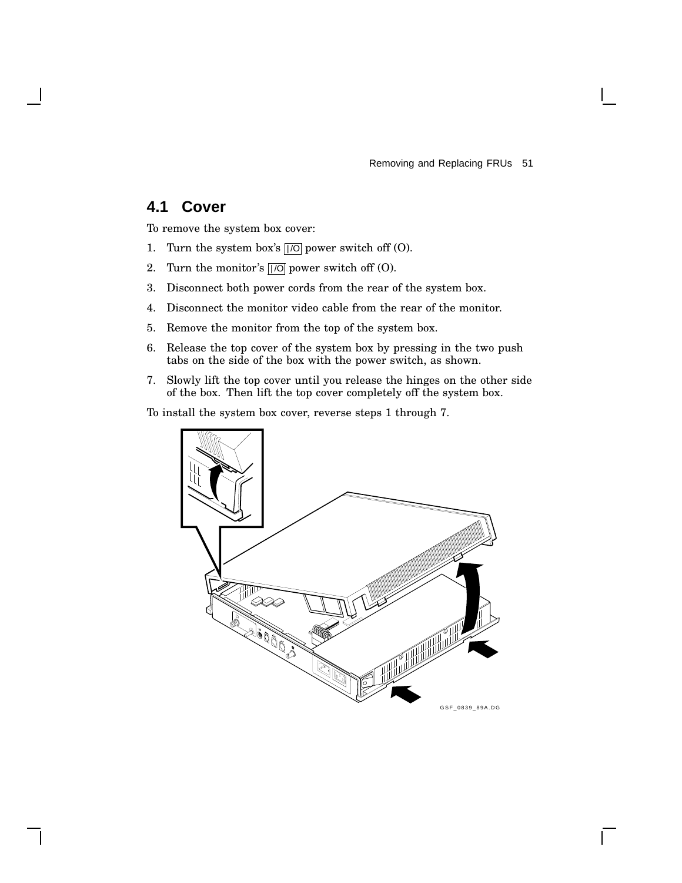## 4.1 Cover

To remove the system box cover:

1. Turn the system box's |/O power switch off (O).
2. Turn the monitor's |/O power switch off (O).
3. Disconnect both power cords from the rear of the system box.
4. Disconnect the monitor video cable from the rear of the monitor.
5. Remove the monitor from the top of the system box.
6. Release the top cover of the system box by pressing in the two push tabs on the side of the box with the power switch, as shown.
7. Slowly lift the top cover until you release the hinges on the other side of the box. Then lift the top cover completely off the system box.

To install the system box cover, reverse steps 1 through 7.

GSF_0839_89A.DG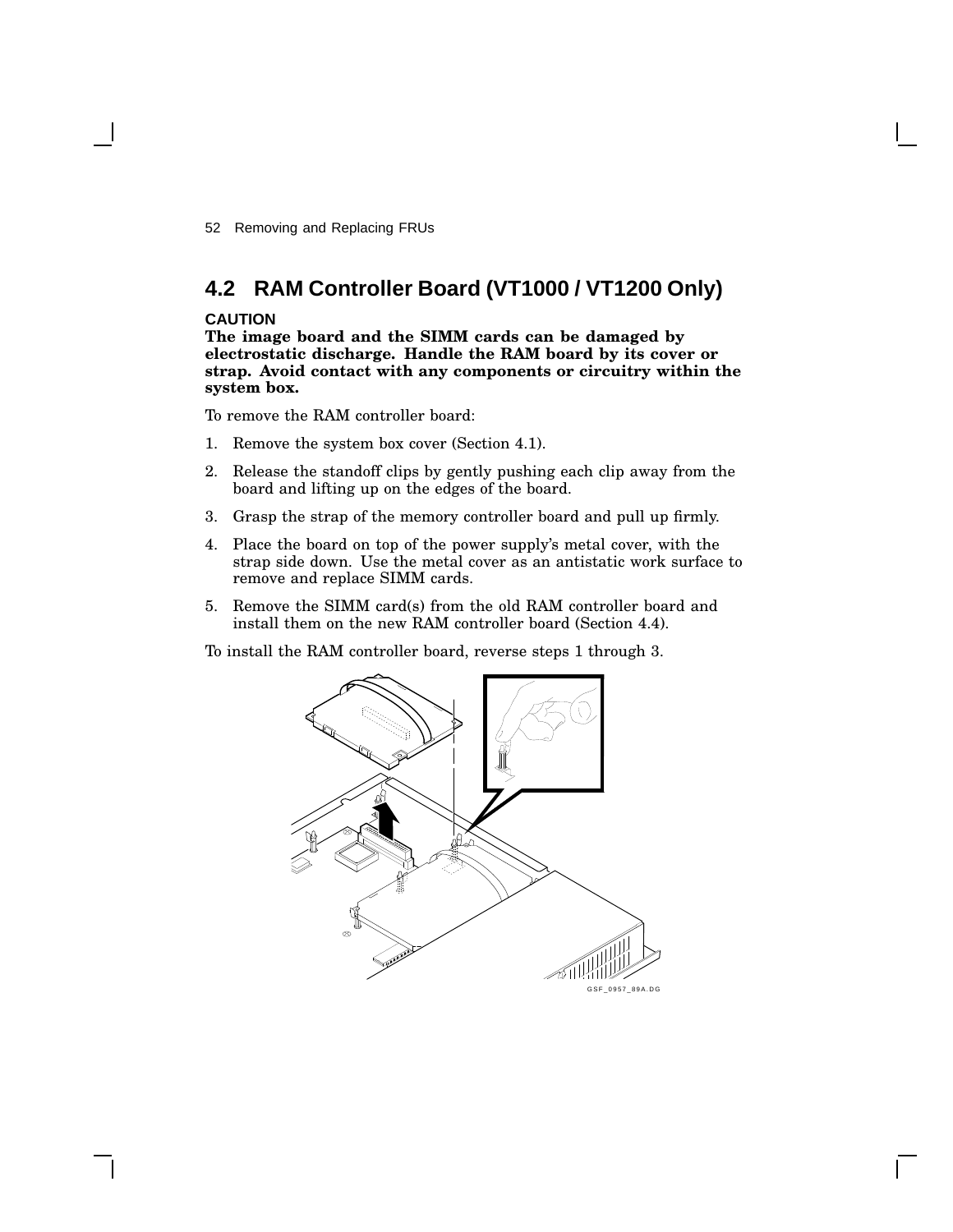## 4.2 RAM Controller Board (VT1000 / VT1200 Only)

**CAUTION**

**The image board and the SIMM cards can be damaged by electrostatic discharge. Handle the RAM board by its cover or strap. Avoid contact with any components or circuitry within the system box.**

To remove the RAM controller board:

1. Remove the system box cover (Section 4.1).
2. Release the standoff clips by gently pushing each clip away from the board and lifting up on the edges of the board.
3. Grasp the strap of the memory controller board and pull up firmly.
4. Place the board on top of the power supply's metal cover, with the strap side down. Use the metal cover as an antistatic work surface to remove and replace SIMM cards.
5. Remove the SIMM card(s) from the old RAM controller board and install them on the new RAM controller board (Section 4.4).

To install the RAM controller board, reverse steps 1 through 3.

GSF_0957_89A.DG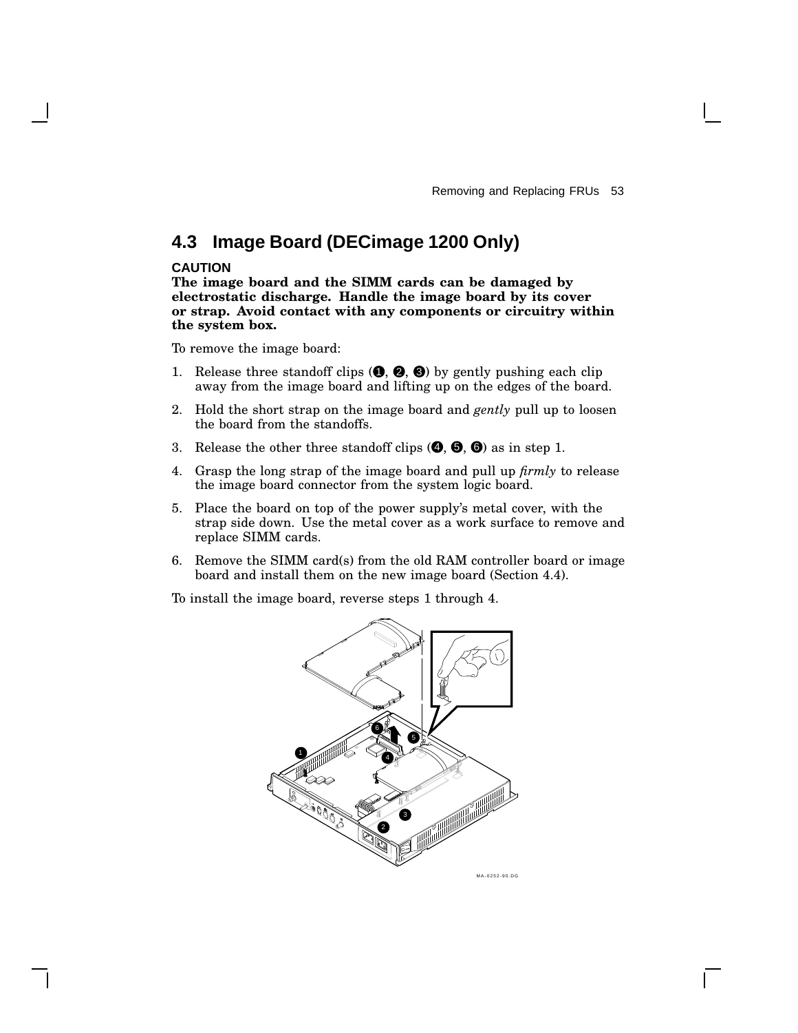## 4.3 Image Board (DECimage 1200 Only)

**CAUTION**

**The image board and the SIMM cards can be damaged by electrostatic discharge. Handle the image board by its cover or strap. Avoid contact with any components or circuitry within the system box.**

To remove the image board:

1. Release three standoff clips (❶, ❷, ❸) by gently pushing each clip away from the image board and lifting up on the edges of the board.
2. Hold the short strap on the image board and *gently* pull up to loosen the board from the standoffs.
3. Release the other three standoff clips (❹, ❺, ❻) as in step 1.
4. Grasp the long strap of the image board and pull up *firmly* to release the image board connector from the system logic board.
5. Place the board on top of the power supply's metal cover, with the strap side down. Use the metal cover as a work surface to remove and replace SIMM cards.
6. Remove the SIMM card(s) from the old RAM controller board or image board and install them on the new image board (Section 4.4).

To install the image board, reverse steps 1 through 4.

MA-0252-90.DG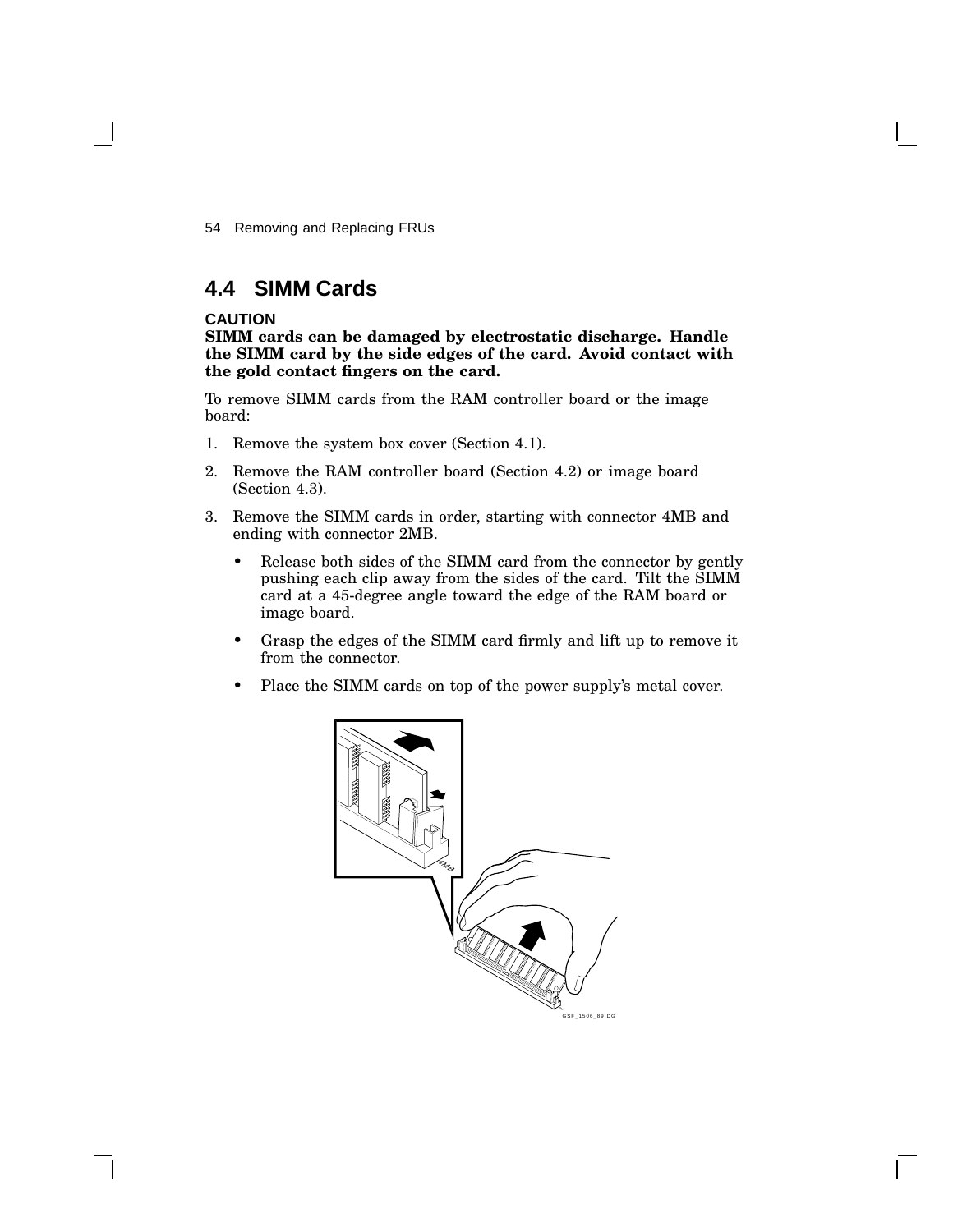## 4.4 SIMM Cards

**CAUTION**
**SIMM cards can be damaged by electrostatic discharge. Handle the SIMM card by the side edges of the card. Avoid contact with the gold contact fingers on the card.**

To remove SIMM cards from the RAM controller board or the image board:

1. Remove the system box cover (Section 4.1).
2. Remove the RAM controller board (Section 4.2) or image board (Section 4.3).
3. Remove the SIMM cards in order, starting with connector 4MB and ending with connector 2MB.
   - Release both sides of the SIMM card from the connector by gently pushing each clip away from the sides of the card. Tilt the SIMM card at a 45-degree angle toward the edge of the RAM board or image board.
   - Grasp the edges of the SIMM card firmly and lift up to remove it from the connector.
   - Place the SIMM cards on top of the power supply's metal cover.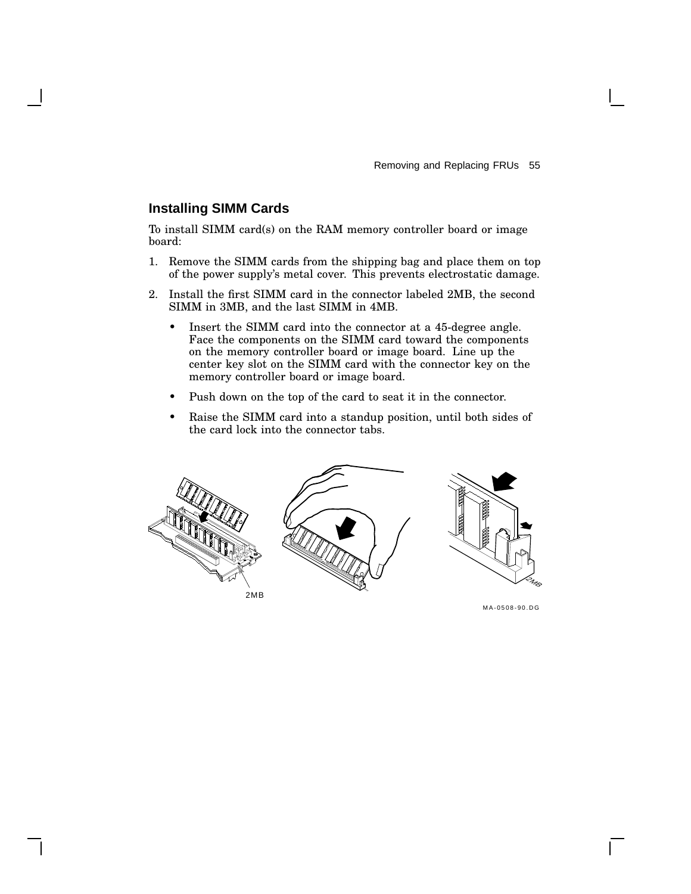## Installing SIMM Cards

To install SIMM card(s) on the RAM memory controller board or image board:

1. Remove the SIMM cards from the shipping bag and place them on top of the power supply's metal cover. This prevents electrostatic damage.
2. Install the first SIMM card in the connector labeled 2MB, the second SIMM in 3MB, and the last SIMM in 4MB.
   - Insert the SIMM card into the connector at a 45-degree angle. Face the components on the SIMM card toward the components on the memory controller board or image board. Line up the center key slot on the SIMM card with the connector key on the memory controller board or image board.
   - Push down on the top of the card to seat it in the connector.
   - Raise the SIMM card into a standup position, until both sides of the card lock into the connector tabs.

2MB

2MB

MA-0508-90.DG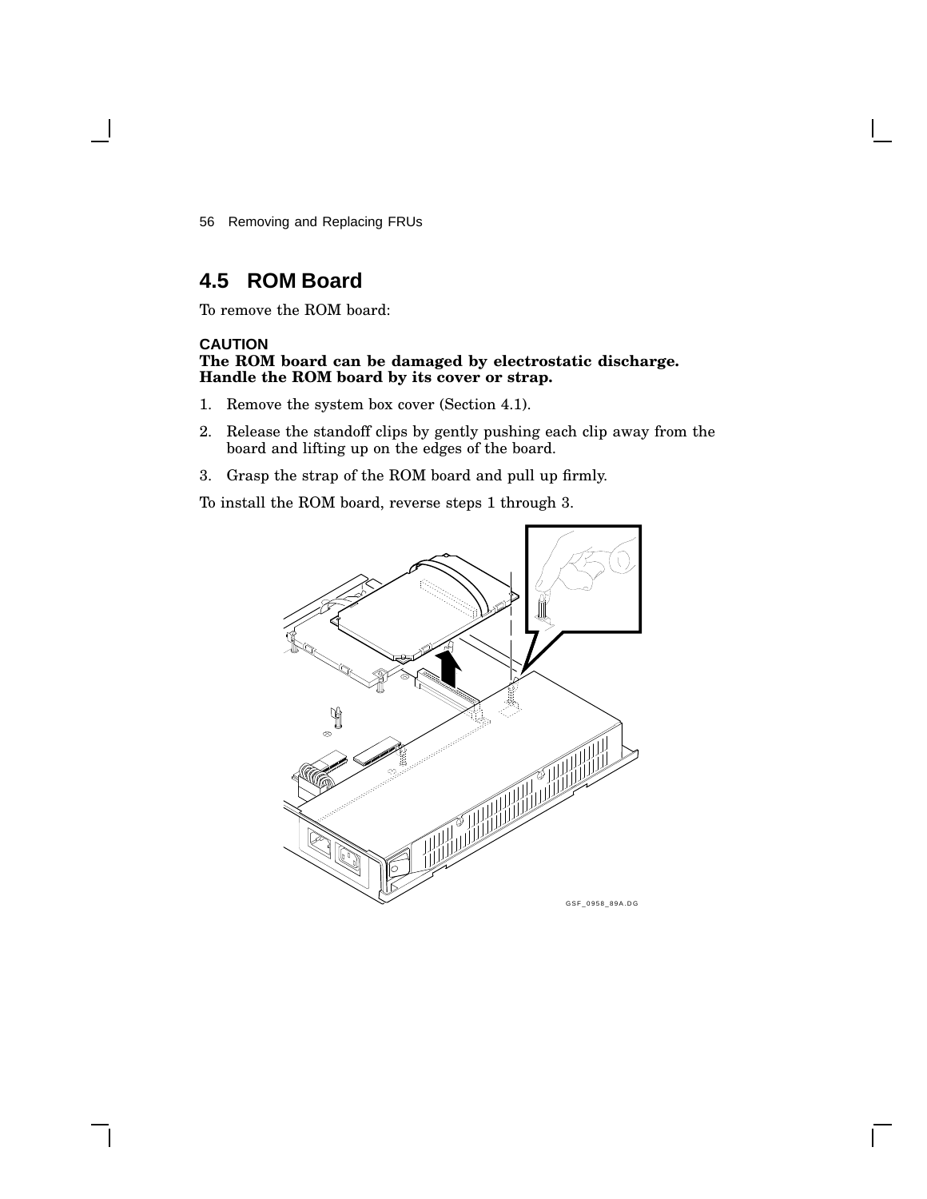## 4.5 ROM Board

To remove the ROM board:

**CAUTION**
**The ROM board can be damaged by electrostatic discharge. Handle the ROM board by its cover or strap.**

1. Remove the system box cover (Section 4.1).
2. Release the standoff clips by gently pushing each clip away from the board and lifting up on the edges of the board.
3. Grasp the strap of the ROM board and pull up firmly.

To install the ROM board, reverse steps 1 through 3.

GSF_0958_89A.DG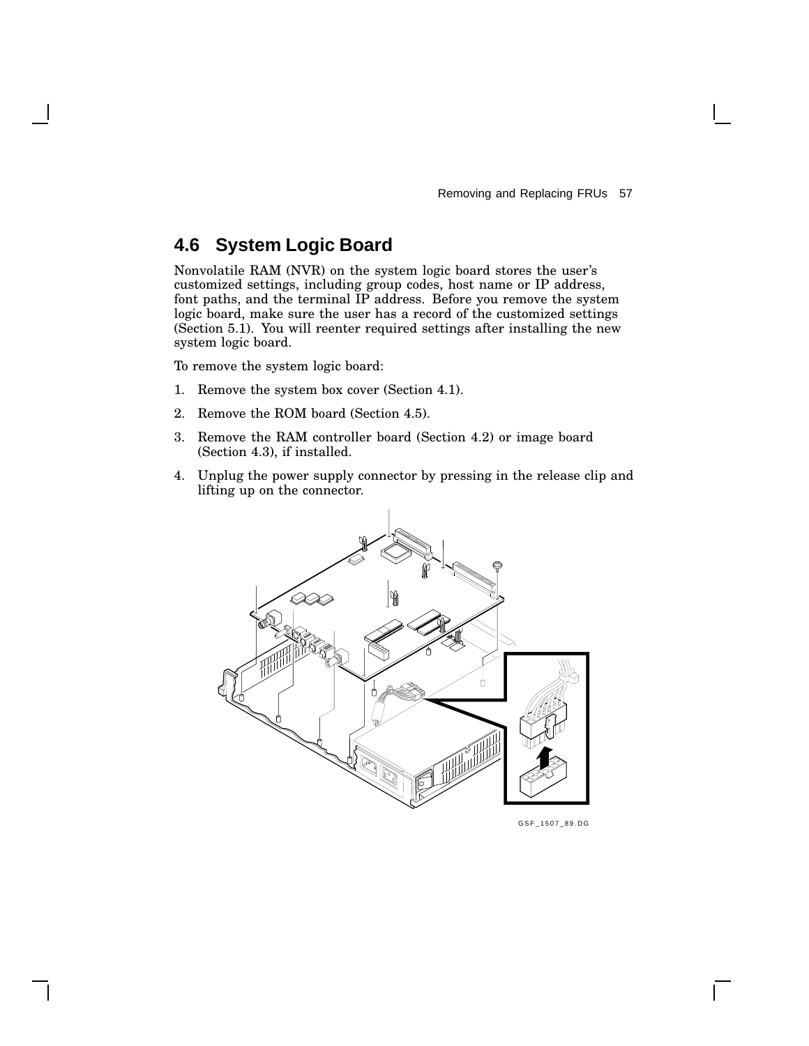## 4.6 System Logic Board

Nonvolatile RAM (NVR) on the system logic board stores the user's customized settings, including group codes, host name or IP address, font paths, and the terminal IP address. Before you remove the system logic board, make sure the user has a record of the customized settings (Section 5.1). You will reenter required settings after installing the new system logic board.

To remove the system logic board:

1. Remove the system box cover (Section 4.1).
2. Remove the ROM board (Section 4.5).
3. Remove the RAM controller board (Section 4.2) or image board (Section 4.3), if installed.
4. Unplug the power supply connector by pressing in the release clip and lifting up on the connector.

GSF_1507_89.DG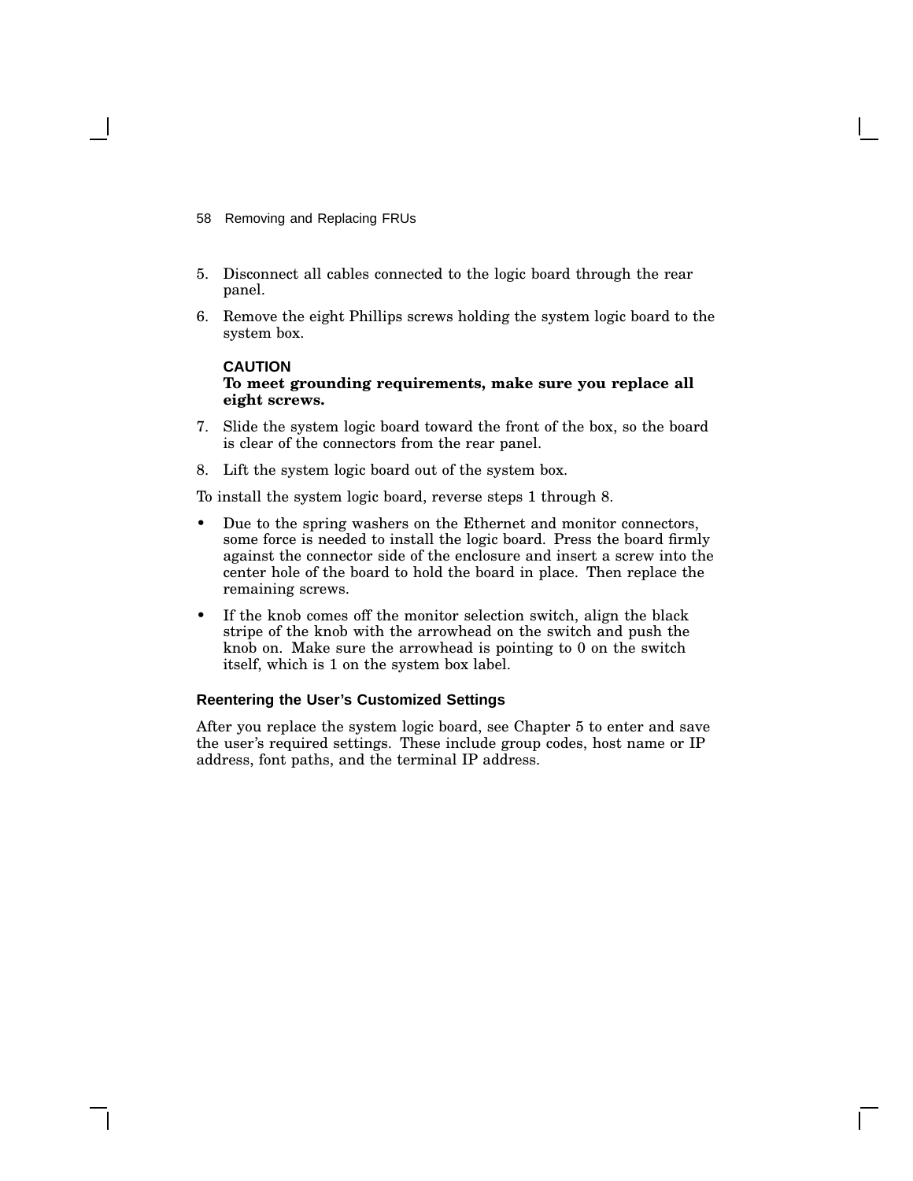5. Disconnect all cables connected to the logic board through the rear panel.
6. Remove the eight Phillips screws holding the system logic board to the system box.

   **CAUTION**
   **To meet grounding requirements, make sure you replace all eight screws.**

7. Slide the system logic board toward the front of the box, so the board is clear of the connectors from the rear panel.
8. Lift the system logic board out of the system box.

To install the system logic board, reverse steps 1 through 8.

- Due to the spring washers on the Ethernet and monitor connectors, some force is needed to install the logic board. Press the board firmly against the connector side of the enclosure and insert a screw into the center hole of the board to hold the board in place. Then replace the remaining screws.
- If the knob comes off the monitor selection switch, align the black stripe of the knob with the arrowhead on the switch and push the knob on. Make sure the arrowhead is pointing to 0 on the switch itself, which is 1 on the system box label.

### Reentering the User's Customized Settings

After you replace the system logic board, see Chapter 5 to enter and save the user's required settings. These include group codes, host name or IP address, font paths, and the terminal IP address.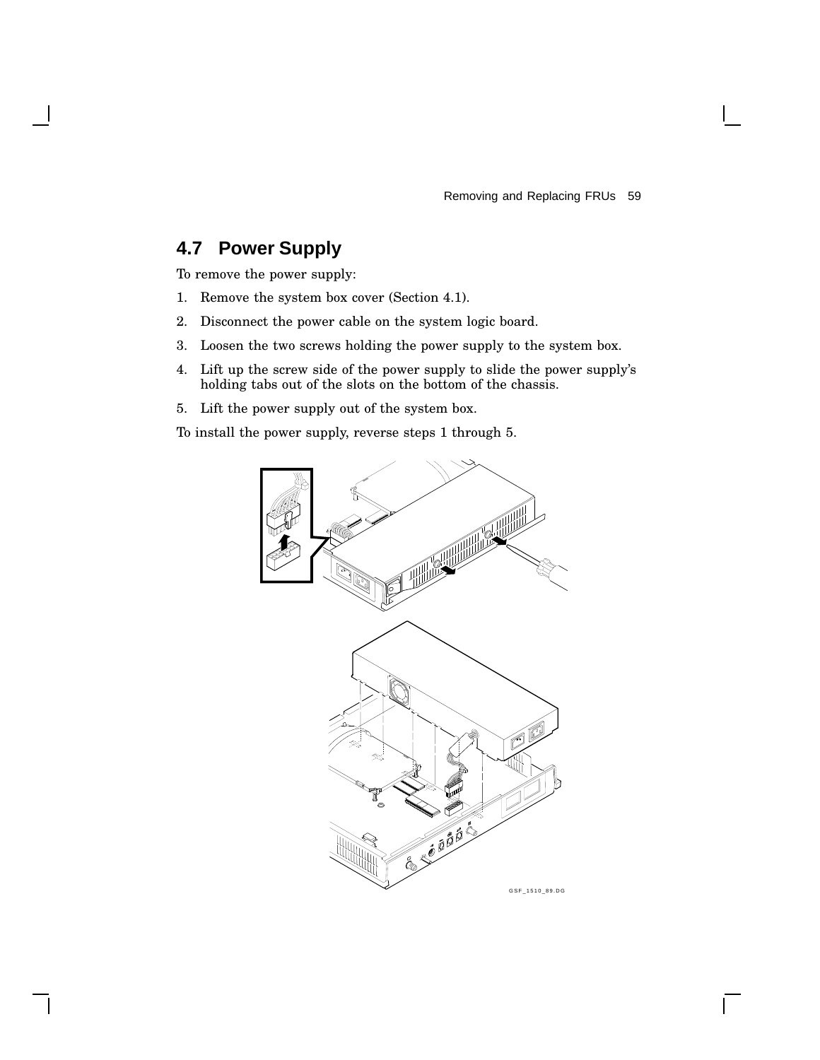## 4.7 Power Supply

To remove the power supply:

1. Remove the system box cover (Section 4.1).
2. Disconnect the power cable on the system logic board.
3. Loosen the two screws holding the power supply to the system box.
4. Lift up the screw side of the power supply to slide the power supply's holding tabs out of the slots on the bottom of the chassis.
5. Lift the power supply out of the system box.

To install the power supply, reverse steps 1 through 5.

GSF_1510_89.DG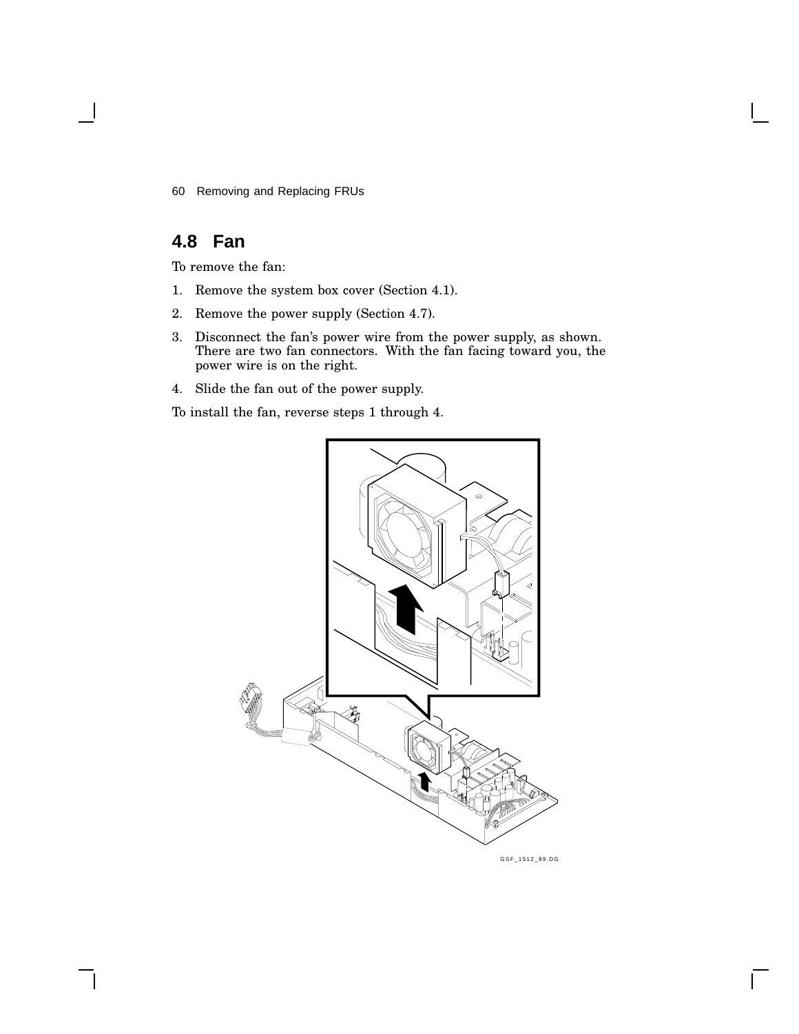## 4.8 Fan

To remove the fan:

1. Remove the system box cover (Section 4.1).
2. Remove the power supply (Section 4.7).
3. Disconnect the fan's power wire from the power supply, as shown. There are two fan connectors. With the fan facing toward you, the power wire is on the right.
4. Slide the fan out of the power supply.

To install the fan, reverse steps 1 through 4.

GSF_1512_89.DG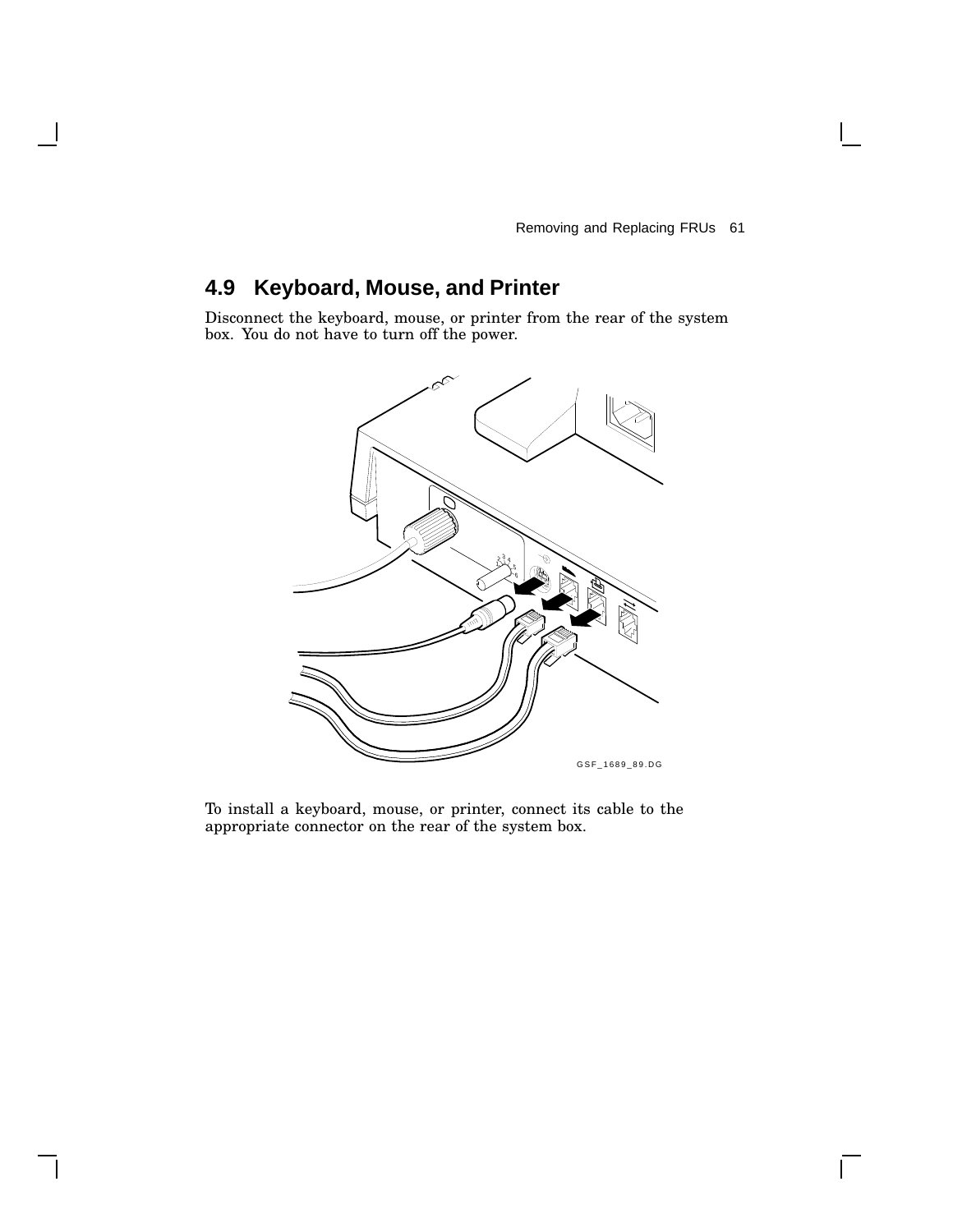## 4.9 Keyboard, Mouse, and Printer

Disconnect the keyboard, mouse, or printer from the rear of the system box. You do not have to turn off the power.

GSF_1689_89.DG

To install a keyboard, mouse, or printer, connect its cable to the appropriate connector on the rear of the system box.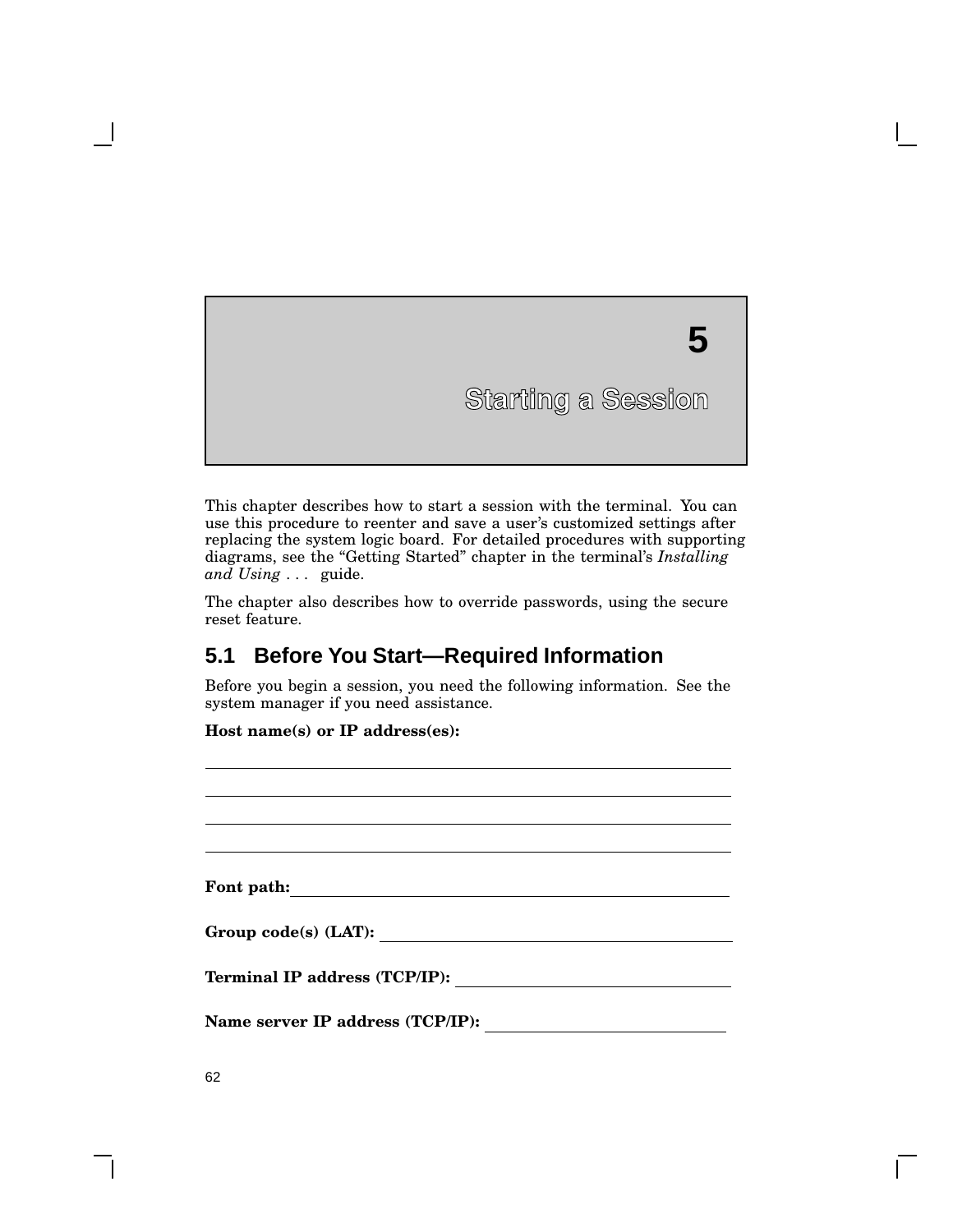# 5 Starting a Session

This chapter describes how to start a session with the terminal. You can use this procedure to reenter and save a user's customized settings after replacing the system logic board. For detailed procedures with supporting diagrams, see the "Getting Started" chapter in the terminal's *Installing and Using . . .* guide.

The chapter also describes how to override passwords, using the secure reset feature.

## 5.1 Before You Start—Required Information

Before you begin a session, you need the following information. See the system manager if you need assistance.

**Host name(s) or IP address(es):**

\_\_\_\_\_\_\_\_\_\_\_\_\_\_\_\_\_\_\_\_\_\_\_\_\_\_\_\_\_\_\_\_\_\_\_\_\_\_\_\_\_\_\_\_\_\_\_\_

\_\_\_\_\_\_\_\_\_\_\_\_\_\_\_\_\_\_\_\_\_\_\_\_\_\_\_\_\_\_\_\_\_\_\_\_\_\_\_\_\_\_\_\_\_\_\_\_

\_\_\_\_\_\_\_\_\_\_\_\_\_\_\_\_\_\_\_\_\_\_\_\_\_\_\_\_\_\_\_\_\_\_\_\_\_\_\_\_\_\_\_\_\_\_\_\_

\_\_\_\_\_\_\_\_\_\_\_\_\_\_\_\_\_\_\_\_\_\_\_\_\_\_\_\_\_\_\_\_\_\_\_\_\_\_\_\_\_\_\_\_\_\_\_\_

**Font path:** \_\_\_\_\_\_\_\_\_\_\_\_\_\_\_\_\_\_\_\_\_\_\_\_\_\_\_\_\_\_\_\_\_\_\_\_\_\_\_\_

**Group code(s) (LAT):** \_\_\_\_\_\_\_\_\_\_\_\_\_\_\_\_\_\_\_\_\_\_\_\_\_\_\_\_\_\_\_\_\_\_

**Terminal IP address (TCP/IP):** \_\_\_\_\_\_\_\_\_\_\_\_\_\_\_\_\_\_\_\_\_\_\_\_\_\_

**Name server IP address (TCP/IP):** \_\_\_\_\_\_\_\_\_\_\_\_\_\_\_\_\_\_\_\_\_\_\_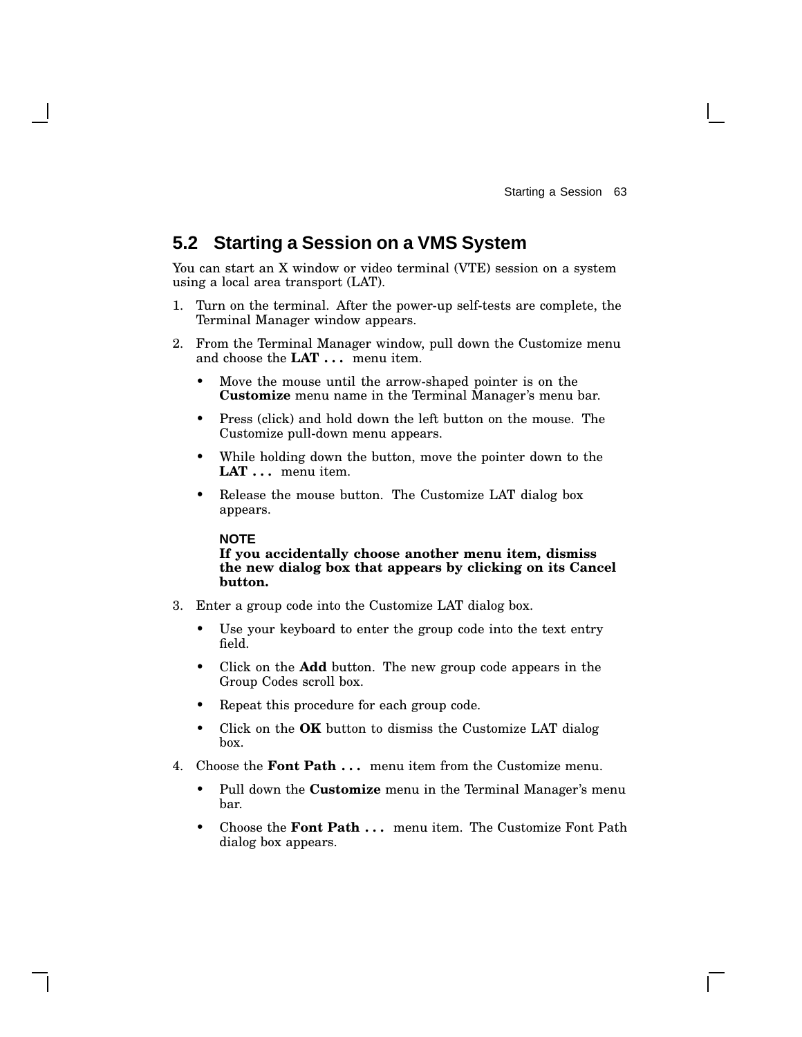## 5.2 Starting a Session on a VMS System

You can start an X window or video terminal (VTE) session on a system using a local area transport (LAT).

1. Turn on the terminal. After the power-up self-tests are complete, the Terminal Manager window appears.
2. From the Terminal Manager window, pull down the Customize menu and choose the **LAT . . .** menu item.
   - Move the mouse until the arrow-shaped pointer is on the **Customize** menu name in the Terminal Manager's menu bar.
   - Press (click) and hold down the left button on the mouse. The Customize pull-down menu appears.
   - While holding down the button, move the pointer down to the **LAT . . .** menu item.
   - Release the mouse button. The Customize LAT dialog box appears.

   **NOTE**
   **If you accidentally choose another menu item, dismiss the new dialog box that appears by clicking on its Cancel button.**

3. Enter a group code into the Customize LAT dialog box.
   - Use your keyboard to enter the group code into the text entry field.
   - Click on the **Add** button. The new group code appears in the Group Codes scroll box.
   - Repeat this procedure for each group code.
   - Click on the **OK** button to dismiss the Customize LAT dialog box.
4. Choose the **Font Path . . .** menu item from the Customize menu.
   - Pull down the **Customize** menu in the Terminal Manager's menu bar.
   - Choose the **Font Path . . .** menu item. The Customize Font Path dialog box appears.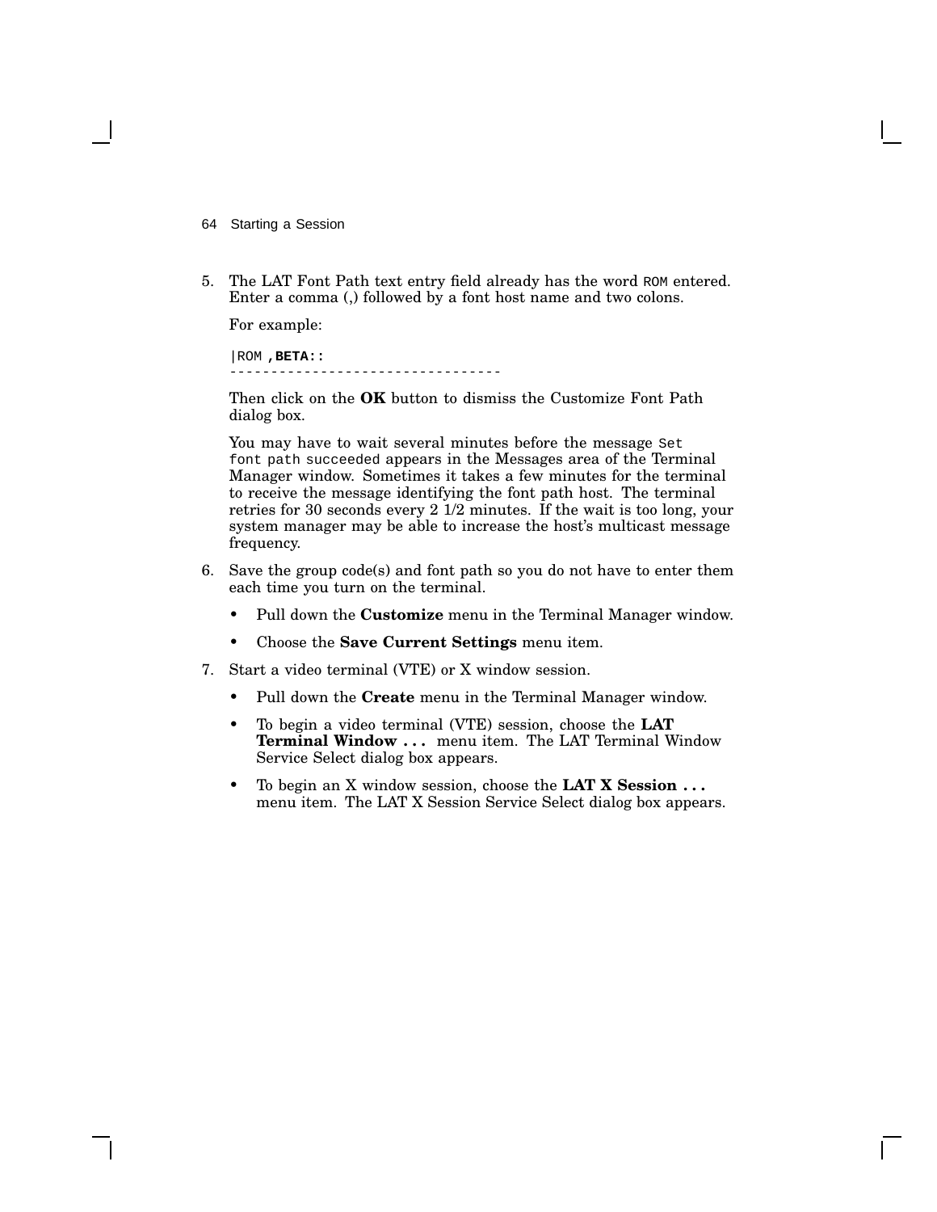5. The LAT Font Path text entry field already has the word `ROM` entered. Enter a comma (,) followed by a font host name and two colons.

   For example:

   ```
   |ROM ,BETA::
   --------------------------------
   ```

   Then click on the **OK** button to dismiss the Customize Font Path dialog box.

   You may have to wait several minutes before the message `Set font path succeeded` appears in the Messages area of the Terminal Manager window. Sometimes it takes a few minutes for the terminal to receive the message identifying the font path host. The terminal retries for 30 seconds every 2 1/2 minutes. If the wait is too long, your system manager may be able to increase the host's multicast message frequency.

6. Save the group code(s) and font path so you do not have to enter them each time you turn on the terminal.

   - Pull down the **Customize** menu in the Terminal Manager window.
   - Choose the **Save Current Settings** menu item.

7. Start a video terminal (VTE) or X window session.

   - Pull down the **Create** menu in the Terminal Manager window.
   - To begin a video terminal (VTE) session, choose the **LAT Terminal Window . . .** menu item. The LAT Terminal Window Service Select dialog box appears.
   - To begin an X window session, choose the **LAT X Session . . .** menu item. The LAT X Session Service Select dialog box appears.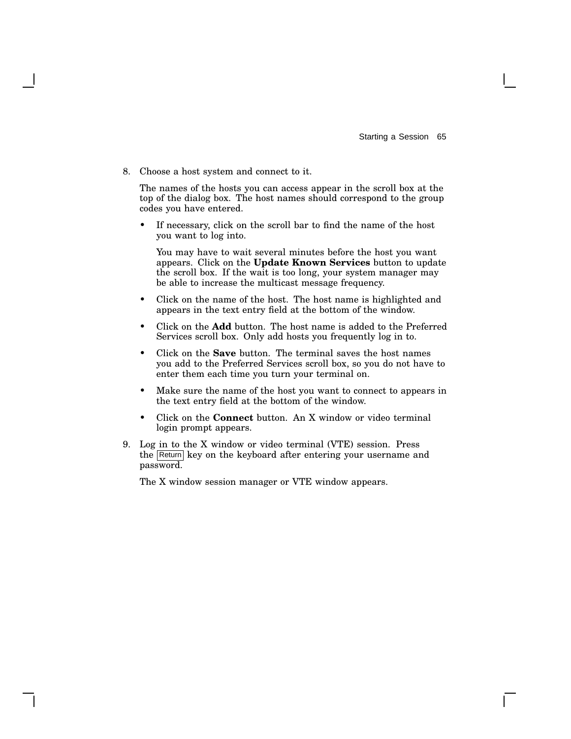8. Choose a host system and connect to it.

   The names of the hosts you can access appear in the scroll box at the top of the dialog box. The host names should correspond to the group codes you have entered.

   - If necessary, click on the scroll bar to find the name of the host you want to log into.

     You may have to wait several minutes before the host you want appears. Click on the **Update Known Services** button to update the scroll box. If the wait is too long, your system manager may be able to increase the multicast message frequency.

   - Click on the name of the host. The host name is highlighted and appears in the text entry field at the bottom of the window.

   - Click on the **Add** button. The host name is added to the Preferred Services scroll box. Only add hosts you frequently log in to.

   - Click on the **Save** button. The terminal saves the host names you add to the Preferred Services scroll box, so you do not have to enter them each time you turn your terminal on.

   - Make sure the name of the host you want to connect to appears in the text entry field at the bottom of the window.

   - Click on the **Connect** button. An X window or video terminal login prompt appears.

9. Log in to the X window or video terminal (VTE) session. Press the Return key on the keyboard after entering your username and password.

   The X window session manager or VTE window appears.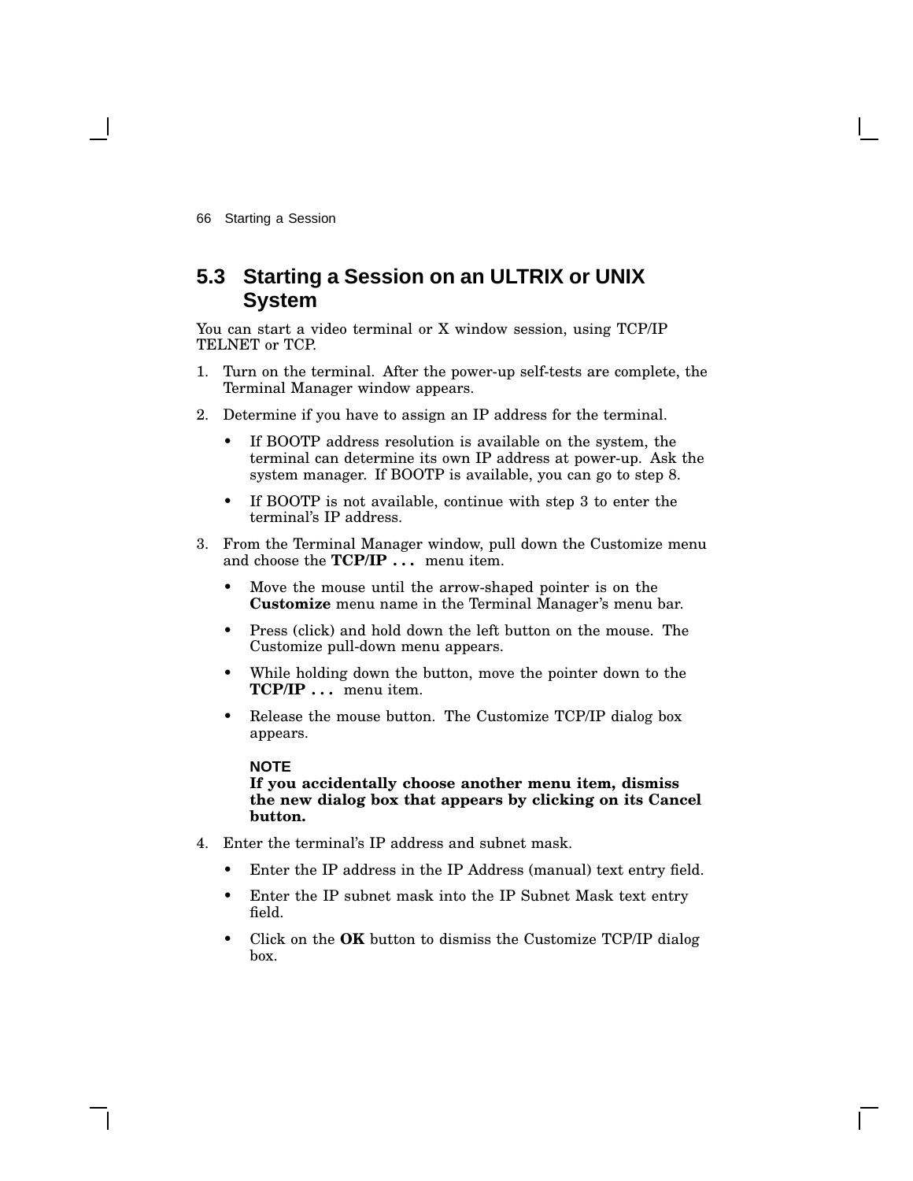## 5.3 Starting a Session on an ULTRIX or UNIX System

You can start a video terminal or X window session, using TCP/IP TELNET or TCP.

1. Turn on the terminal. After the power-up self-tests are complete, the Terminal Manager window appears.
2. Determine if you have to assign an IP address for the terminal.
   - If BOOTP address resolution is available on the system, the terminal can determine its own IP address at power-up. Ask the system manager. If BOOTP is available, you can go to step 8.
   - If BOOTP is not available, continue with step 3 to enter the terminal's IP address.
3. From the Terminal Manager window, pull down the Customize menu and choose the **TCP/IP . . .** menu item.
   - Move the mouse until the arrow-shaped pointer is on the **Customize** menu name in the Terminal Manager's menu bar.
   - Press (click) and hold down the left button on the mouse. The Customize pull-down menu appears.
   - While holding down the button, move the pointer down to the **TCP/IP . . .** menu item.
   - Release the mouse button. The Customize TCP/IP dialog box appears.

   **NOTE**
   **If you accidentally choose another menu item, dismiss the new dialog box that appears by clicking on its Cancel button.**
4. Enter the terminal's IP address and subnet mask.
   - Enter the IP address in the IP Address (manual) text entry field.
   - Enter the IP subnet mask into the IP Subnet Mask text entry field.
   - Click on the **OK** button to dismiss the Customize TCP/IP dialog box.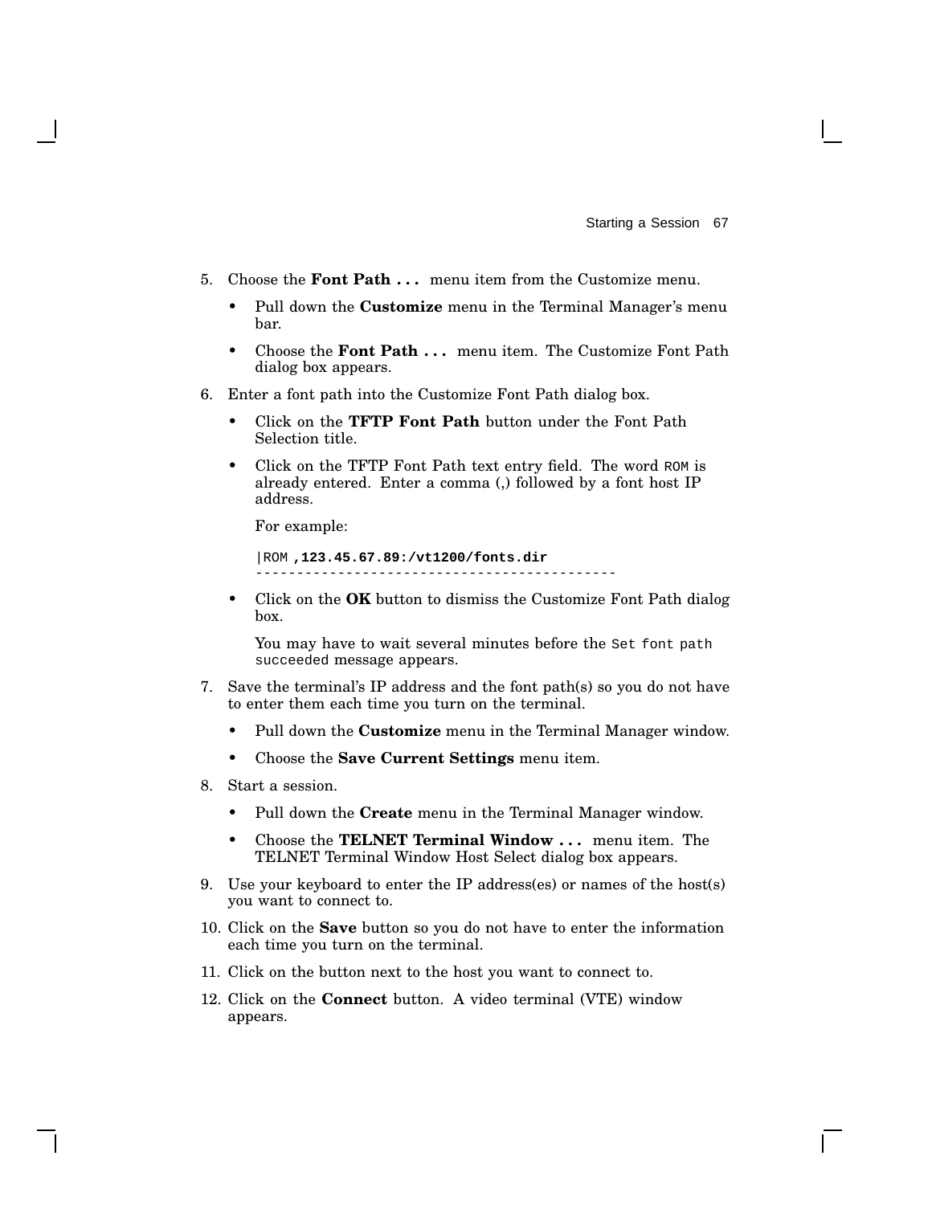5. Choose the **Font Path . . .** menu item from the Customize menu.

   - Pull down the **Customize** menu in the Terminal Manager's menu bar.
   - Choose the **Font Path . . .** menu item. The Customize Font Path dialog box appears.

6. Enter a font path into the Customize Font Path dialog box.

   - Click on the **TFTP Font Path** button under the Font Path Selection title.
   - Click on the TFTP Font Path text entry field. The word `ROM` is already entered. Enter a comma (,) followed by a font host IP address.

     For example:

     ```
     |ROM ,123.45.67.89:/vt1200/fonts.dir
     -------------------------------------------
     ```

   - Click on the **OK** button to dismiss the Customize Font Path dialog box.

     You may have to wait several minutes before the `Set font path succeeded` message appears.

7. Save the terminal's IP address and the font path(s) so you do not have to enter them each time you turn on the terminal.

   - Pull down the **Customize** menu in the Terminal Manager window.
   - Choose the **Save Current Settings** menu item.

8. Start a session.

   - Pull down the **Create** menu in the Terminal Manager window.
   - Choose the **TELNET Terminal Window . . .** menu item. The TELNET Terminal Window Host Select dialog box appears.

9. Use your keyboard to enter the IP address(es) or names of the host(s) you want to connect to.

10. Click on the **Save** button so you do not have to enter the information each time you turn on the terminal.

11. Click on the button next to the host you want to connect to.

12. Click on the **Connect** button. A video terminal (VTE) window appears.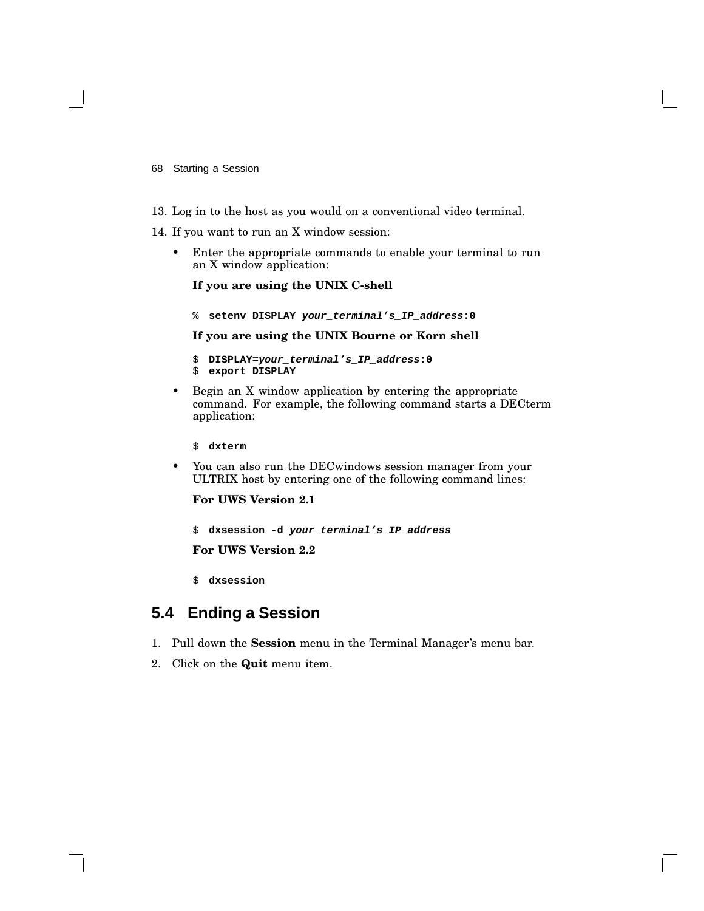13. Log in to the host as you would on a conventional video terminal.
14. If you want to run an X window session:

    - Enter the appropriate commands to enable your terminal to run an X window application:

      **If you are using the UNIX C-shell**

      ```
      % setenv DISPLAY your_terminal's_IP_address:0
      ```

      **If you are using the UNIX Bourne or Korn shell**

      ```
      $ DISPLAY=your_terminal's_IP_address:0
      $ export DISPLAY
      ```

    - Begin an X window application by entering the appropriate command. For example, the following command starts a DECterm application:

      ```
      $ dxterm
      ```

    - You can also run the DECwindows session manager from your ULTRIX host by entering one of the following command lines:

      **For UWS Version 2.1**

      ```
      $ dxsession -d your_terminal's_IP_address
      ```

      **For UWS Version 2.2**

      ```
      $ dxsession
      ```

## 5.4 Ending a Session

1. Pull down the **Session** menu in the Terminal Manager's menu bar.
2. Click on the **Quit** menu item.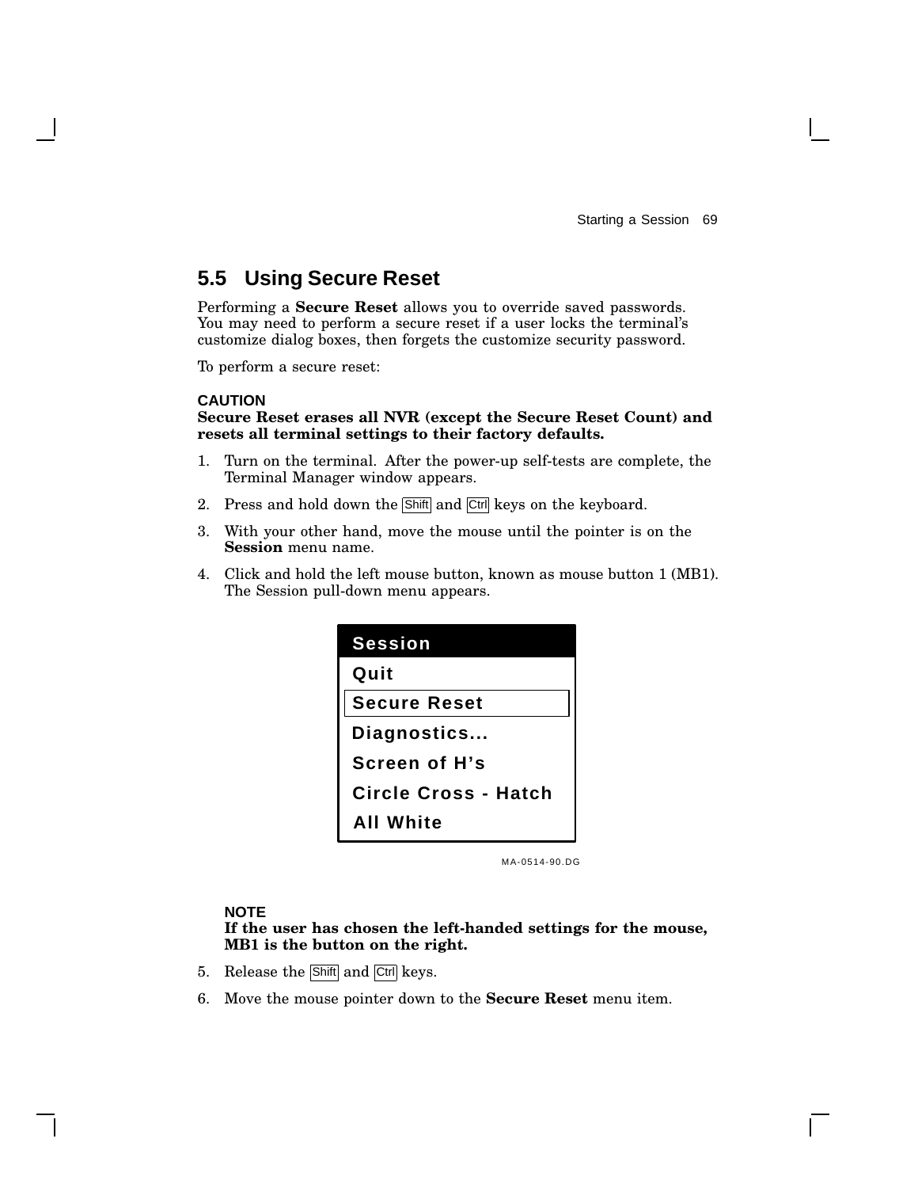## 5.5 Using Secure Reset

Performing a **Secure Reset** allows you to override saved passwords. You may need to perform a secure reset if a user locks the terminal's customize dialog boxes, then forgets the customize security password.

To perform a secure reset:

**CAUTION**
**Secure Reset erases all NVR (except the Secure Reset Count) and resets all terminal settings to their factory defaults.**

1. Turn on the terminal. After the power-up self-tests are complete, the Terminal Manager window appears.
2. Press and hold down the Shift and Ctrl keys on the keyboard.
3. With your other hand, move the mouse until the pointer is on the **Session** menu name.
4. Click and hold the left mouse button, known as mouse button 1 (MB1). The Session pull-down menu appears.

| Session |
|---|
| Quit |
| Secure Reset |
| Diagnostics... |
| Screen of H's |
| Circle Cross - Hatch |
| All White |

MA-0514-90.DG

**NOTE**
**If the user has chosen the left-handed settings for the mouse, MB1 is the button on the right.**

5. Release the Shift and Ctrl keys.
6. Move the mouse pointer down to the **Secure Reset** menu item.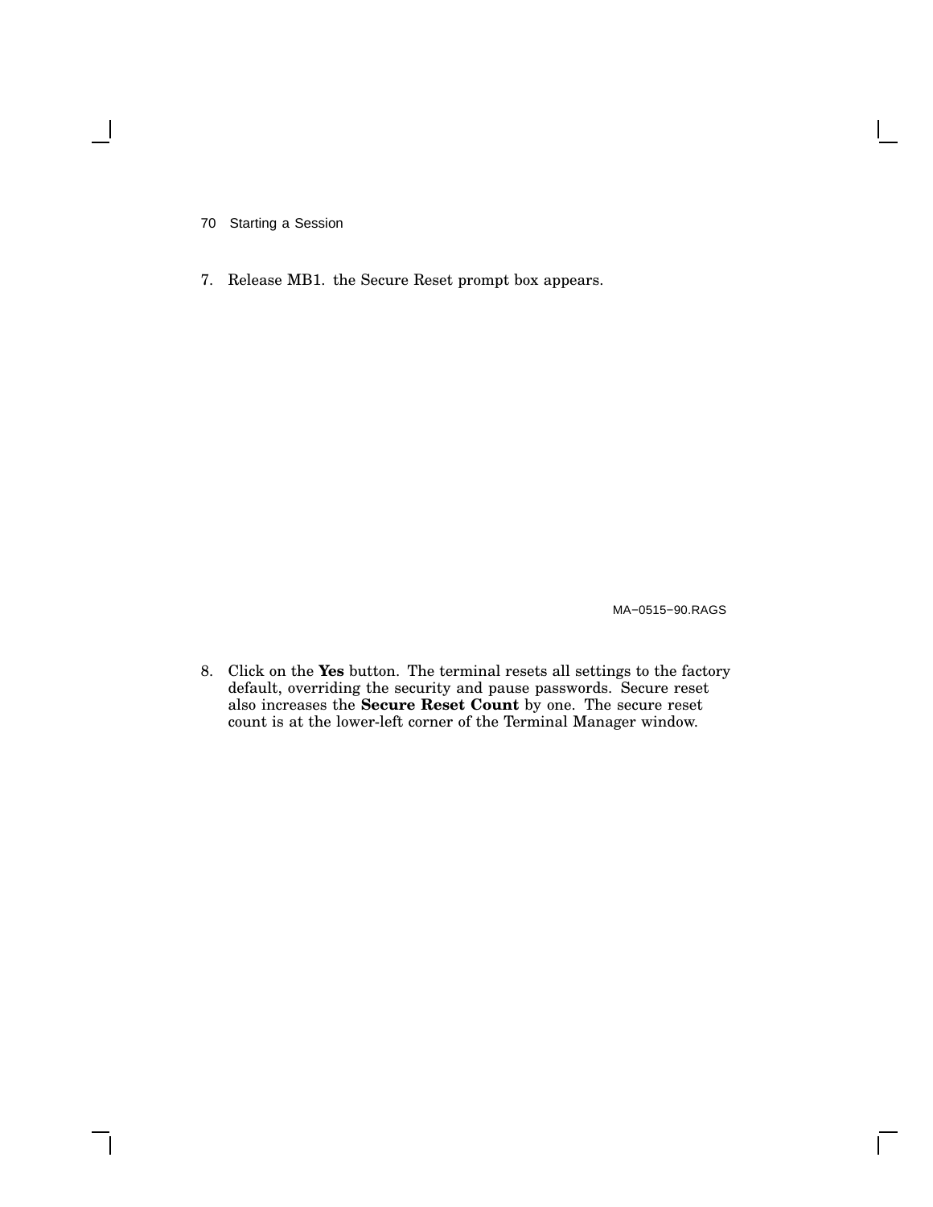7. Release MB1. the Secure Reset prompt box appears.

MA−0515−90.RAGS

8. Click on the **Yes** button. The terminal resets all settings to the factory default, overriding the security and pause passwords. Secure reset also increases the **Secure Reset Count** by one. The secure reset count is at the lower-left corner of the Terminal Manager window.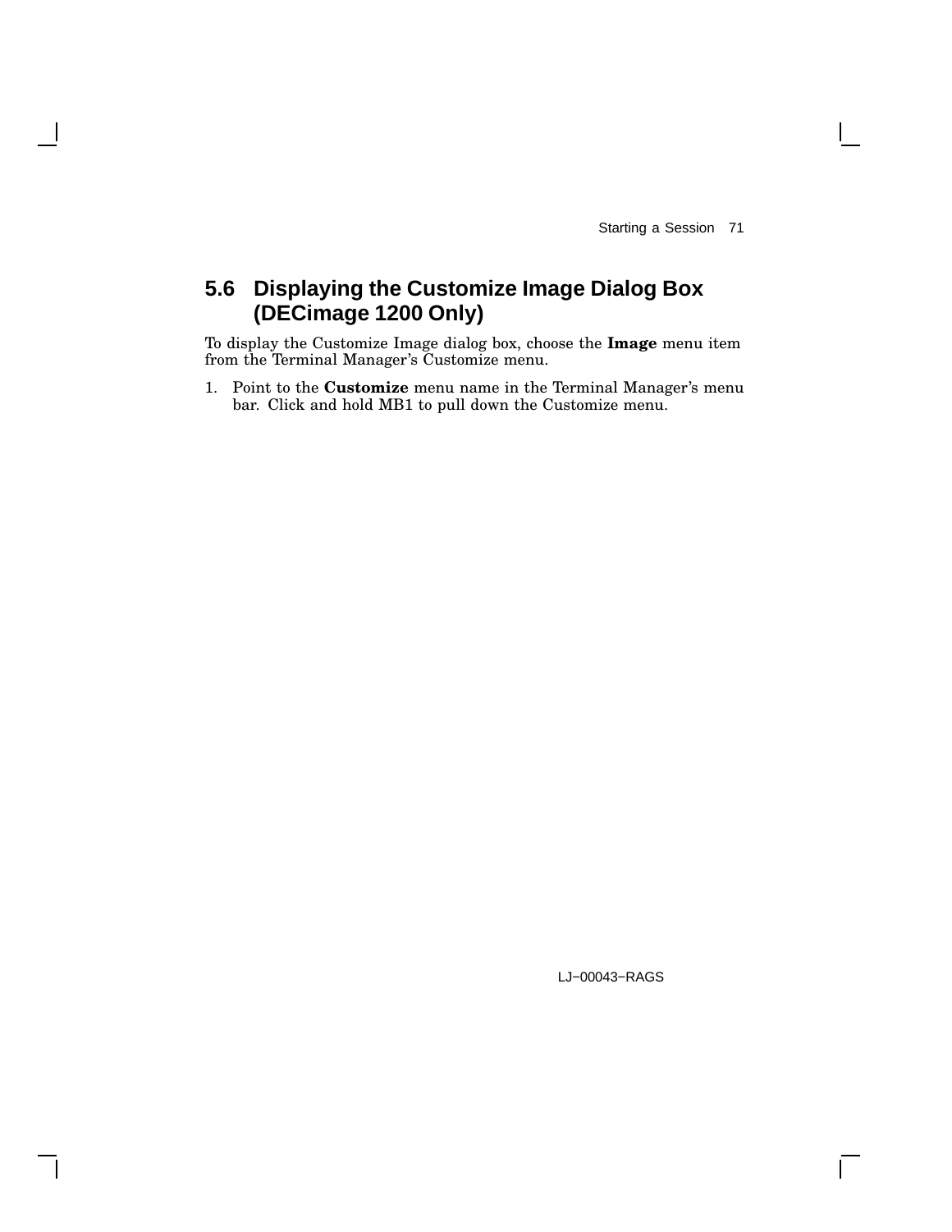## 5.6 Displaying the Customize Image Dialog Box (DECimage 1200 Only)

To display the Customize Image dialog box, choose the **Image** menu item from the Terminal Manager's Customize menu.

1. Point to the **Customize** menu name in the Terminal Manager's menu bar. Click and hold MB1 to pull down the Customize menu.

LJ−00043−RAGS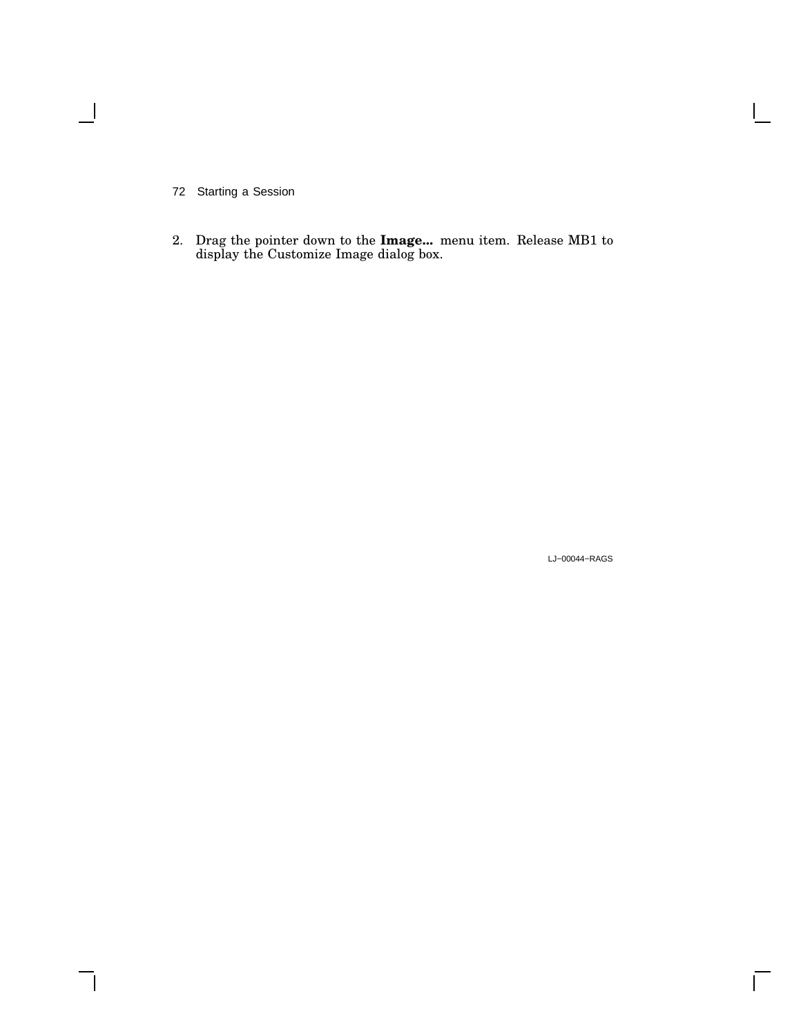2. Drag the pointer down to the **Image...** menu item. Release MB1 to display the Customize Image dialog box.

LJ−00044−RAGS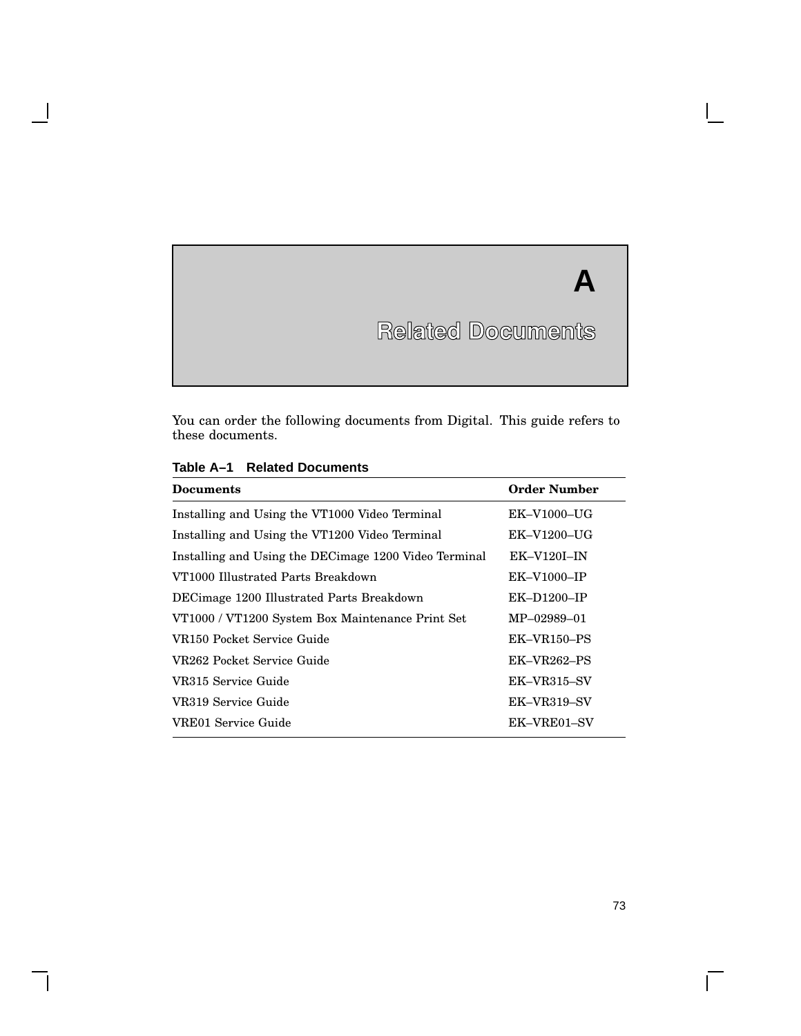# A

# Related Documents

You can order the following documents from Digital. This guide refers to these documents.

**Table A–1 Related Documents**

| Documents | Order Number |
|---|---|
| Installing and Using the VT1000 Video Terminal | EK–V1000–UG |
| Installing and Using the VT1200 Video Terminal | EK–V1200–UG |
| Installing and Using the DECimage 1200 Video Terminal | EK–V120I–IN |
| VT1000 Illustrated Parts Breakdown | EK–V1000–IP |
| DECimage 1200 Illustrated Parts Breakdown | EK–D1200–IP |
| VT1000 / VT1200 System Box Maintenance Print Set | MP–02989–01 |
| VR150 Pocket Service Guide | EK–VR150–PS |
| VR262 Pocket Service Guide | EK–VR262–PS |
| VR315 Service Guide | EK–VR315–SV |
| VR319 Service Guide | EK–VR319–SV |
| VRE01 Service Guide | EK–VRE01–SV |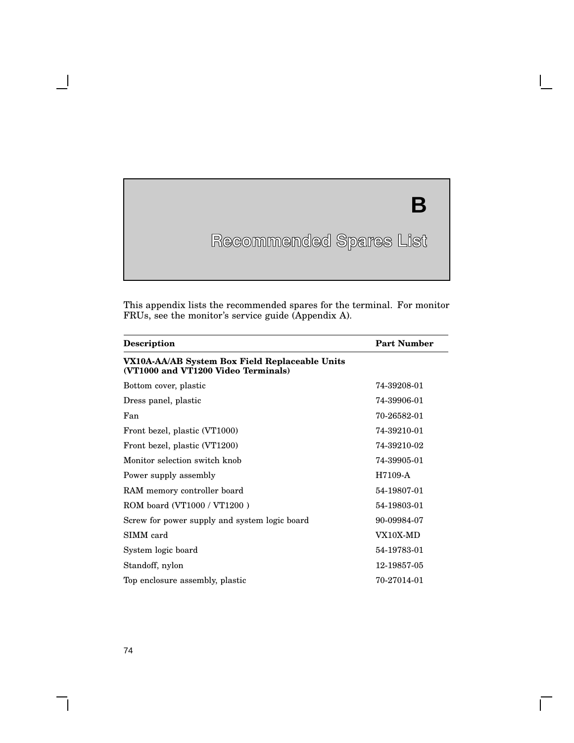# B Recommended Spares List

This appendix lists the recommended spares for the terminal. For monitor FRUs, see the monitor's service guide (Appendix A).

| Description | Part Number |
|---|---|
| **VX10A-AA/AB System Box Field Replaceable Units (VT1000 and VT1200 Video Terminals)** | |
| Bottom cover, plastic | 74-39208-01 |
| Dress panel, plastic | 74-39906-01 |
| Fan | 70-26582-01 |
| Front bezel, plastic (VT1000) | 74-39210-01 |
| Front bezel, plastic (VT1200) | 74-39210-02 |
| Monitor selection switch knob | 74-39905-01 |
| Power supply assembly | H7109-A |
| RAM memory controller board | 54-19807-01 |
| ROM board (VT1000 / VT1200 ) | 54-19803-01 |
| Screw for power supply and system logic board | 90-09984-07 |
| SIMM card | VX10X-MD |
| System logic board | 54-19783-01 |
| Standoff, nylon | 12-19857-05 |
| Top enclosure assembly, plastic | 70-27014-01 |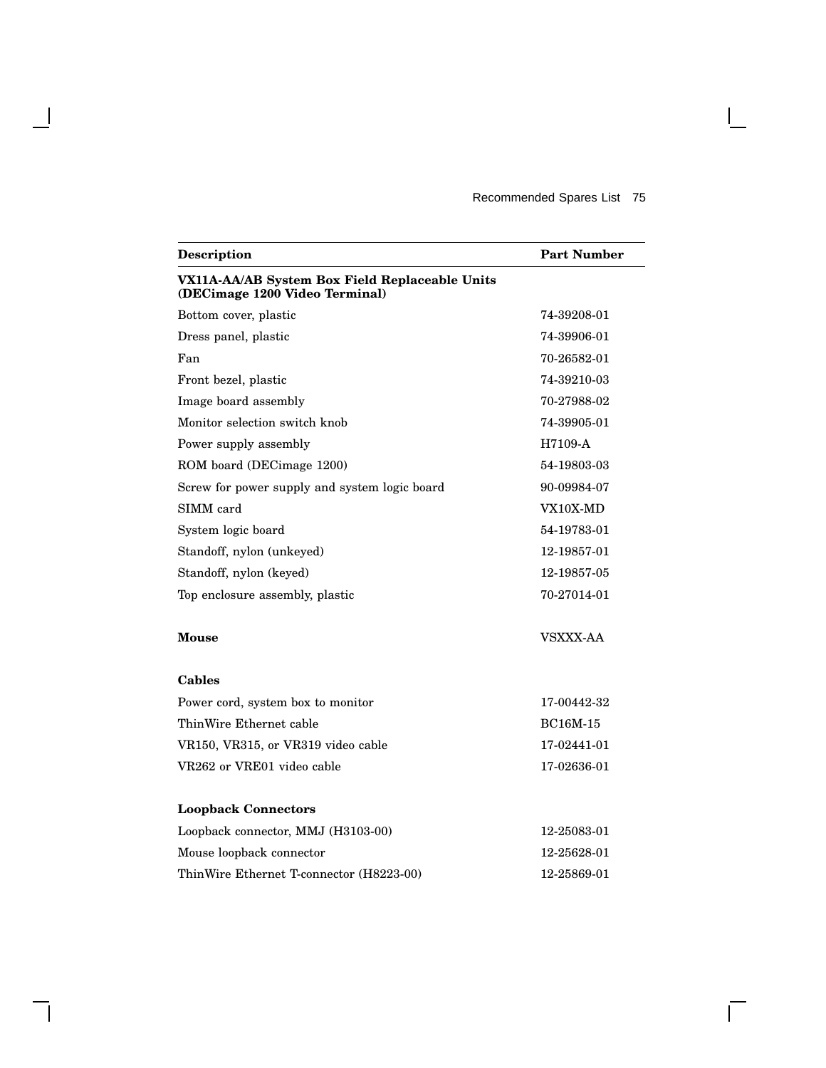| Description | Part Number |
| --- | --- |
| **VX11A-AA/AB System Box Field Replaceable Units (DECimage 1200 Video Terminal)** | |
| Bottom cover, plastic | 74-39208-01 |
| Dress panel, plastic | 74-39906-01 |
| Fan | 70-26582-01 |
| Front bezel, plastic | 74-39210-03 |
| Image board assembly | 70-27988-02 |
| Monitor selection switch knob | 74-39905-01 |
| Power supply assembly | H7109-A |
| ROM board (DECimage 1200) | 54-19803-03 |
| Screw for power supply and system logic board | 90-09984-07 |
| SIMM card | VX10X-MD |
| System logic board | 54-19783-01 |
| Standoff, nylon (unkeyed) | 12-19857-01 |
| Standoff, nylon (keyed) | 12-19857-05 |
| Top enclosure assembly, plastic | 70-27014-01 |
| **Mouse** | VSXXX-AA |
| **Cables** | |
| Power cord, system box to monitor | 17-00442-32 |
| ThinWire Ethernet cable | BC16M-15 |
| VR150, VR315, or VR319 video cable | 17-02441-01 |
| VR262 or VRE01 video cable | 17-02636-01 |
| **Loopback Connectors** | |
| Loopback connector, MMJ (H3103-00) | 12-25083-01 |
| Mouse loopback connector | 12-25628-01 |
| ThinWire Ethernet T-connector (H8223-00) | 12-25869-01 |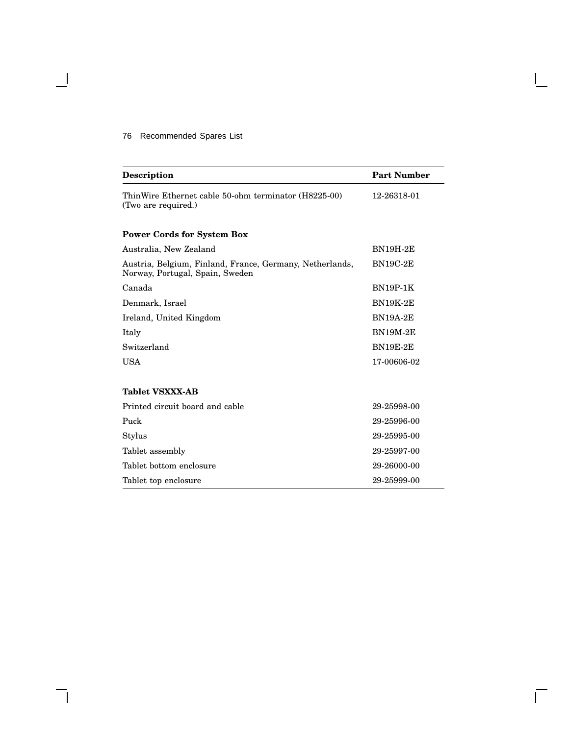| Description | Part Number |
| --- | --- |
| ThinWire Ethernet cable 50-ohm terminator (H8225-00) (Two are required.) | 12-26318-01 |
| **Power Cords for System Box** | |
| Australia, New Zealand | BN19H-2E |
| Austria, Belgium, Finland, France, Germany, Netherlands, Norway, Portugal, Spain, Sweden | BN19C-2E |
| Canada | BN19P-1K |
| Denmark, Israel | BN19K-2E |
| Ireland, United Kingdom | BN19A-2E |
| Italy | BN19M-2E |
| Switzerland | BN19E-2E |
| USA | 17-00606-02 |
| **Tablet VSXXX-AB** | |
| Printed circuit board and cable | 29-25998-00 |
| Puck | 29-25996-00 |
| Stylus | 29-25995-00 |
| Tablet assembly | 29-25997-00 |
| Tablet bottom enclosure | 29-26000-00 |
| Tablet top enclosure | 29-25999-00 |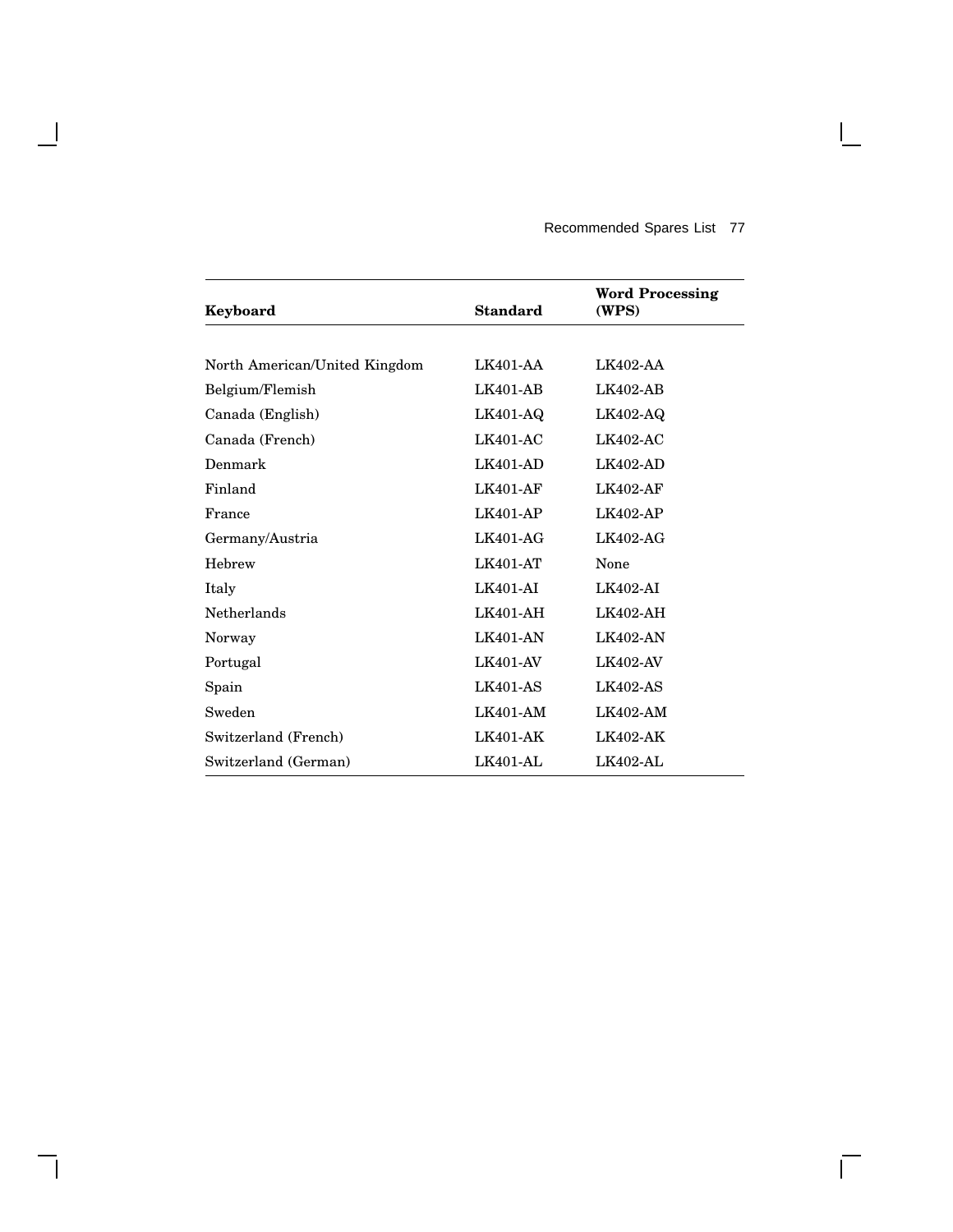| Keyboard | Standard | Word Processing (WPS) |
|---|---|---|
| North American/United Kingdom | LK401-AA | LK402-AA |
| Belgium/Flemish | LK401-AB | LK402-AB |
| Canada (English) | LK401-AQ | LK402-AQ |
| Canada (French) | LK401-AC | LK402-AC |
| Denmark | LK401-AD | LK402-AD |
| Finland | LK401-AF | LK402-AF |
| France | LK401-AP | LK402-AP |
| Germany/Austria | LK401-AG | LK402-AG |
| Hebrew | LK401-AT | None |
| Italy | LK401-AI | LK402-AI |
| Netherlands | LK401-AH | LK402-AH |
| Norway | LK401-AN | LK402-AN |
| Portugal | LK401-AV | LK402-AV |
| Spain | LK401-AS | LK402-AS |
| Sweden | LK401-AM | LK402-AM |
| Switzerland (French) | LK401-AK | LK402-AK |
| Switzerland (German) | LK401-AL | LK402-AL |